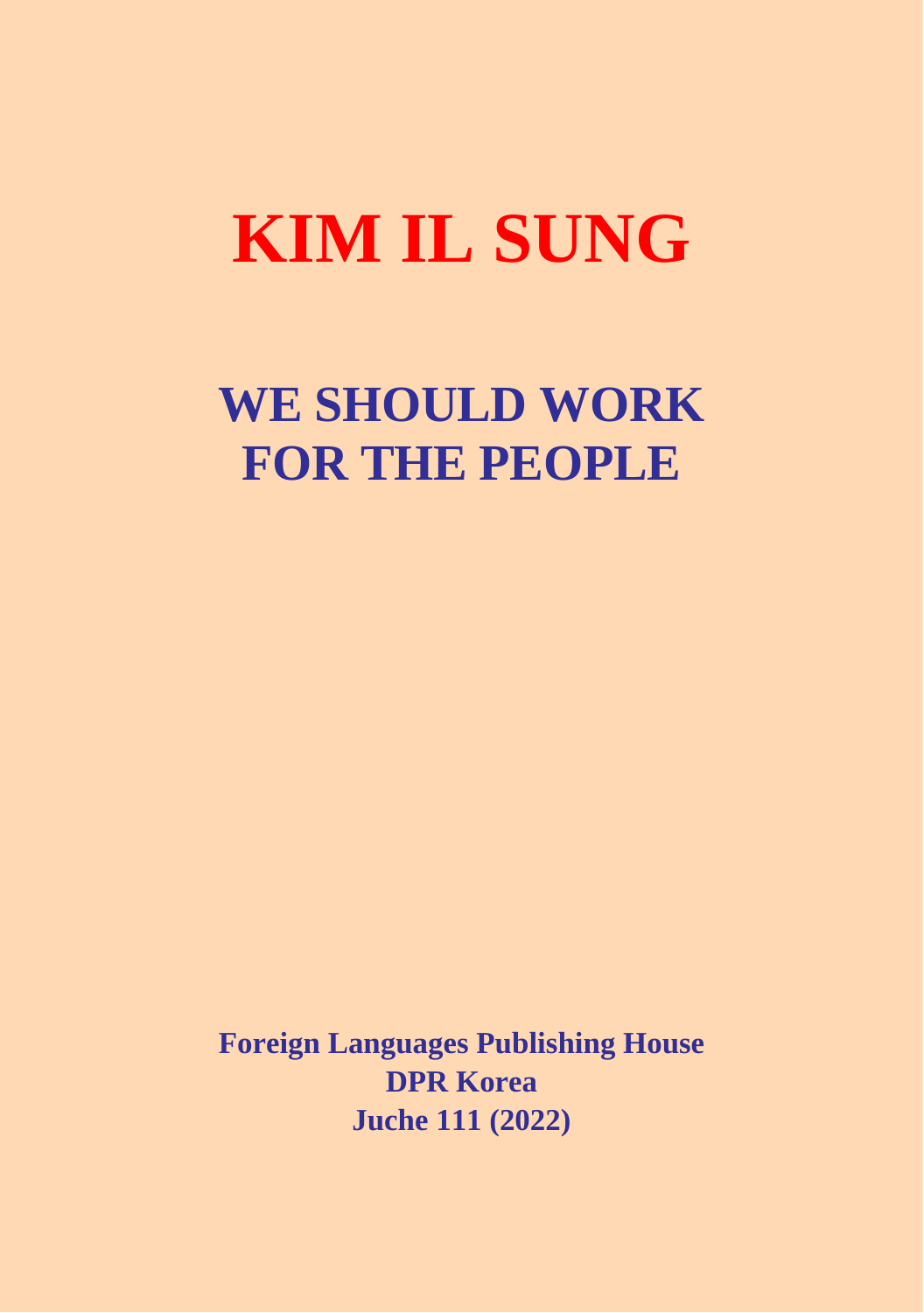# KIM IL SUNG

## WE SHOULD WORK FOR THE PEOPLE

**Foreign Languages Publishing House**
**DPR Korea**
**Juche 111 (2022)**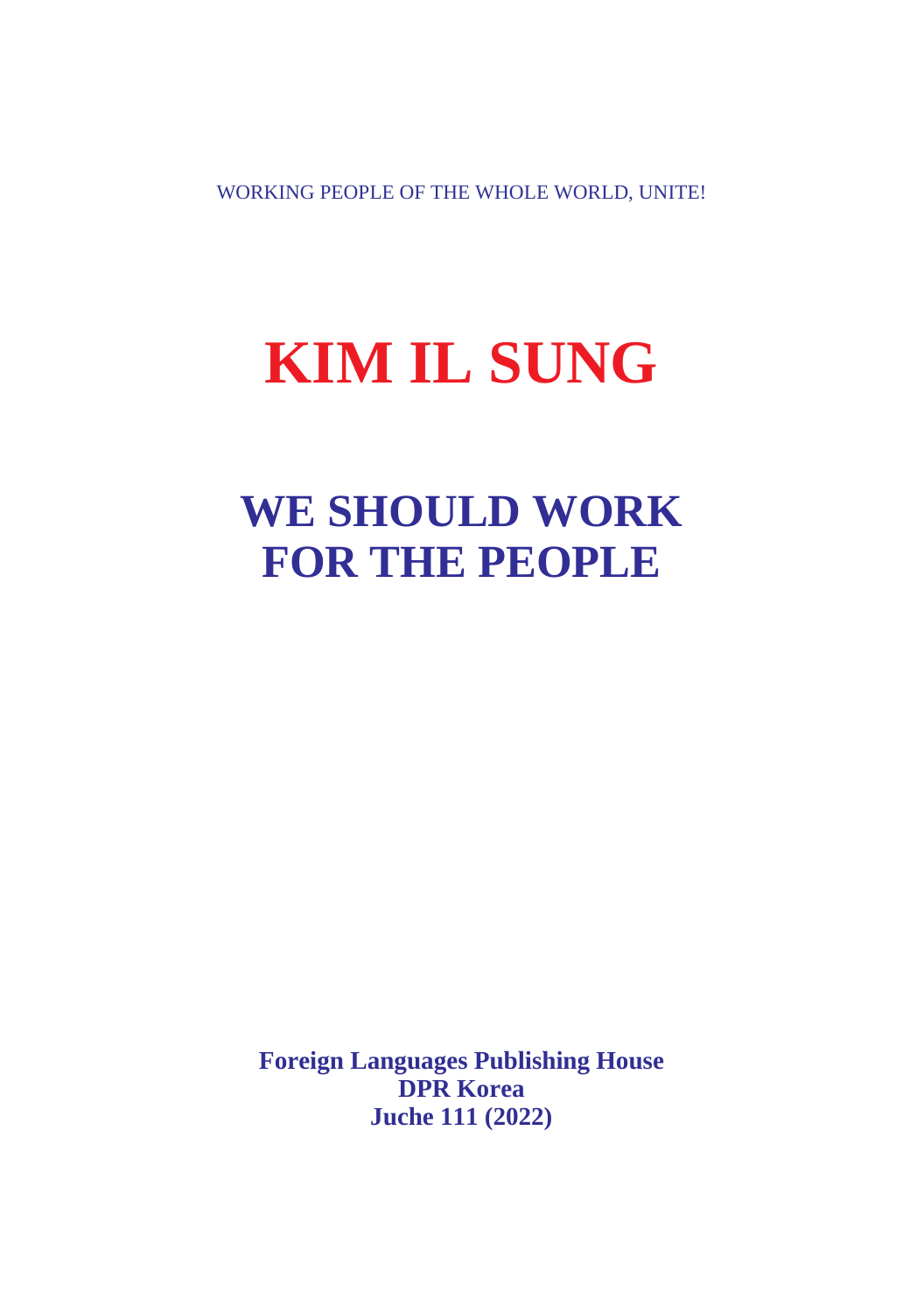WORKING PEOPLE OF THE WHOLE WORLD, UNITE!

# KIM IL SUNG

# WE SHOULD WORK FOR THE PEOPLE

**Foreign Languages Publishing House**
**DPR Korea**
**Juche 111 (2022)**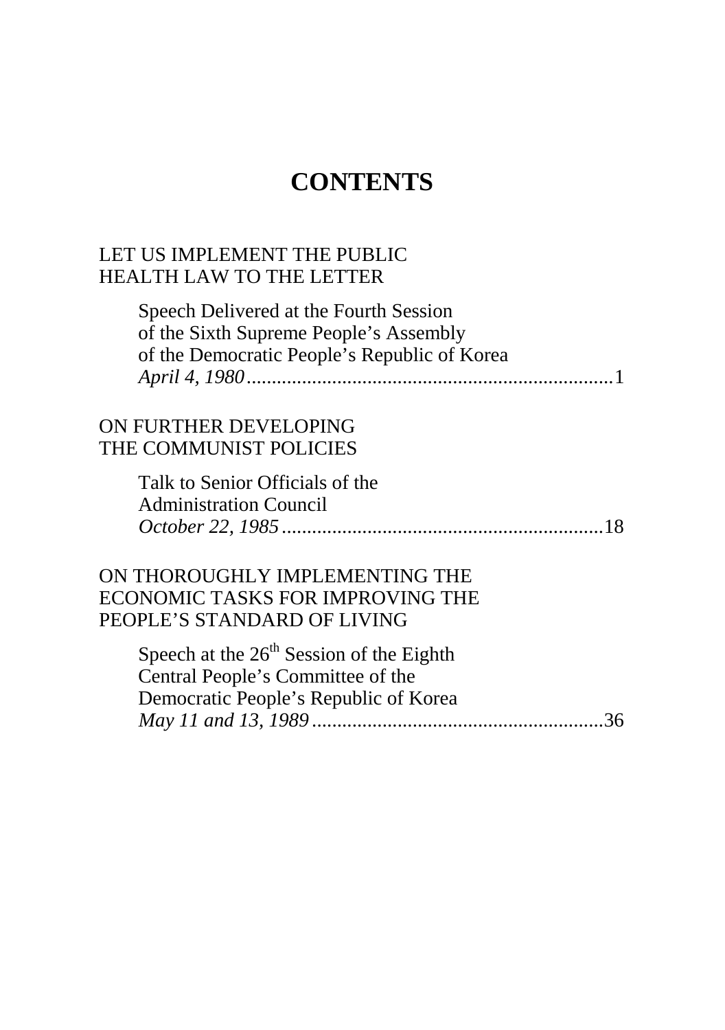# CONTENTS

LET US IMPLEMENT THE PUBLIC HEALTH LAW TO THE LETTER

Speech Delivered at the Fourth Session of the Sixth Supreme People's Assembly of the Democratic People's Republic of Korea
*April 4, 1980*.........................................................................1

ON FURTHER DEVELOPING THE COMMUNIST POLICIES

Talk to Senior Officials of the Administration Council
*October 22, 1985*.................................................................18

ON THOROUGHLY IMPLEMENTING THE ECONOMIC TASKS FOR IMPROVING THE PEOPLE'S STANDARD OF LIVING

Speech at the 26th Session of the Eighth Central People's Committee of the Democratic People's Republic of Korea
*May 11 and 13, 1989*..........................................................36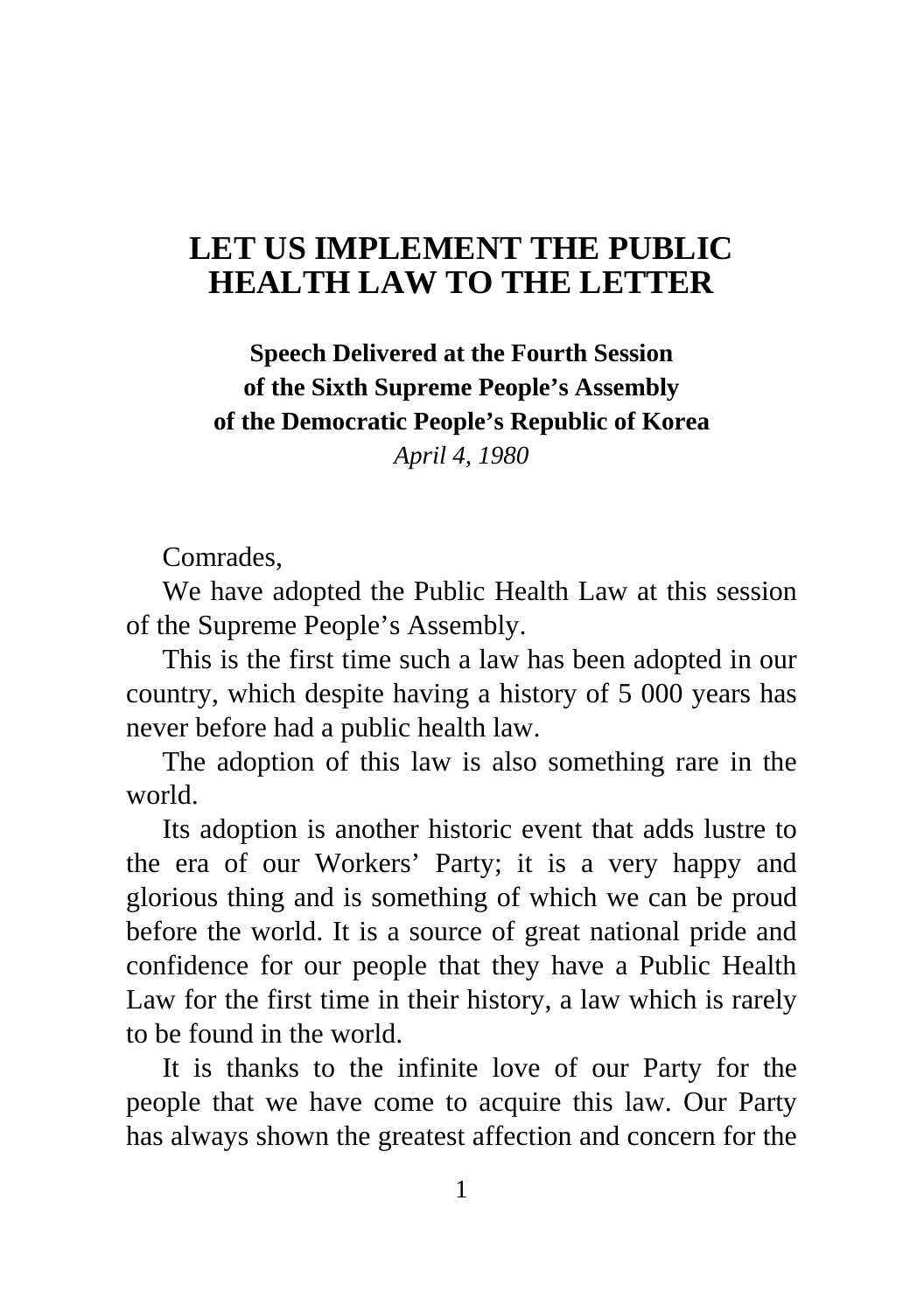# LET US IMPLEMENT THE PUBLIC HEALTH LAW TO THE LETTER

**Speech Delivered at the Fourth Session of the Sixth Supreme People's Assembly of the Democratic People's Republic of Korea**

*April 4, 1980*

Comrades,

We have adopted the Public Health Law at this session of the Supreme People's Assembly.

This is the first time such a law has been adopted in our country, which despite having a history of 5 000 years has never before had a public health law.

The adoption of this law is also something rare in the world.

Its adoption is another historic event that adds lustre to the era of our Workers' Party; it is a very happy and glorious thing and is something of which we can be proud before the world. It is a source of great national pride and confidence for our people that they have a Public Health Law for the first time in their history, a law which is rarely to be found in the world.

It is thanks to the infinite love of our Party for the people that we have come to acquire this law. Our Party has always shown the greatest affection and concern for the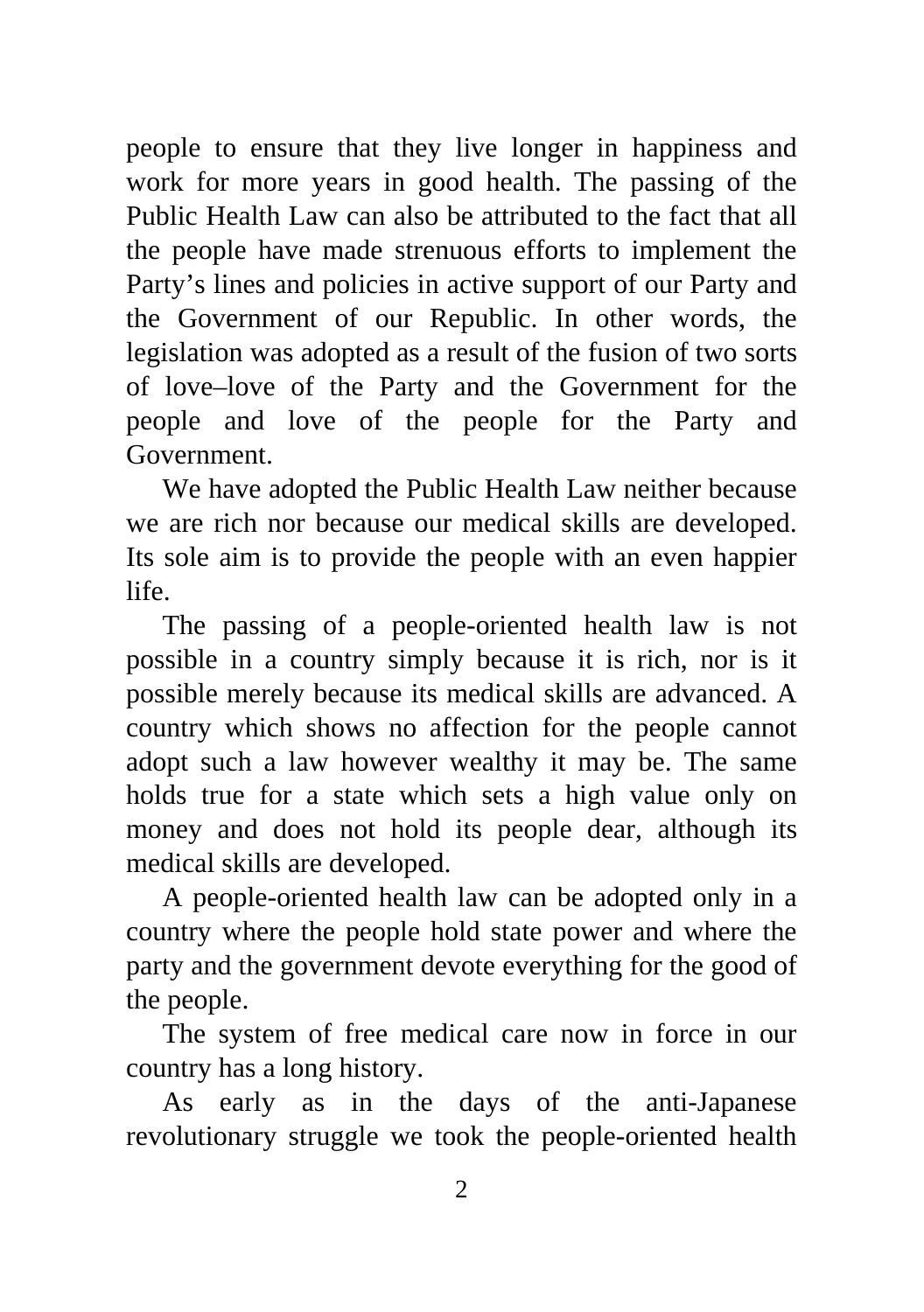people to ensure that they live longer in happiness and work for more years in good health. The passing of the Public Health Law can also be attributed to the fact that all the people have made strenuous efforts to implement the Party's lines and policies in active support of our Party and the Government of our Republic. In other words, the legislation was adopted as a result of the fusion of two sorts of love–love of the Party and the Government for the people and love of the people for the Party and Government.

We have adopted the Public Health Law neither because we are rich nor because our medical skills are developed. Its sole aim is to provide the people with an even happier life.

The passing of a people-oriented health law is not possible in a country simply because it is rich, nor is it possible merely because its medical skills are advanced. A country which shows no affection for the people cannot adopt such a law however wealthy it may be. The same holds true for a state which sets a high value only on money and does not hold its people dear, although its medical skills are developed.

A people-oriented health law can be adopted only in a country where the people hold state power and where the party and the government devote everything for the good of the people.

The system of free medical care now in force in our country has a long history.

As early as in the days of the anti-Japanese revolutionary struggle we took the people-oriented health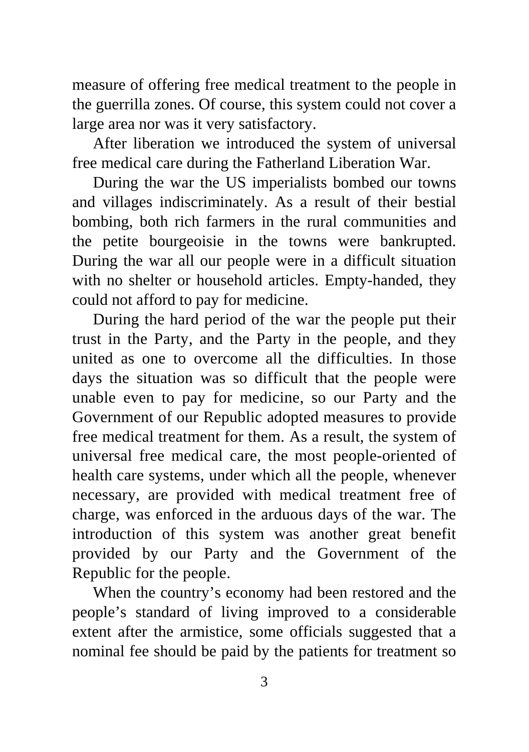measure of offering free medical treatment to the people in the guerrilla zones. Of course, this system could not cover a large area nor was it very satisfactory.

After liberation we introduced the system of universal free medical care during the Fatherland Liberation War.

During the war the US imperialists bombed our towns and villages indiscriminately. As a result of their bestial bombing, both rich farmers in the rural communities and the petite bourgeoisie in the towns were bankrupted. During the war all our people were in a difficult situation with no shelter or household articles. Empty-handed, they could not afford to pay for medicine.

During the hard period of the war the people put their trust in the Party, and the Party in the people, and they united as one to overcome all the difficulties. In those days the situation was so difficult that the people were unable even to pay for medicine, so our Party and the Government of our Republic adopted measures to provide free medical treatment for them. As a result, the system of universal free medical care, the most people-oriented of health care systems, under which all the people, whenever necessary, are provided with medical treatment free of charge, was enforced in the arduous days of the war. The introduction of this system was another great benefit provided by our Party and the Government of the Republic for the people.

When the country's economy had been restored and the people's standard of living improved to a considerable extent after the armistice, some officials suggested that a nominal fee should be paid by the patients for treatment so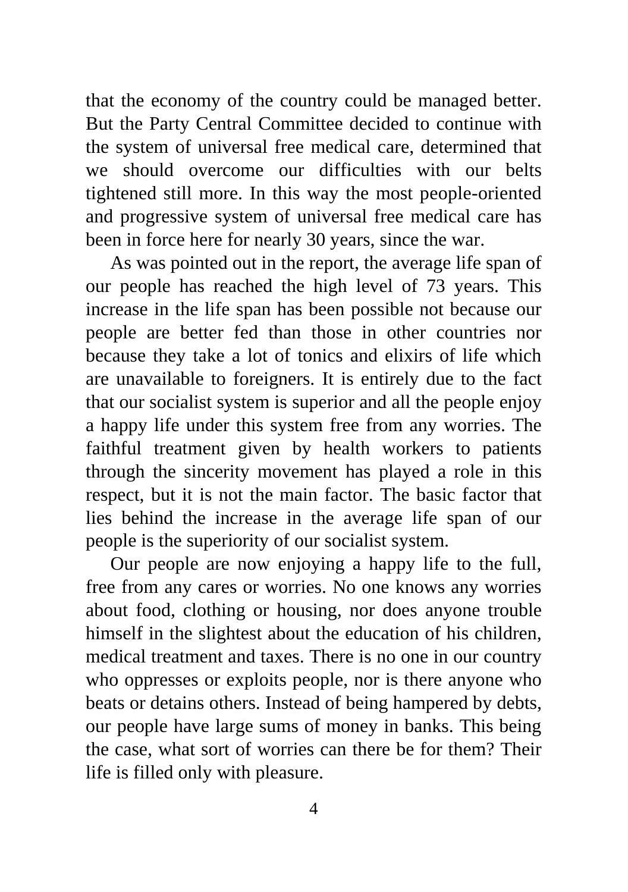that the economy of the country could be managed better. But the Party Central Committee decided to continue with the system of universal free medical care, determined that we should overcome our difficulties with our belts tightened still more. In this way the most people-oriented and progressive system of universal free medical care has been in force here for nearly 30 years, since the war.

As was pointed out in the report, the average life span of our people has reached the high level of 73 years. This increase in the life span has been possible not because our people are better fed than those in other countries nor because they take a lot of tonics and elixirs of life which are unavailable to foreigners. It is entirely due to the fact that our socialist system is superior and all the people enjoy a happy life under this system free from any worries. The faithful treatment given by health workers to patients through the sincerity movement has played a role in this respect, but it is not the main factor. The basic factor that lies behind the increase in the average life span of our people is the superiority of our socialist system.

Our people are now enjoying a happy life to the full, free from any cares or worries. No one knows any worries about food, clothing or housing, nor does anyone trouble himself in the slightest about the education of his children, medical treatment and taxes. There is no one in our country who oppresses or exploits people, nor is there anyone who beats or detains others. Instead of being hampered by debts, our people have large sums of money in banks. This being the case, what sort of worries can there be for them? Their life is filled only with pleasure.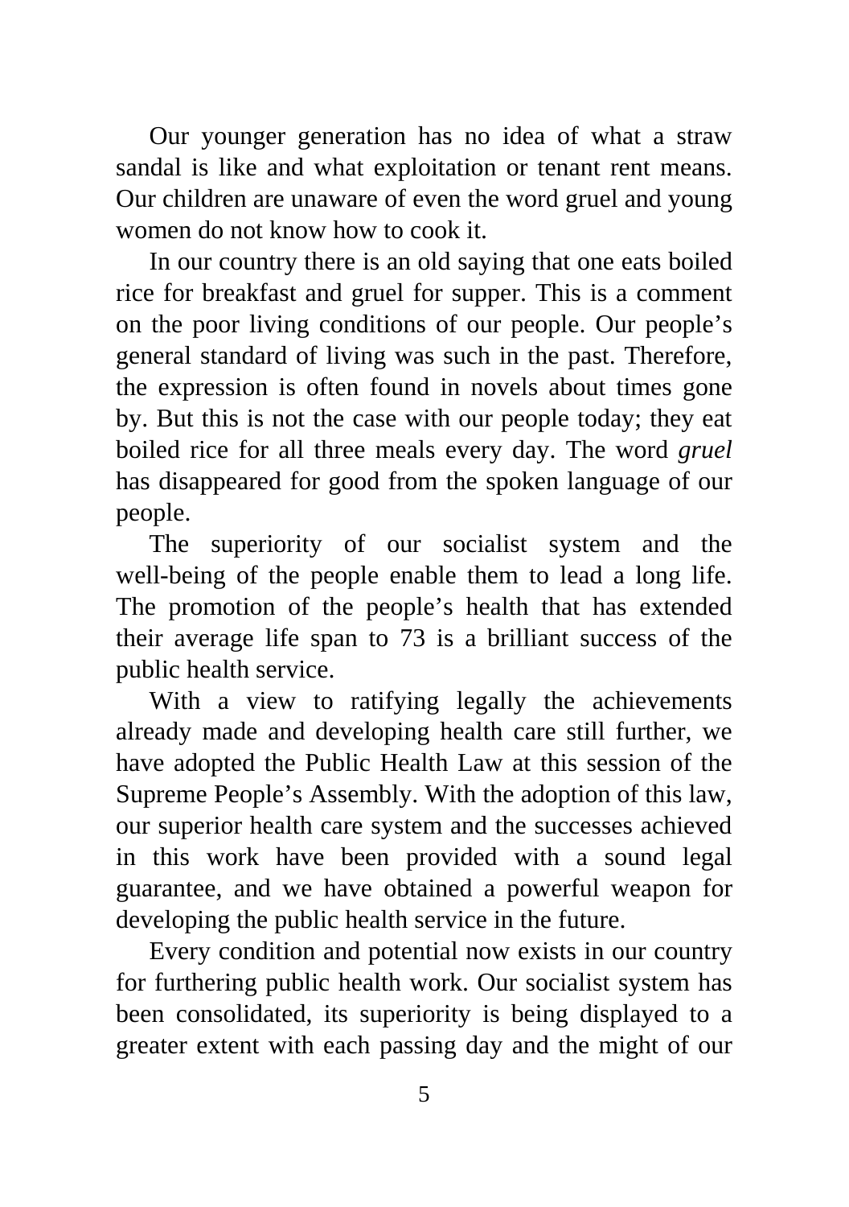Our younger generation has no idea of what a straw sandal is like and what exploitation or tenant rent means. Our children are unaware of even the word gruel and young women do not know how to cook it.

In our country there is an old saying that one eats boiled rice for breakfast and gruel for supper. This is a comment on the poor living conditions of our people. Our people's general standard of living was such in the past. Therefore, the expression is often found in novels about times gone by. But this is not the case with our people today; they eat boiled rice for all three meals every day. The word *gruel* has disappeared for good from the spoken language of our people.

The superiority of our socialist system and the well-being of the people enable them to lead a long life. The promotion of the people's health that has extended their average life span to 73 is a brilliant success of the public health service.

With a view to ratifying legally the achievements already made and developing health care still further, we have adopted the Public Health Law at this session of the Supreme People's Assembly. With the adoption of this law, our superior health care system and the successes achieved in this work have been provided with a sound legal guarantee, and we have obtained a powerful weapon for developing the public health service in the future.

Every condition and potential now exists in our country for furthering public health work. Our socialist system has been consolidated, its superiority is being displayed to a greater extent with each passing day and the might of our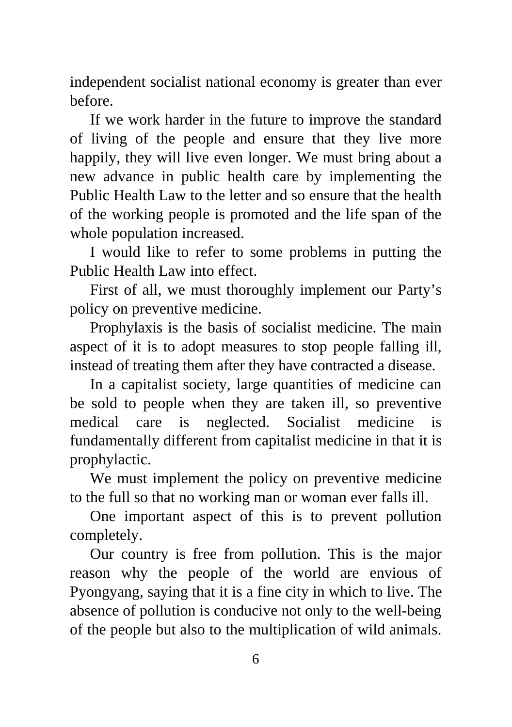independent socialist national economy is greater than ever before.

If we work harder in the future to improve the standard of living of the people and ensure that they live more happily, they will live even longer. We must bring about a new advance in public health care by implementing the Public Health Law to the letter and so ensure that the health of the working people is promoted and the life span of the whole population increased.

I would like to refer to some problems in putting the Public Health Law into effect.

First of all, we must thoroughly implement our Party's policy on preventive medicine.

Prophylaxis is the basis of socialist medicine. The main aspect of it is to adopt measures to stop people falling ill, instead of treating them after they have contracted a disease.

In a capitalist society, large quantities of medicine can be sold to people when they are taken ill, so preventive medical care is neglected. Socialist medicine is fundamentally different from capitalist medicine in that it is prophylactic.

We must implement the policy on preventive medicine to the full so that no working man or woman ever falls ill.

One important aspect of this is to prevent pollution completely.

Our country is free from pollution. This is the major reason why the people of the world are envious of Pyongyang, saying that it is a fine city in which to live. The absence of pollution is conducive not only to the well-being of the people but also to the multiplication of wild animals.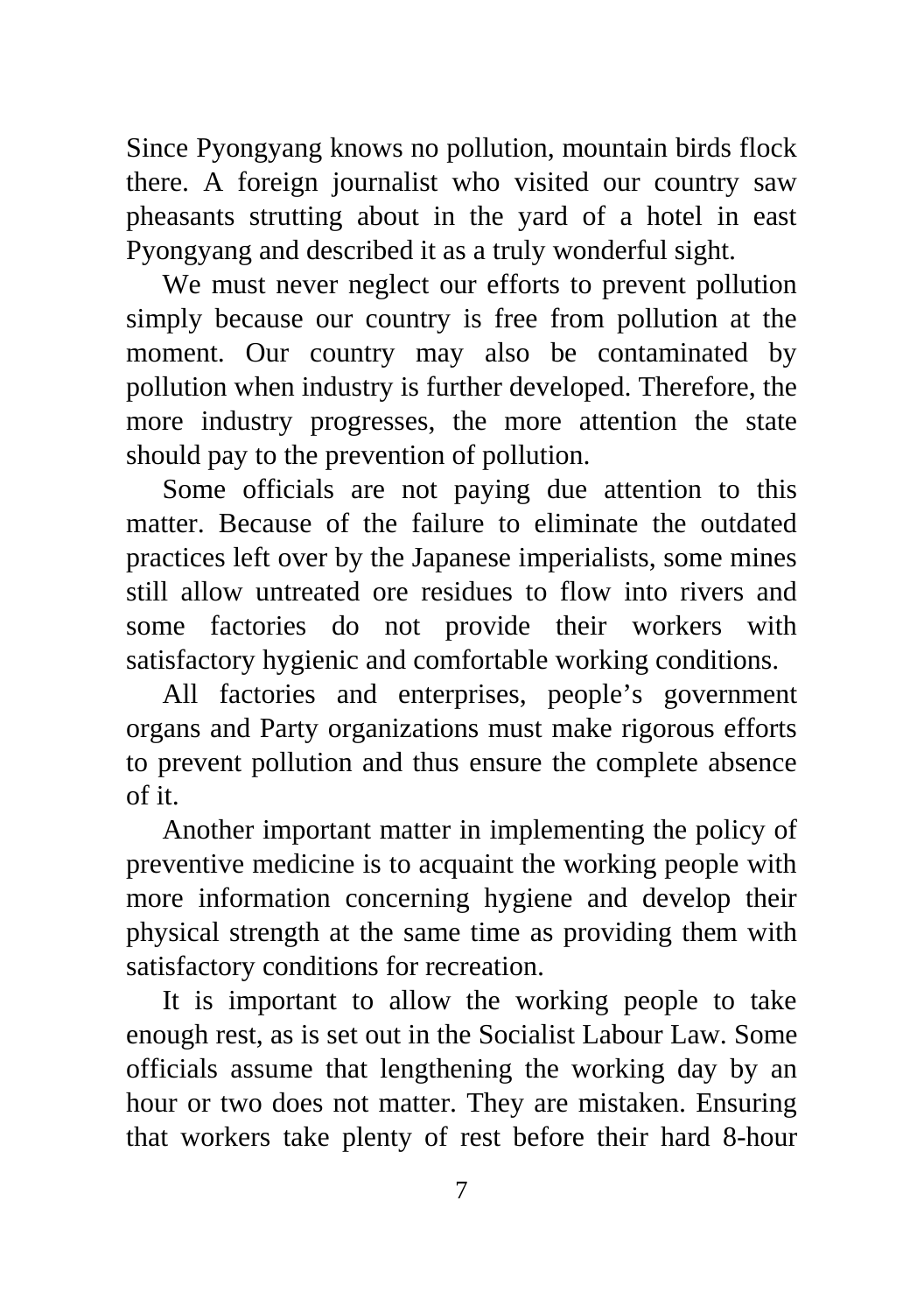Since Pyongyang knows no pollution, mountain birds flock there. A foreign journalist who visited our country saw pheasants strutting about in the yard of a hotel in east Pyongyang and described it as a truly wonderful sight.

We must never neglect our efforts to prevent pollution simply because our country is free from pollution at the moment. Our country may also be contaminated by pollution when industry is further developed. Therefore, the more industry progresses, the more attention the state should pay to the prevention of pollution.

Some officials are not paying due attention to this matter. Because of the failure to eliminate the outdated practices left over by the Japanese imperialists, some mines still allow untreated ore residues to flow into rivers and some factories do not provide their workers with satisfactory hygienic and comfortable working conditions.

All factories and enterprises, people's government organs and Party organizations must make rigorous efforts to prevent pollution and thus ensure the complete absence of it.

Another important matter in implementing the policy of preventive medicine is to acquaint the working people with more information concerning hygiene and develop their physical strength at the same time as providing them with satisfactory conditions for recreation.

It is important to allow the working people to take enough rest, as is set out in the Socialist Labour Law. Some officials assume that lengthening the working day by an hour or two does not matter. They are mistaken. Ensuring that workers take plenty of rest before their hard 8-hour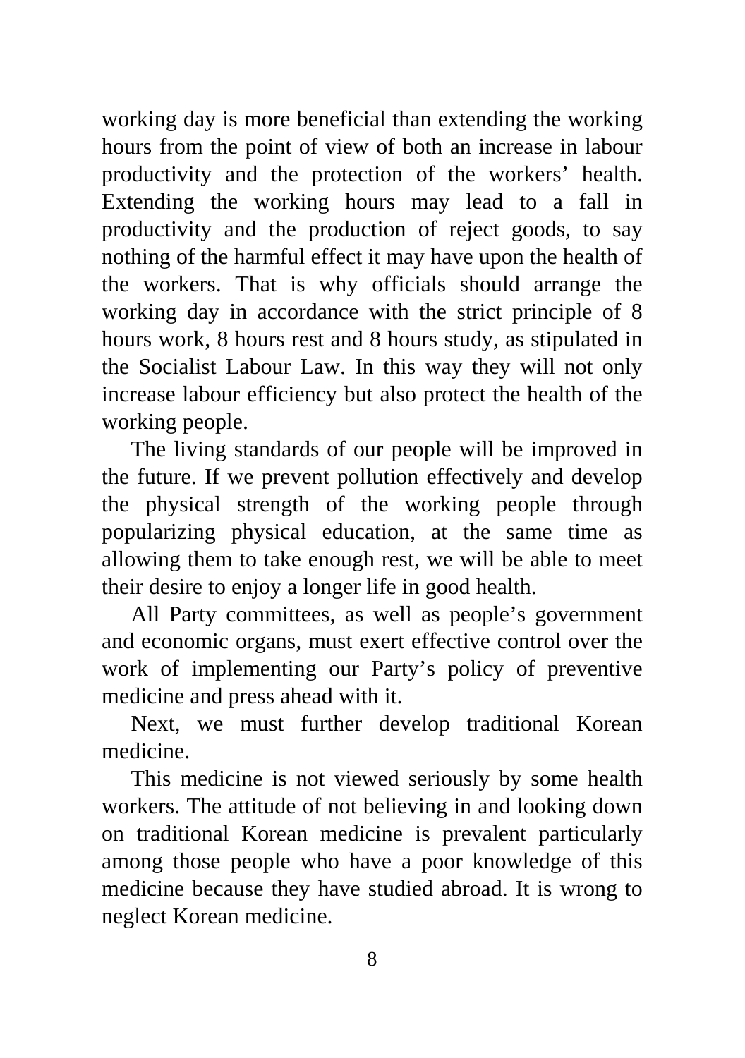working day is more beneficial than extending the working hours from the point of view of both an increase in labour productivity and the protection of the workers' health. Extending the working hours may lead to a fall in productivity and the production of reject goods, to say nothing of the harmful effect it may have upon the health of the workers. That is why officials should arrange the working day in accordance with the strict principle of 8 hours work, 8 hours rest and 8 hours study, as stipulated in the Socialist Labour Law. In this way they will not only increase labour efficiency but also protect the health of the working people.

The living standards of our people will be improved in the future. If we prevent pollution effectively and develop the physical strength of the working people through popularizing physical education, at the same time as allowing them to take enough rest, we will be able to meet their desire to enjoy a longer life in good health.

All Party committees, as well as people's government and economic organs, must exert effective control over the work of implementing our Party's policy of preventive medicine and press ahead with it.

Next, we must further develop traditional Korean medicine.

This medicine is not viewed seriously by some health workers. The attitude of not believing in and looking down on traditional Korean medicine is prevalent particularly among those people who have a poor knowledge of this medicine because they have studied abroad. It is wrong to neglect Korean medicine.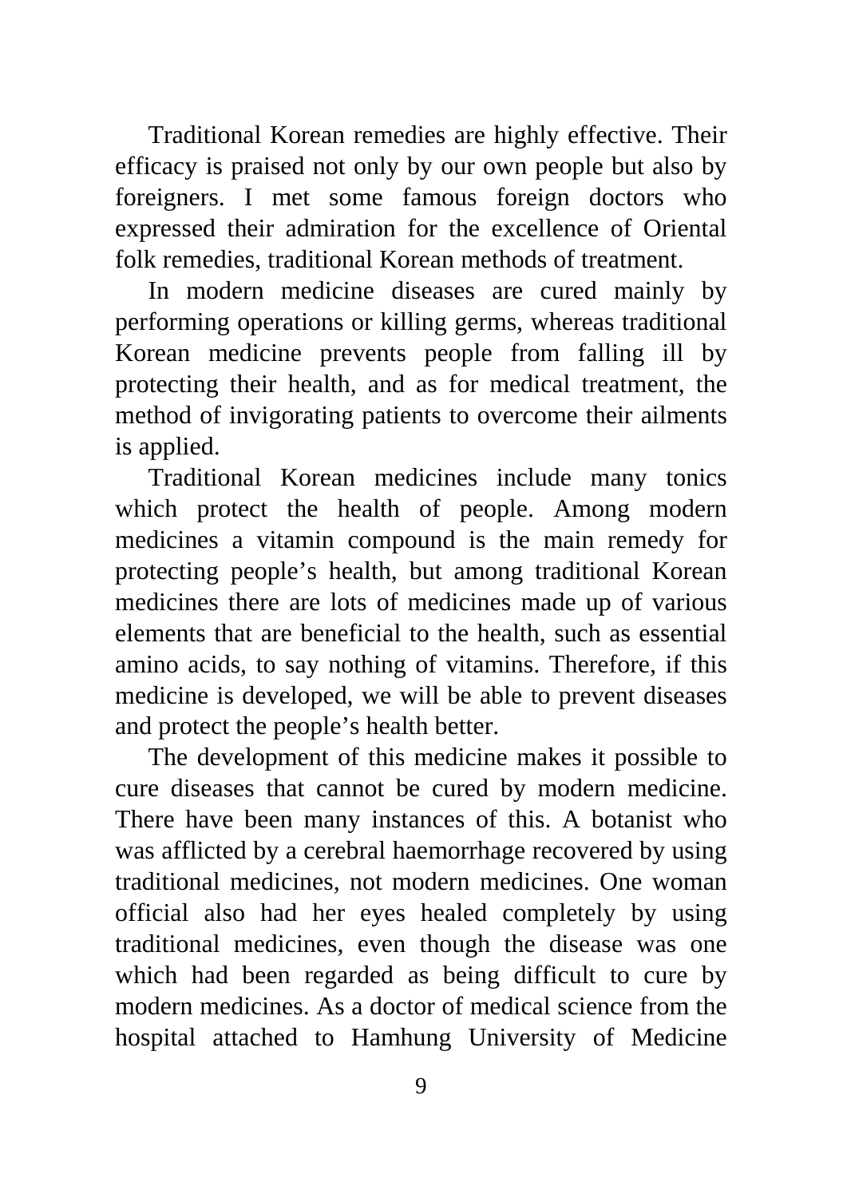Traditional Korean remedies are highly effective. Their efficacy is praised not only by our own people but also by foreigners. I met some famous foreign doctors who expressed their admiration for the excellence of Oriental folk remedies, traditional Korean methods of treatment.

In modern medicine diseases are cured mainly by performing operations or killing germs, whereas traditional Korean medicine prevents people from falling ill by protecting their health, and as for medical treatment, the method of invigorating patients to overcome their ailments is applied.

Traditional Korean medicines include many tonics which protect the health of people. Among modern medicines a vitamin compound is the main remedy for protecting people's health, but among traditional Korean medicines there are lots of medicines made up of various elements that are beneficial to the health, such as essential amino acids, to say nothing of vitamins. Therefore, if this medicine is developed, we will be able to prevent diseases and protect the people's health better.

The development of this medicine makes it possible to cure diseases that cannot be cured by modern medicine. There have been many instances of this. A botanist who was afflicted by a cerebral haemorrhage recovered by using traditional medicines, not modern medicines. One woman official also had her eyes healed completely by using traditional medicines, even though the disease was one which had been regarded as being difficult to cure by modern medicines. As a doctor of medical science from the hospital attached to Hamhung University of Medicine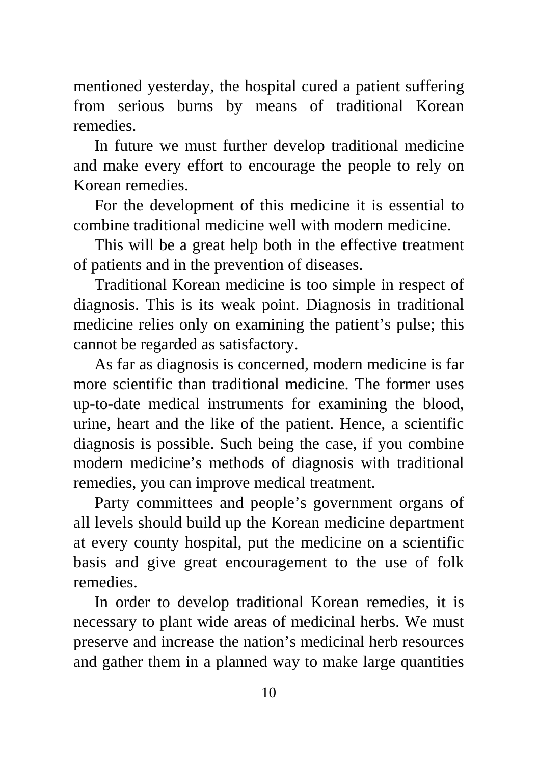mentioned yesterday, the hospital cured a patient suffering from serious burns by means of traditional Korean remedies.

In future we must further develop traditional medicine and make every effort to encourage the people to rely on Korean remedies.

For the development of this medicine it is essential to combine traditional medicine well with modern medicine.

This will be a great help both in the effective treatment of patients and in the prevention of diseases.

Traditional Korean medicine is too simple in respect of diagnosis. This is its weak point. Diagnosis in traditional medicine relies only on examining the patient's pulse; this cannot be regarded as satisfactory.

As far as diagnosis is concerned, modern medicine is far more scientific than traditional medicine. The former uses up-to-date medical instruments for examining the blood, urine, heart and the like of the patient. Hence, a scientific diagnosis is possible. Such being the case, if you combine modern medicine's methods of diagnosis with traditional remedies, you can improve medical treatment.

Party committees and people's government organs of all levels should build up the Korean medicine department at every county hospital, put the medicine on a scientific basis and give great encouragement to the use of folk remedies.

In order to develop traditional Korean remedies, it is necessary to plant wide areas of medicinal herbs. We must preserve and increase the nation's medicinal herb resources and gather them in a planned way to make large quantities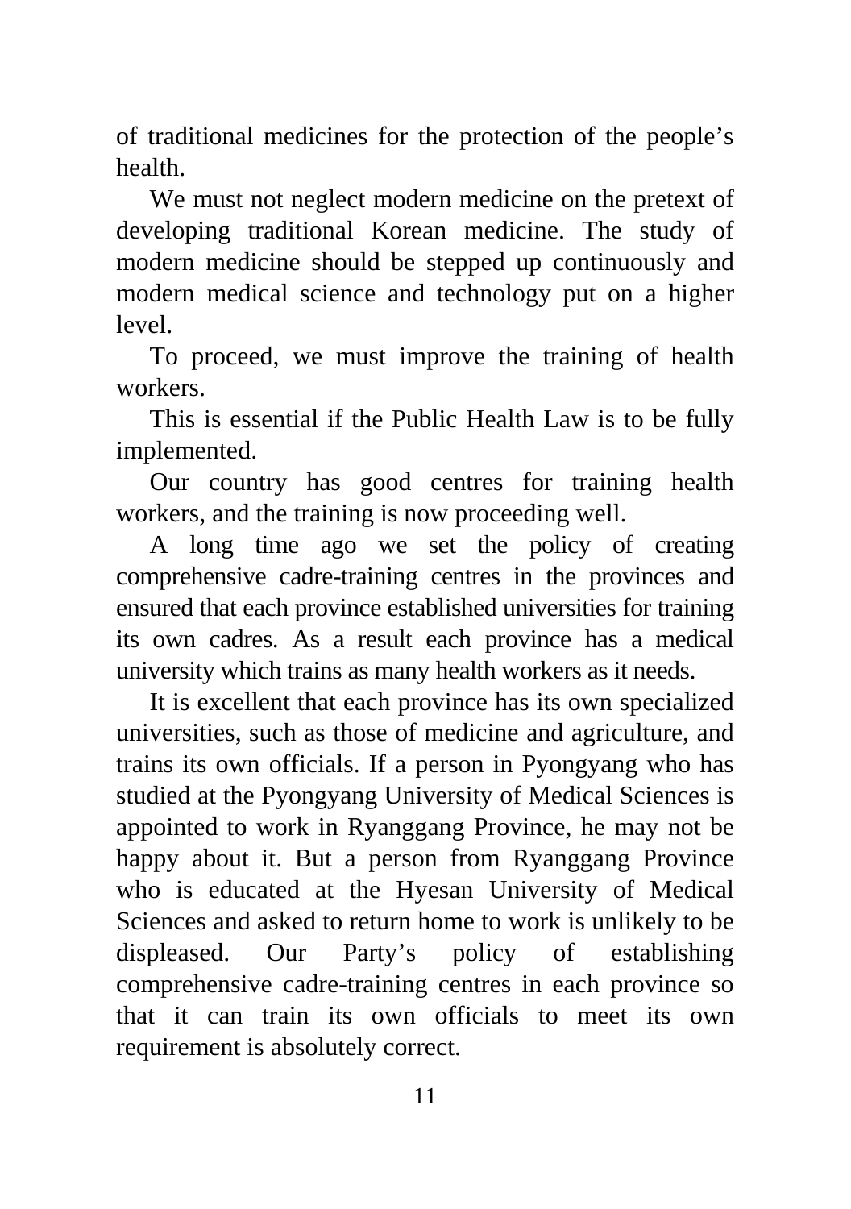of traditional medicines for the protection of the people's health.

We must not neglect modern medicine on the pretext of developing traditional Korean medicine. The study of modern medicine should be stepped up continuously and modern medical science and technology put on a higher level.

To proceed, we must improve the training of health workers.

This is essential if the Public Health Law is to be fully implemented.

Our country has good centres for training health workers, and the training is now proceeding well.

A long time ago we set the policy of creating comprehensive cadre-training centres in the provinces and ensured that each province established universities for training its own cadres. As a result each province has a medical university which trains as many health workers as it needs.

It is excellent that each province has its own specialized universities, such as those of medicine and agriculture, and trains its own officials. If a person in Pyongyang who has studied at the Pyongyang University of Medical Sciences is appointed to work in Ryanggang Province, he may not be happy about it. But a person from Ryanggang Province who is educated at the Hyesan University of Medical Sciences and asked to return home to work is unlikely to be displeased. Our Party's policy of establishing comprehensive cadre-training centres in each province so that it can train its own officials to meet its own requirement is absolutely correct.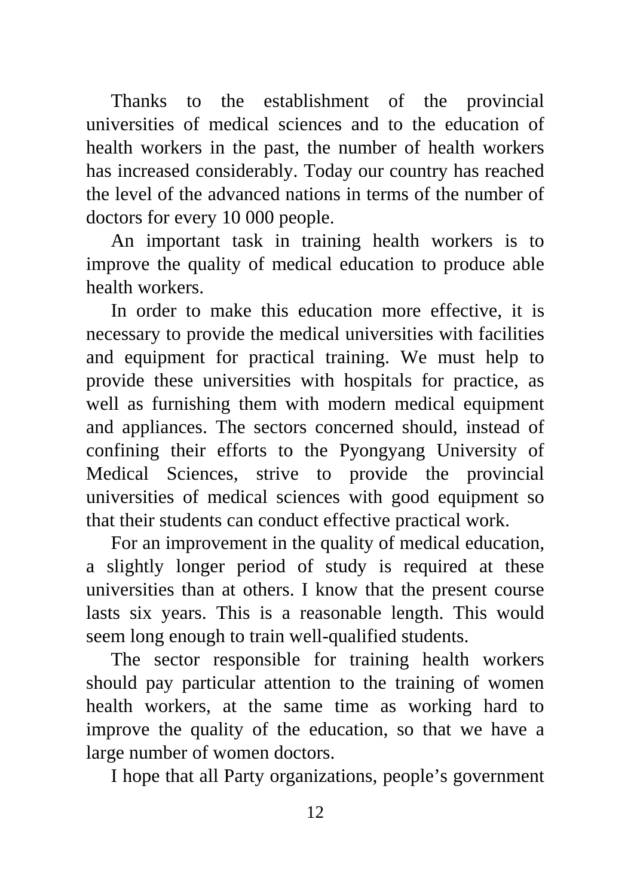Thanks to the establishment of the provincial universities of medical sciences and to the education of health workers in the past, the number of health workers has increased considerably. Today our country has reached the level of the advanced nations in terms of the number of doctors for every 10 000 people.

An important task in training health workers is to improve the quality of medical education to produce able health workers.

In order to make this education more effective, it is necessary to provide the medical universities with facilities and equipment for practical training. We must help to provide these universities with hospitals for practice, as well as furnishing them with modern medical equipment and appliances. The sectors concerned should, instead of confining their efforts to the Pyongyang University of Medical Sciences, strive to provide the provincial universities of medical sciences with good equipment so that their students can conduct effective practical work.

For an improvement in the quality of medical education, a slightly longer period of study is required at these universities than at others. I know that the present course lasts six years. This is a reasonable length. This would seem long enough to train well-qualified students.

The sector responsible for training health workers should pay particular attention to the training of women health workers, at the same time as working hard to improve the quality of the education, so that we have a large number of women doctors.

I hope that all Party organizations, people's government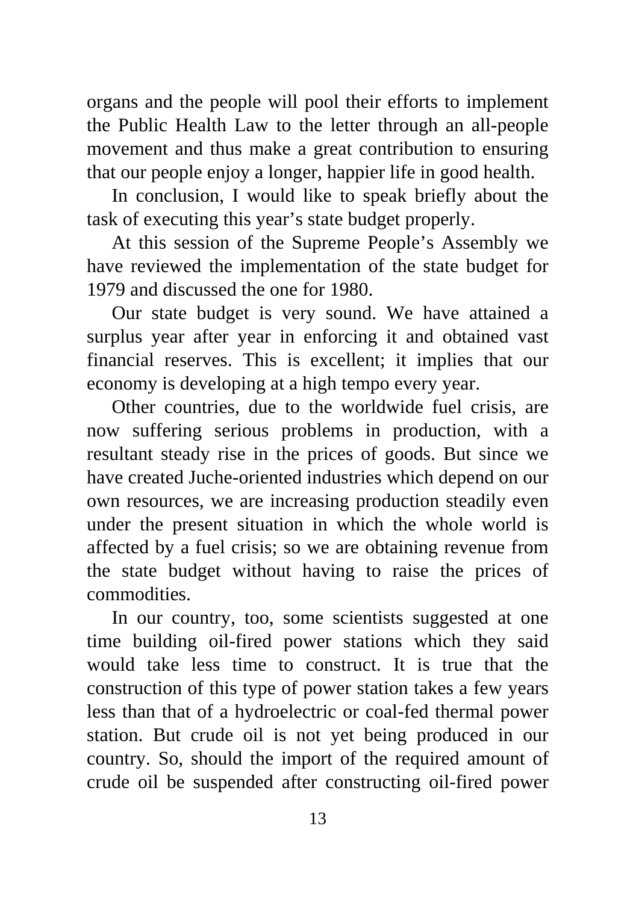organs and the people will pool their efforts to implement the Public Health Law to the letter through an all-people movement and thus make a great contribution to ensuring that our people enjoy a longer, happier life in good health.

In conclusion, I would like to speak briefly about the task of executing this year's state budget properly.

At this session of the Supreme People's Assembly we have reviewed the implementation of the state budget for 1979 and discussed the one for 1980.

Our state budget is very sound. We have attained a surplus year after year in enforcing it and obtained vast financial reserves. This is excellent; it implies that our economy is developing at a high tempo every year.

Other countries, due to the worldwide fuel crisis, are now suffering serious problems in production, with a resultant steady rise in the prices of goods. But since we have created Juche-oriented industries which depend on our own resources, we are increasing production steadily even under the present situation in which the whole world is affected by a fuel crisis; so we are obtaining revenue from the state budget without having to raise the prices of commodities.

In our country, too, some scientists suggested at one time building oil-fired power stations which they said would take less time to construct. It is true that the construction of this type of power station takes a few years less than that of a hydroelectric or coal-fed thermal power station. But crude oil is not yet being produced in our country. So, should the import of the required amount of crude oil be suspended after constructing oil-fired power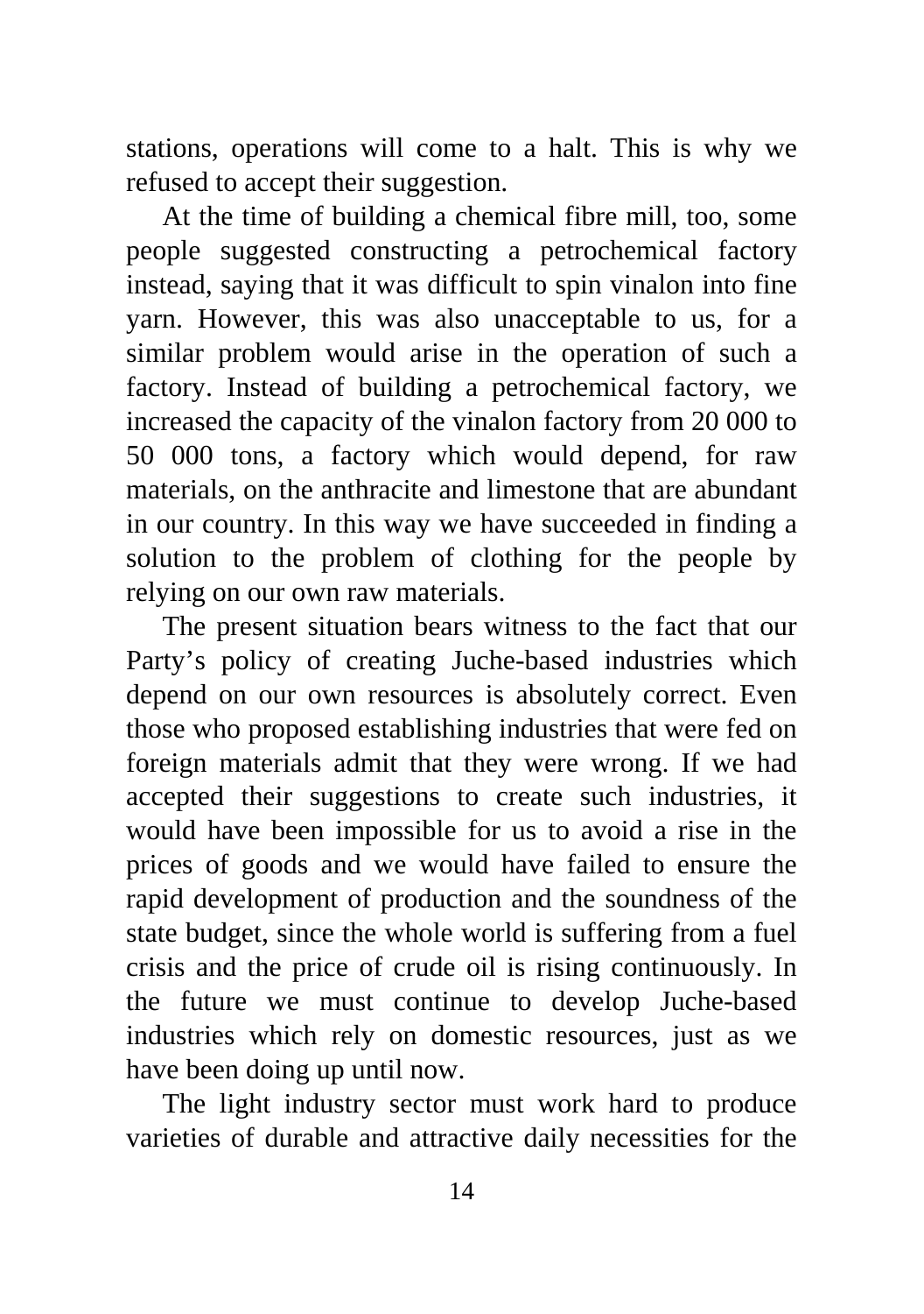stations, operations will come to a halt. This is why we refused to accept their suggestion.

At the time of building a chemical fibre mill, too, some people suggested constructing a petrochemical factory instead, saying that it was difficult to spin vinalon into fine yarn. However, this was also unacceptable to us, for a similar problem would arise in the operation of such a factory. Instead of building a petrochemical factory, we increased the capacity of the vinalon factory from 20 000 to 50 000 tons, a factory which would depend, for raw materials, on the anthracite and limestone that are abundant in our country. In this way we have succeeded in finding a solution to the problem of clothing for the people by relying on our own raw materials.

The present situation bears witness to the fact that our Party's policy of creating Juche-based industries which depend on our own resources is absolutely correct. Even those who proposed establishing industries that were fed on foreign materials admit that they were wrong. If we had accepted their suggestions to create such industries, it would have been impossible for us to avoid a rise in the prices of goods and we would have failed to ensure the rapid development of production and the soundness of the state budget, since the whole world is suffering from a fuel crisis and the price of crude oil is rising continuously. In the future we must continue to develop Juche-based industries which rely on domestic resources, just as we have been doing up until now.

The light industry sector must work hard to produce varieties of durable and attractive daily necessities for the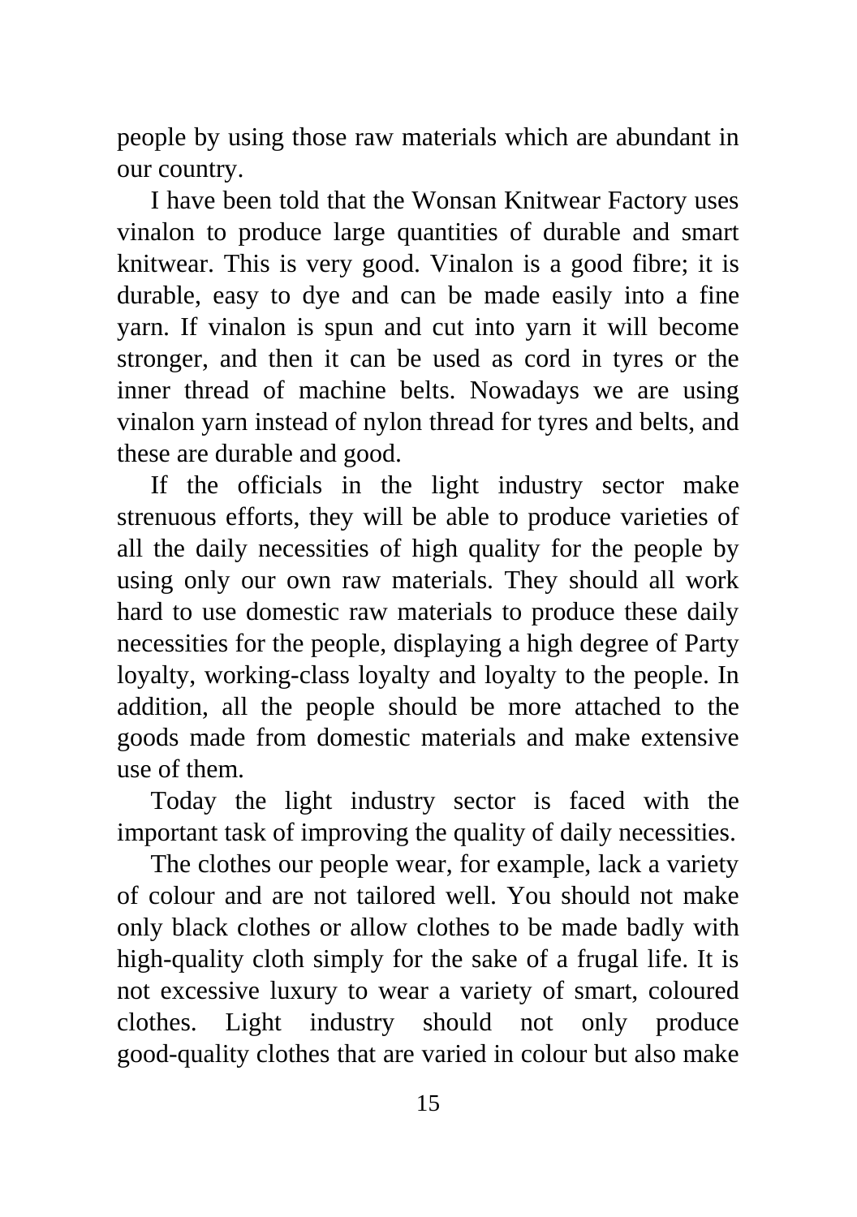people by using those raw materials which are abundant in our country.

I have been told that the Wonsan Knitwear Factory uses vinalon to produce large quantities of durable and smart knitwear. This is very good. Vinalon is a good fibre; it is durable, easy to dye and can be made easily into a fine yarn. If vinalon is spun and cut into yarn it will become stronger, and then it can be used as cord in tyres or the inner thread of machine belts. Nowadays we are using vinalon yarn instead of nylon thread for tyres and belts, and these are durable and good.

If the officials in the light industry sector make strenuous efforts, they will be able to produce varieties of all the daily necessities of high quality for the people by using only our own raw materials. They should all work hard to use domestic raw materials to produce these daily necessities for the people, displaying a high degree of Party loyalty, working-class loyalty and loyalty to the people. In addition, all the people should be more attached to the goods made from domestic materials and make extensive use of them.

Today the light industry sector is faced with the important task of improving the quality of daily necessities.

The clothes our people wear, for example, lack a variety of colour and are not tailored well. You should not make only black clothes or allow clothes to be made badly with high-quality cloth simply for the sake of a frugal life. It is not excessive luxury to wear a variety of smart, coloured clothes. Light industry should not only produce good-quality clothes that are varied in colour but also make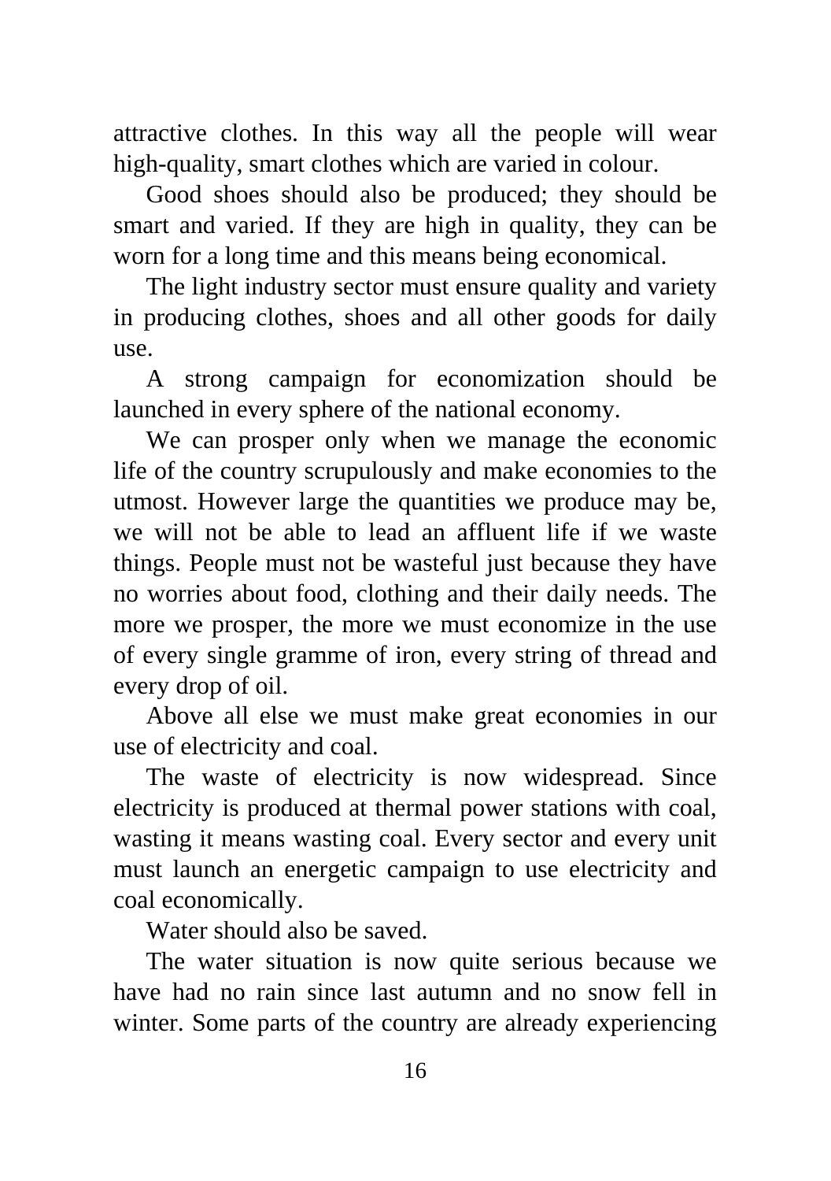attractive clothes. In this way all the people will wear high-quality, smart clothes which are varied in colour.

Good shoes should also be produced; they should be smart and varied. If they are high in quality, they can be worn for a long time and this means being economical.

The light industry sector must ensure quality and variety in producing clothes, shoes and all other goods for daily use.

A strong campaign for economization should be launched in every sphere of the national economy.

We can prosper only when we manage the economic life of the country scrupulously and make economies to the utmost. However large the quantities we produce may be, we will not be able to lead an affluent life if we waste things. People must not be wasteful just because they have no worries about food, clothing and their daily needs. The more we prosper, the more we must economize in the use of every single gramme of iron, every string of thread and every drop of oil.

Above all else we must make great economies in our use of electricity and coal.

The waste of electricity is now widespread. Since electricity is produced at thermal power stations with coal, wasting it means wasting coal. Every sector and every unit must launch an energetic campaign to use electricity and coal economically.

Water should also be saved.

The water situation is now quite serious because we have had no rain since last autumn and no snow fell in winter. Some parts of the country are already experiencing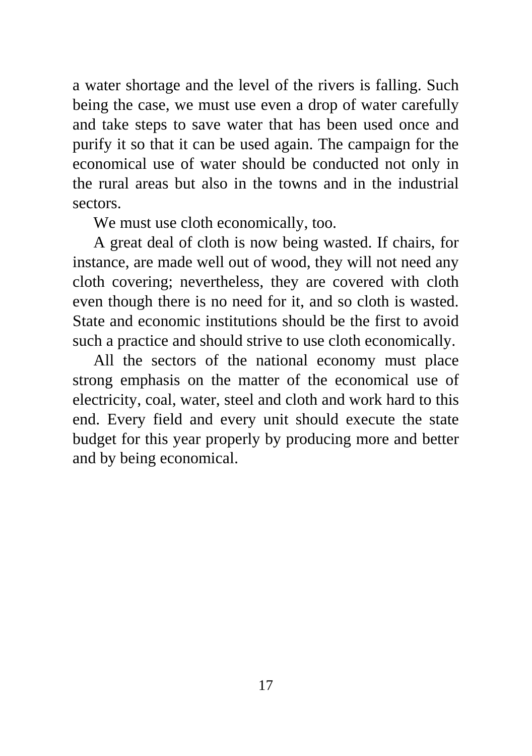a water shortage and the level of the rivers is falling. Such being the case, we must use even a drop of water carefully and take steps to save water that has been used once and purify it so that it can be used again. The campaign for the economical use of water should be conducted not only in the rural areas but also in the towns and in the industrial sectors.

We must use cloth economically, too.

A great deal of cloth is now being wasted. If chairs, for instance, are made well out of wood, they will not need any cloth covering; nevertheless, they are covered with cloth even though there is no need for it, and so cloth is wasted. State and economic institutions should be the first to avoid such a practice and should strive to use cloth economically.

All the sectors of the national economy must place strong emphasis on the matter of the economical use of electricity, coal, water, steel and cloth and work hard to this end. Every field and every unit should execute the state budget for this year properly by producing more and better and by being economical.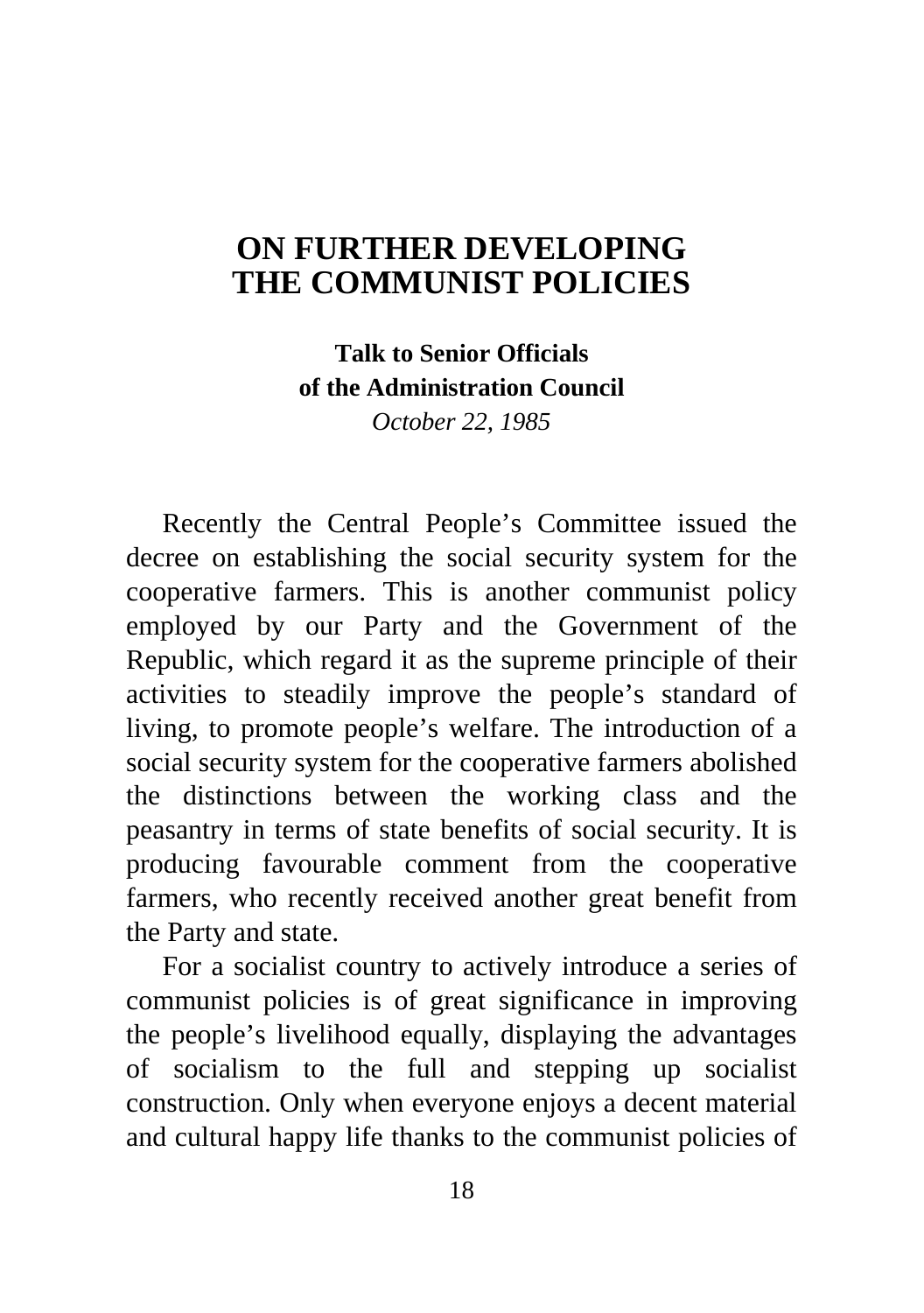# ON FURTHER DEVELOPING THE COMMUNIST POLICIES

**Talk to Senior Officials of the Administration Council**

*October 22, 1985*

Recently the Central People's Committee issued the decree on establishing the social security system for the cooperative farmers. This is another communist policy employed by our Party and the Government of the Republic, which regard it as the supreme principle of their activities to steadily improve the people's standard of living, to promote people's welfare. The introduction of a social security system for the cooperative farmers abolished the distinctions between the working class and the peasantry in terms of state benefits of social security. It is producing favourable comment from the cooperative farmers, who recently received another great benefit from the Party and state.

For a socialist country to actively introduce a series of communist policies is of great significance in improving the people's livelihood equally, displaying the advantages of socialism to the full and stepping up socialist construction. Only when everyone enjoys a decent material and cultural happy life thanks to the communist policies of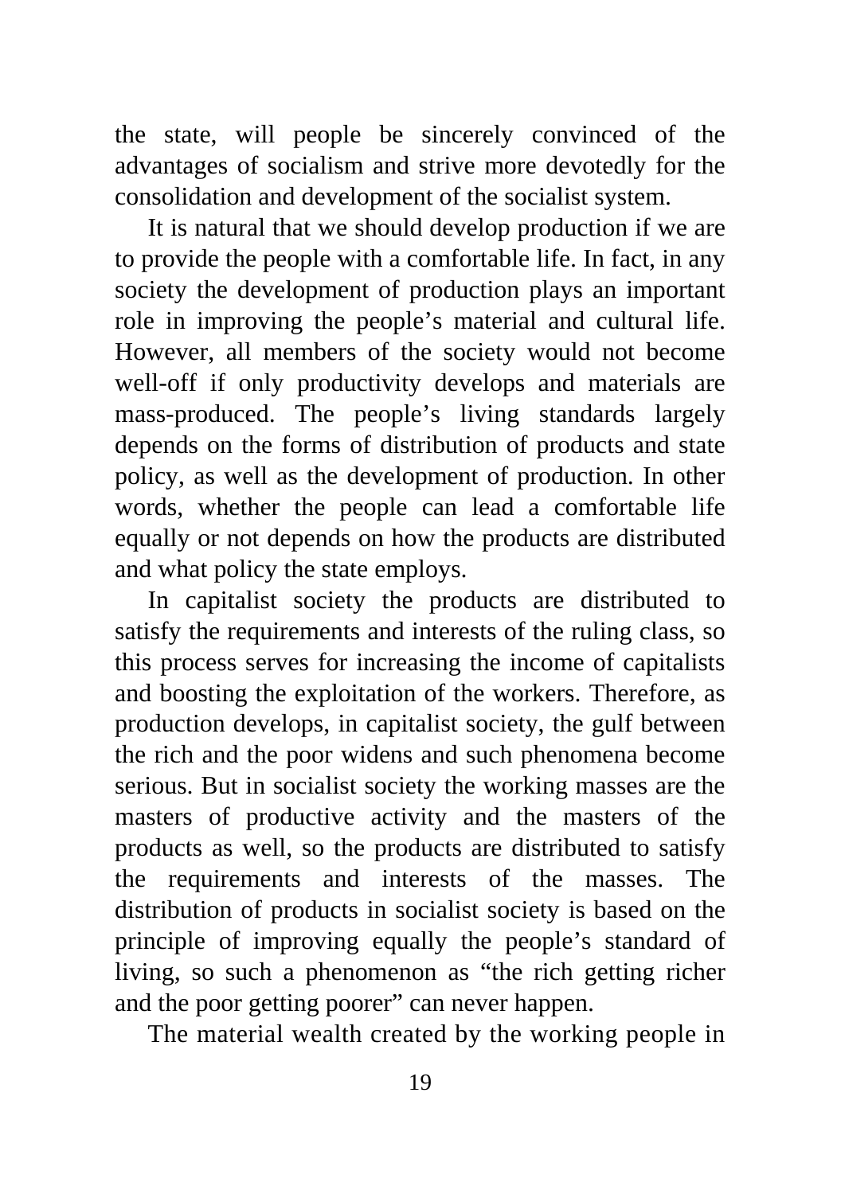the state, will people be sincerely convinced of the advantages of socialism and strive more devotedly for the consolidation and development of the socialist system.

It is natural that we should develop production if we are to provide the people with a comfortable life. In fact, in any society the development of production plays an important role in improving the people's material and cultural life. However, all members of the society would not become well-off if only productivity develops and materials are mass-produced. The people's living standards largely depends on the forms of distribution of products and state policy, as well as the development of production. In other words, whether the people can lead a comfortable life equally or not depends on how the products are distributed and what policy the state employs.

In capitalist society the products are distributed to satisfy the requirements and interests of the ruling class, so this process serves for increasing the income of capitalists and boosting the exploitation of the workers. Therefore, as production develops, in capitalist society, the gulf between the rich and the poor widens and such phenomena become serious. But in socialist society the working masses are the masters of productive activity and the masters of the products as well, so the products are distributed to satisfy the requirements and interests of the masses. The distribution of products in socialist society is based on the principle of improving equally the people's standard of living, so such a phenomenon as "the rich getting richer and the poor getting poorer" can never happen.

The material wealth created by the working people in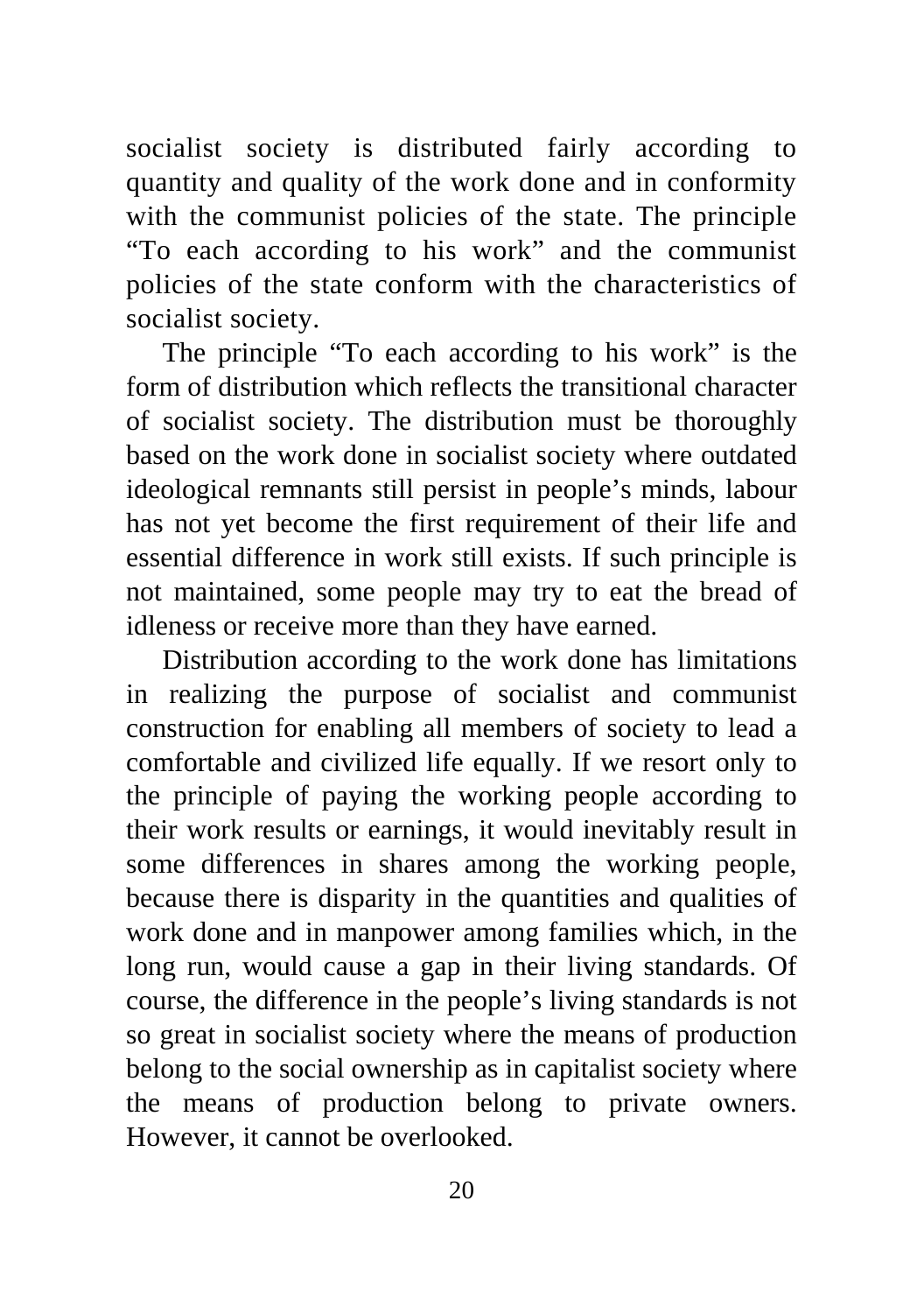socialist society is distributed fairly according to quantity and quality of the work done and in conformity with the communist policies of the state. The principle "To each according to his work" and the communist policies of the state conform with the characteristics of socialist society.

The principle "To each according to his work" is the form of distribution which reflects the transitional character of socialist society. The distribution must be thoroughly based on the work done in socialist society where outdated ideological remnants still persist in people's minds, labour has not yet become the first requirement of their life and essential difference in work still exists. If such principle is not maintained, some people may try to eat the bread of idleness or receive more than they have earned.

Distribution according to the work done has limitations in realizing the purpose of socialist and communist construction for enabling all members of society to lead a comfortable and civilized life equally. If we resort only to the principle of paying the working people according to their work results or earnings, it would inevitably result in some differences in shares among the working people, because there is disparity in the quantities and qualities of work done and in manpower among families which, in the long run, would cause a gap in their living standards. Of course, the difference in the people's living standards is not so great in socialist society where the means of production belong to the social ownership as in capitalist society where the means of production belong to private owners. However, it cannot be overlooked.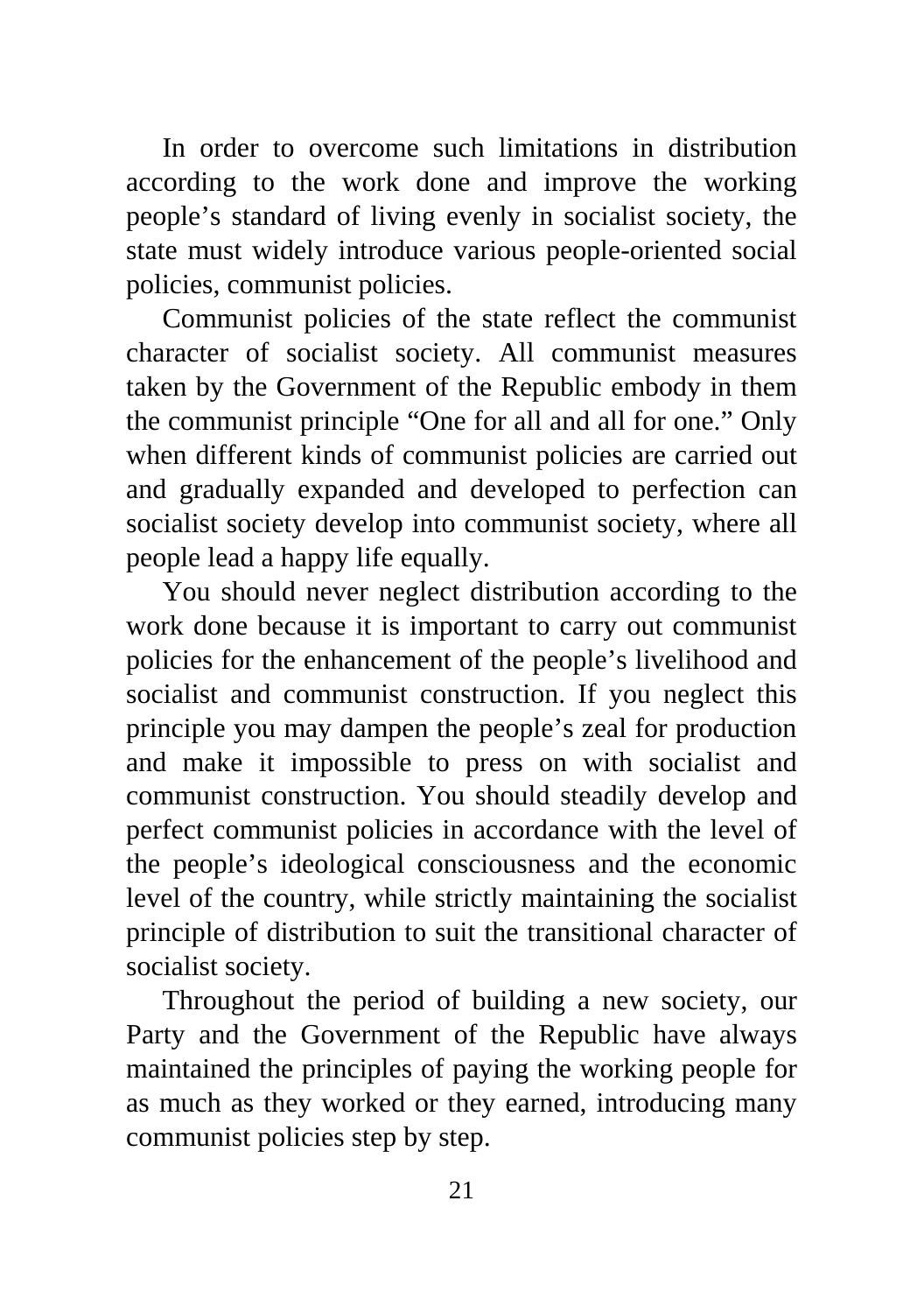In order to overcome such limitations in distribution according to the work done and improve the working people's standard of living evenly in socialist society, the state must widely introduce various people-oriented social policies, communist policies.

Communist policies of the state reflect the communist character of socialist society. All communist measures taken by the Government of the Republic embody in them the communist principle "One for all and all for one." Only when different kinds of communist policies are carried out and gradually expanded and developed to perfection can socialist society develop into communist society, where all people lead a happy life equally.

You should never neglect distribution according to the work done because it is important to carry out communist policies for the enhancement of the people's livelihood and socialist and communist construction. If you neglect this principle you may dampen the people's zeal for production and make it impossible to press on with socialist and communist construction. You should steadily develop and perfect communist policies in accordance with the level of the people's ideological consciousness and the economic level of the country, while strictly maintaining the socialist principle of distribution to suit the transitional character of socialist society.

Throughout the period of building a new society, our Party and the Government of the Republic have always maintained the principles of paying the working people for as much as they worked or they earned, introducing many communist policies step by step.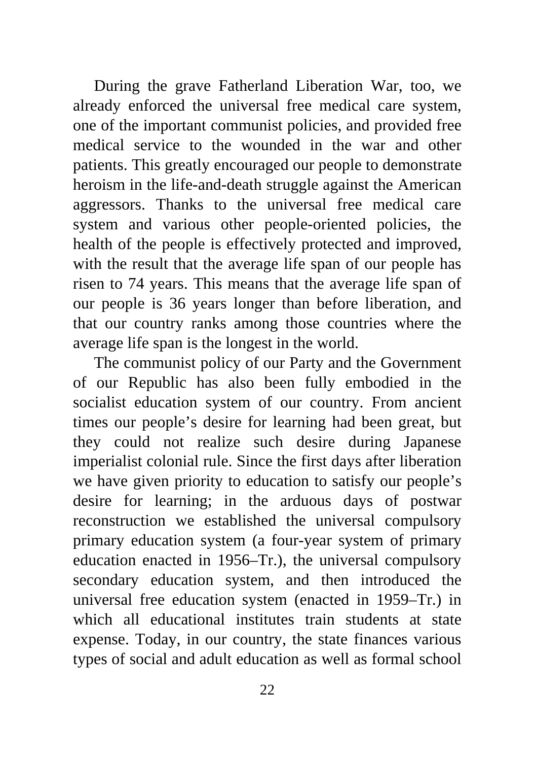During the grave Fatherland Liberation War, too, we already enforced the universal free medical care system, one of the important communist policies, and provided free medical service to the wounded in the war and other patients. This greatly encouraged our people to demonstrate heroism in the life-and-death struggle against the American aggressors. Thanks to the universal free medical care system and various other people-oriented policies, the health of the people is effectively protected and improved, with the result that the average life span of our people has risen to 74 years. This means that the average life span of our people is 36 years longer than before liberation, and that our country ranks among those countries where the average life span is the longest in the world.

The communist policy of our Party and the Government of our Republic has also been fully embodied in the socialist education system of our country. From ancient times our people's desire for learning had been great, but they could not realize such desire during Japanese imperialist colonial rule. Since the first days after liberation we have given priority to education to satisfy our people's desire for learning; in the arduous days of postwar reconstruction we established the universal compulsory primary education system (a four-year system of primary education enacted in 1956–Tr.), the universal compulsory secondary education system, and then introduced the universal free education system (enacted in 1959–Tr.) in which all educational institutes train students at state expense. Today, in our country, the state finances various types of social and adult education as well as formal school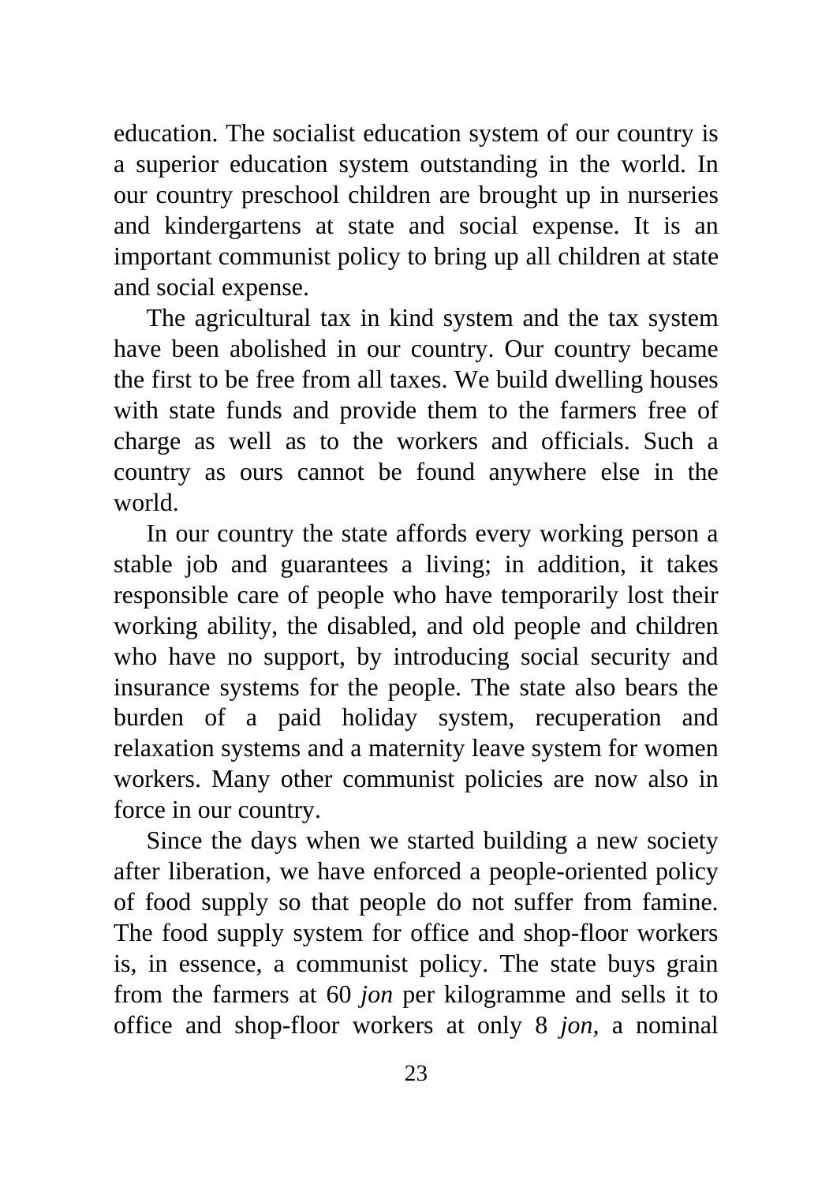education. The socialist education system of our country is a superior education system outstanding in the world. In our country preschool children are brought up in nurseries and kindergartens at state and social expense. It is an important communist policy to bring up all children at state and social expense.

The agricultural tax in kind system and the tax system have been abolished in our country. Our country became the first to be free from all taxes. We build dwelling houses with state funds and provide them to the farmers free of charge as well as to the workers and officials. Such a country as ours cannot be found anywhere else in the world.

In our country the state affords every working person a stable job and guarantees a living; in addition, it takes responsible care of people who have temporarily lost their working ability, the disabled, and old people and children who have no support, by introducing social security and insurance systems for the people. The state also bears the burden of a paid holiday system, recuperation and relaxation systems and a maternity leave system for women workers. Many other communist policies are now also in force in our country.

Since the days when we started building a new society after liberation, we have enforced a people-oriented policy of food supply so that people do not suffer from famine. The food supply system for office and shop-floor workers is, in essence, a communist policy. The state buys grain from the farmers at 60 *jon* per kilogramme and sells it to office and shop-floor workers at only 8 *jon*, a nominal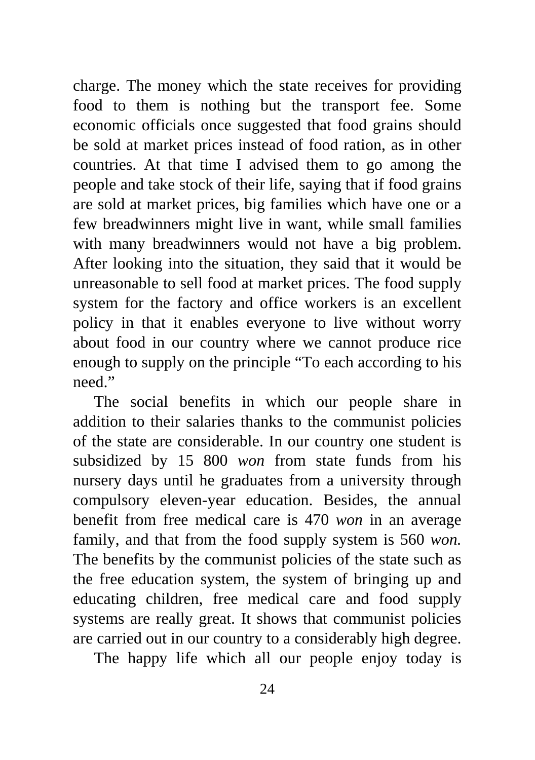charge. The money which the state receives for providing food to them is nothing but the transport fee. Some economic officials once suggested that food grains should be sold at market prices instead of food ration, as in other countries. At that time I advised them to go among the people and take stock of their life, saying that if food grains are sold at market prices, big families which have one or a few breadwinners might live in want, while small families with many breadwinners would not have a big problem. After looking into the situation, they said that it would be unreasonable to sell food at market prices. The food supply system for the factory and office workers is an excellent policy in that it enables everyone to live without worry about food in our country where we cannot produce rice enough to supply on the principle "To each according to his need."

The social benefits in which our people share in addition to their salaries thanks to the communist policies of the state are considerable. In our country one student is subsidized by 15 800 *won* from state funds from his nursery days until he graduates from a university through compulsory eleven-year education. Besides, the annual benefit from free medical care is 470 *won* in an average family, and that from the food supply system is 560 *won.* The benefits by the communist policies of the state such as the free education system, the system of bringing up and educating children, free medical care and food supply systems are really great. It shows that communist policies are carried out in our country to a considerably high degree.

The happy life which all our people enjoy today is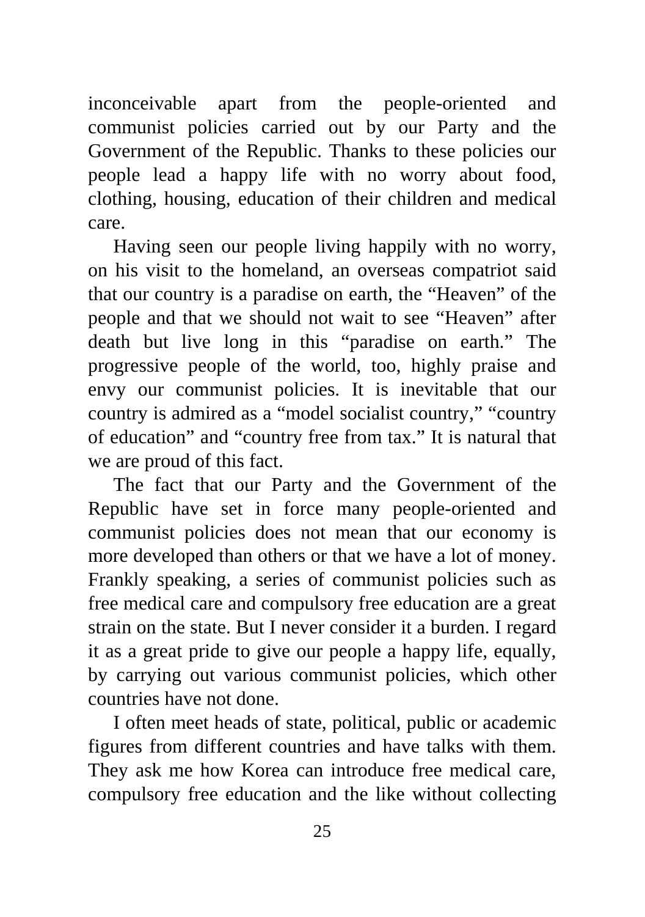inconceivable apart from the people-oriented and communist policies carried out by our Party and the Government of the Republic. Thanks to these policies our people lead a happy life with no worry about food, clothing, housing, education of their children and medical care.

Having seen our people living happily with no worry, on his visit to the homeland, an overseas compatriot said that our country is a paradise on earth, the "Heaven" of the people and that we should not wait to see "Heaven" after death but live long in this "paradise on earth." The progressive people of the world, too, highly praise and envy our communist policies. It is inevitable that our country is admired as a "model socialist country," "country of education" and "country free from tax." It is natural that we are proud of this fact.

The fact that our Party and the Government of the Republic have set in force many people-oriented and communist policies does not mean that our economy is more developed than others or that we have a lot of money. Frankly speaking, a series of communist policies such as free medical care and compulsory free education are a great strain on the state. But I never consider it a burden. I regard it as a great pride to give our people a happy life, equally, by carrying out various communist policies, which other countries have not done.

I often meet heads of state, political, public or academic figures from different countries and have talks with them. They ask me how Korea can introduce free medical care, compulsory free education and the like without collecting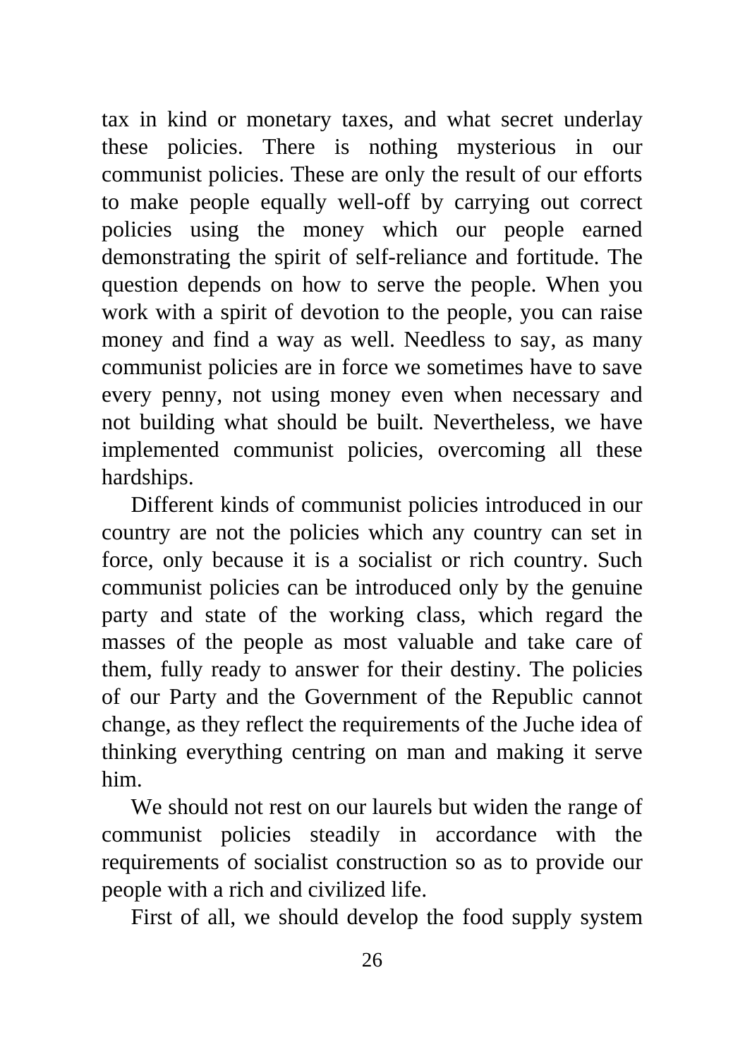tax in kind or monetary taxes, and what secret underlay these policies. There is nothing mysterious in our communist policies. These are only the result of our efforts to make people equally well-off by carrying out correct policies using the money which our people earned demonstrating the spirit of self-reliance and fortitude. The question depends on how to serve the people. When you work with a spirit of devotion to the people, you can raise money and find a way as well. Needless to say, as many communist policies are in force we sometimes have to save every penny, not using money even when necessary and not building what should be built. Nevertheless, we have implemented communist policies, overcoming all these hardships.

Different kinds of communist policies introduced in our country are not the policies which any country can set in force, only because it is a socialist or rich country. Such communist policies can be introduced only by the genuine party and state of the working class, which regard the masses of the people as most valuable and take care of them, fully ready to answer for their destiny. The policies of our Party and the Government of the Republic cannot change, as they reflect the requirements of the Juche idea of thinking everything centring on man and making it serve him.

We should not rest on our laurels but widen the range of communist policies steadily in accordance with the requirements of socialist construction so as to provide our people with a rich and civilized life.

First of all, we should develop the food supply system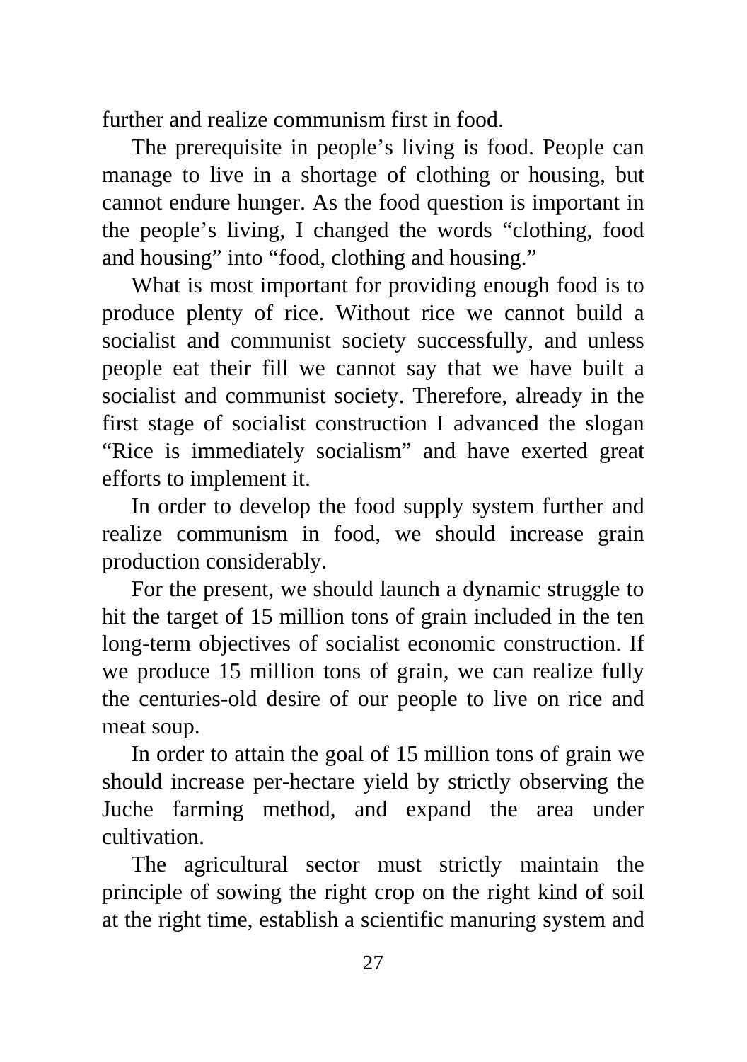further and realize communism first in food.

The prerequisite in people's living is food. People can manage to live in a shortage of clothing or housing, but cannot endure hunger. As the food question is important in the people's living, I changed the words "clothing, food and housing" into "food, clothing and housing."

What is most important for providing enough food is to produce plenty of rice. Without rice we cannot build a socialist and communist society successfully, and unless people eat their fill we cannot say that we have built a socialist and communist society. Therefore, already in the first stage of socialist construction I advanced the slogan "Rice is immediately socialism" and have exerted great efforts to implement it.

In order to develop the food supply system further and realize communism in food, we should increase grain production considerably.

For the present, we should launch a dynamic struggle to hit the target of 15 million tons of grain included in the ten long-term objectives of socialist economic construction. If we produce 15 million tons of grain, we can realize fully the centuries-old desire of our people to live on rice and meat soup.

In order to attain the goal of 15 million tons of grain we should increase per-hectare yield by strictly observing the Juche farming method, and expand the area under cultivation.

The agricultural sector must strictly maintain the principle of sowing the right crop on the right kind of soil at the right time, establish a scientific manuring system and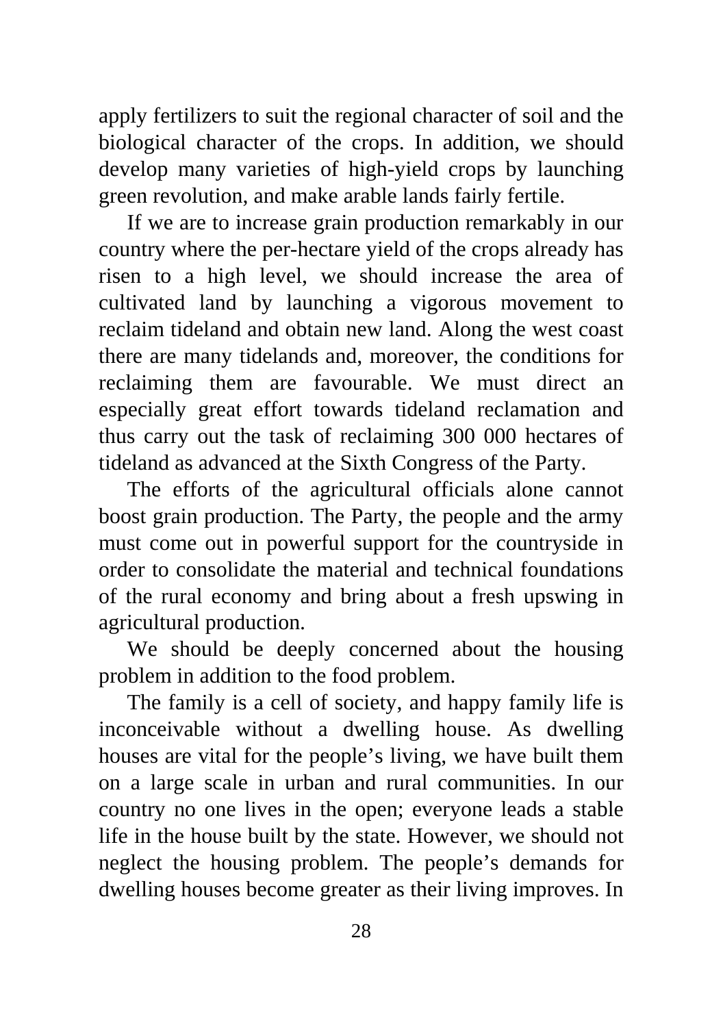apply fertilizers to suit the regional character of soil and the biological character of the crops. In addition, we should develop many varieties of high-yield crops by launching green revolution, and make arable lands fairly fertile.

If we are to increase grain production remarkably in our country where the per-hectare yield of the crops already has risen to a high level, we should increase the area of cultivated land by launching a vigorous movement to reclaim tideland and obtain new land. Along the west coast there are many tidelands and, moreover, the conditions for reclaiming them are favourable. We must direct an especially great effort towards tideland reclamation and thus carry out the task of reclaiming 300 000 hectares of tideland as advanced at the Sixth Congress of the Party.

The efforts of the agricultural officials alone cannot boost grain production. The Party, the people and the army must come out in powerful support for the countryside in order to consolidate the material and technical foundations of the rural economy and bring about a fresh upswing in agricultural production.

We should be deeply concerned about the housing problem in addition to the food problem.

The family is a cell of society, and happy family life is inconceivable without a dwelling house. As dwelling houses are vital for the people's living, we have built them on a large scale in urban and rural communities. In our country no one lives in the open; everyone leads a stable life in the house built by the state. However, we should not neglect the housing problem. The people's demands for dwelling houses become greater as their living improves. In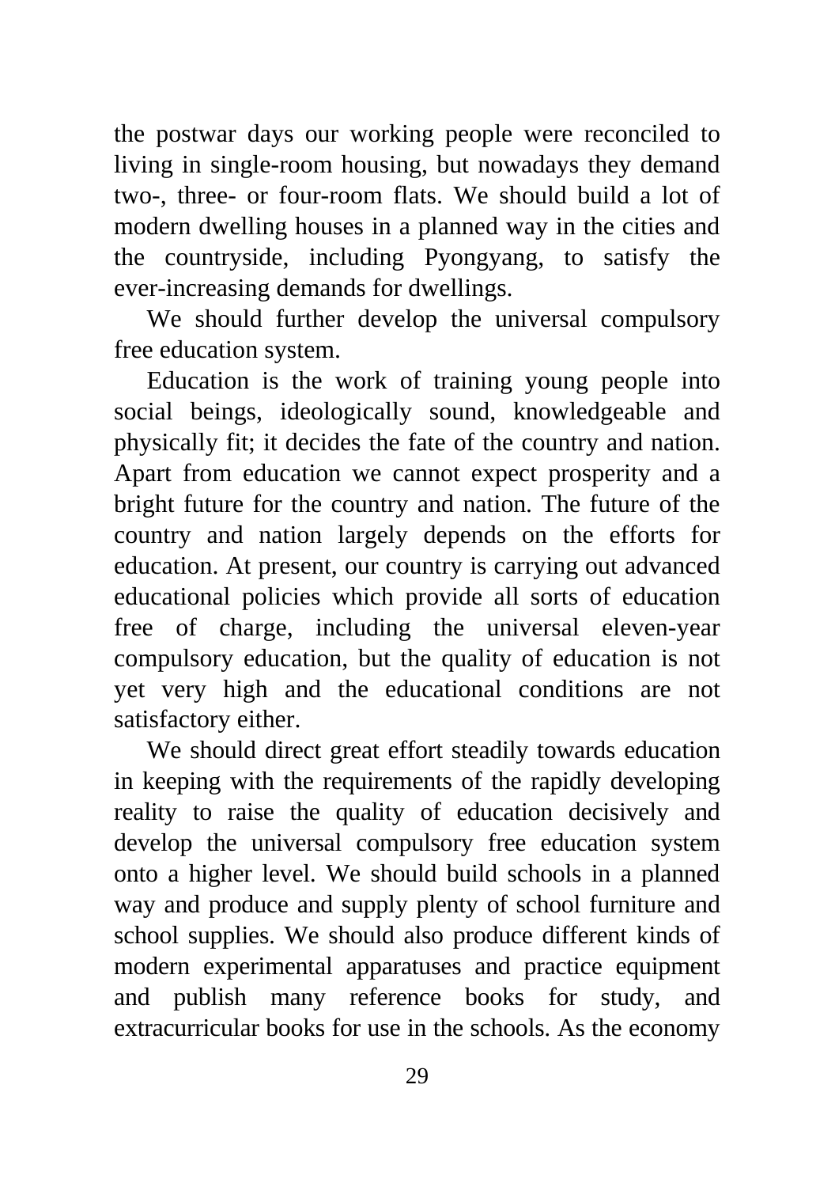the postwar days our working people were reconciled to living in single-room housing, but nowadays they demand two-, three- or four-room flats. We should build a lot of modern dwelling houses in a planned way in the cities and the countryside, including Pyongyang, to satisfy the ever-increasing demands for dwellings.

We should further develop the universal compulsory free education system.

Education is the work of training young people into social beings, ideologically sound, knowledgeable and physically fit; it decides the fate of the country and nation. Apart from education we cannot expect prosperity and a bright future for the country and nation. The future of the country and nation largely depends on the efforts for education. At present, our country is carrying out advanced educational policies which provide all sorts of education free of charge, including the universal eleven-year compulsory education, but the quality of education is not yet very high and the educational conditions are not satisfactory either.

We should direct great effort steadily towards education in keeping with the requirements of the rapidly developing reality to raise the quality of education decisively and develop the universal compulsory free education system onto a higher level. We should build schools in a planned way and produce and supply plenty of school furniture and school supplies. We should also produce different kinds of modern experimental apparatuses and practice equipment and publish many reference books for study, and extracurricular books for use in the schools. As the economy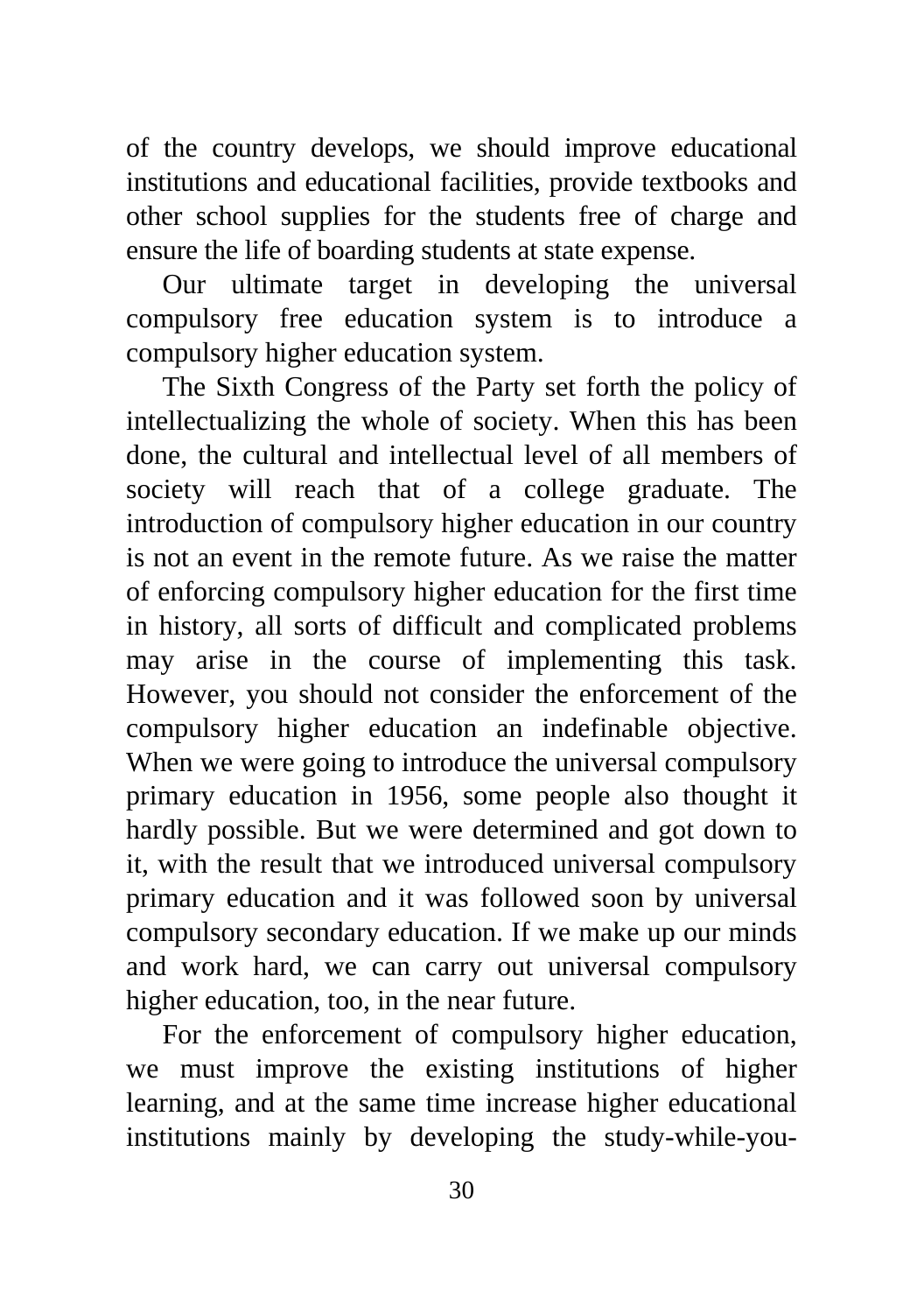of the country develops, we should improve educational institutions and educational facilities, provide textbooks and other school supplies for the students free of charge and ensure the life of boarding students at state expense.

Our ultimate target in developing the universal compulsory free education system is to introduce a compulsory higher education system.

The Sixth Congress of the Party set forth the policy of intellectualizing the whole of society. When this has been done, the cultural and intellectual level of all members of society will reach that of a college graduate. The introduction of compulsory higher education in our country is not an event in the remote future. As we raise the matter of enforcing compulsory higher education for the first time in history, all sorts of difficult and complicated problems may arise in the course of implementing this task. However, you should not consider the enforcement of the compulsory higher education an indefinable objective. When we were going to introduce the universal compulsory primary education in 1956, some people also thought it hardly possible. But we were determined and got down to it, with the result that we introduced universal compulsory primary education and it was followed soon by universal compulsory secondary education. If we make up our minds and work hard, we can carry out universal compulsory higher education, too, in the near future.

For the enforcement of compulsory higher education, we must improve the existing institutions of higher learning, and at the same time increase higher educational institutions mainly by developing the study-while-you-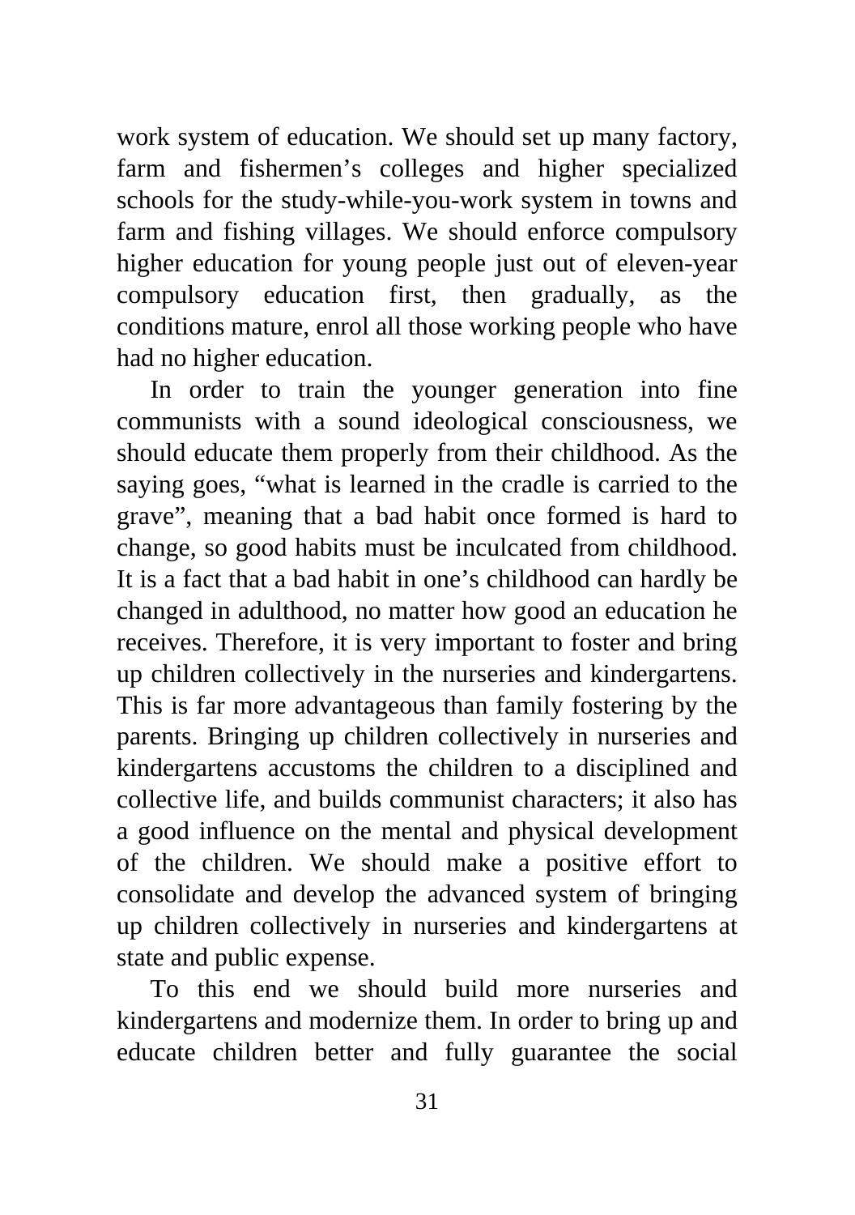work system of education. We should set up many factory, farm and fishermen's colleges and higher specialized schools for the study-while-you-work system in towns and farm and fishing villages. We should enforce compulsory higher education for young people just out of eleven-year compulsory education first, then gradually, as the conditions mature, enrol all those working people who have had no higher education.

In order to train the younger generation into fine communists with a sound ideological consciousness, we should educate them properly from their childhood. As the saying goes, "what is learned in the cradle is carried to the grave", meaning that a bad habit once formed is hard to change, so good habits must be inculcated from childhood. It is a fact that a bad habit in one's childhood can hardly be changed in adulthood, no matter how good an education he receives. Therefore, it is very important to foster and bring up children collectively in the nurseries and kindergartens. This is far more advantageous than family fostering by the parents. Bringing up children collectively in nurseries and kindergartens accustoms the children to a disciplined and collective life, and builds communist characters; it also has a good influence on the mental and physical development of the children. We should make a positive effort to consolidate and develop the advanced system of bringing up children collectively in nurseries and kindergartens at state and public expense.

To this end we should build more nurseries and kindergartens and modernize them. In order to bring up and educate children better and fully guarantee the social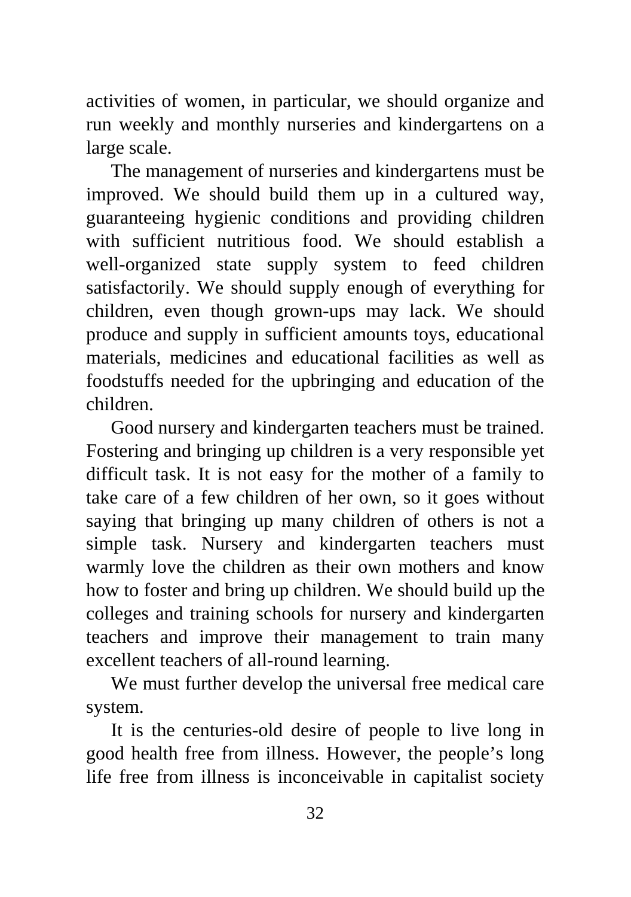activities of women, in particular, we should organize and run weekly and monthly nurseries and kindergartens on a large scale.

The management of nurseries and kindergartens must be improved. We should build them up in a cultured way, guaranteeing hygienic conditions and providing children with sufficient nutritious food. We should establish a well-organized state supply system to feed children satisfactorily. We should supply enough of everything for children, even though grown-ups may lack. We should produce and supply in sufficient amounts toys, educational materials, medicines and educational facilities as well as foodstuffs needed for the upbringing and education of the children.

Good nursery and kindergarten teachers must be trained. Fostering and bringing up children is a very responsible yet difficult task. It is not easy for the mother of a family to take care of a few children of her own, so it goes without saying that bringing up many children of others is not a simple task. Nursery and kindergarten teachers must warmly love the children as their own mothers and know how to foster and bring up children. We should build up the colleges and training schools for nursery and kindergarten teachers and improve their management to train many excellent teachers of all-round learning.

We must further develop the universal free medical care system.

It is the centuries-old desire of people to live long in good health free from illness. However, the people's long life free from illness is inconceivable in capitalist society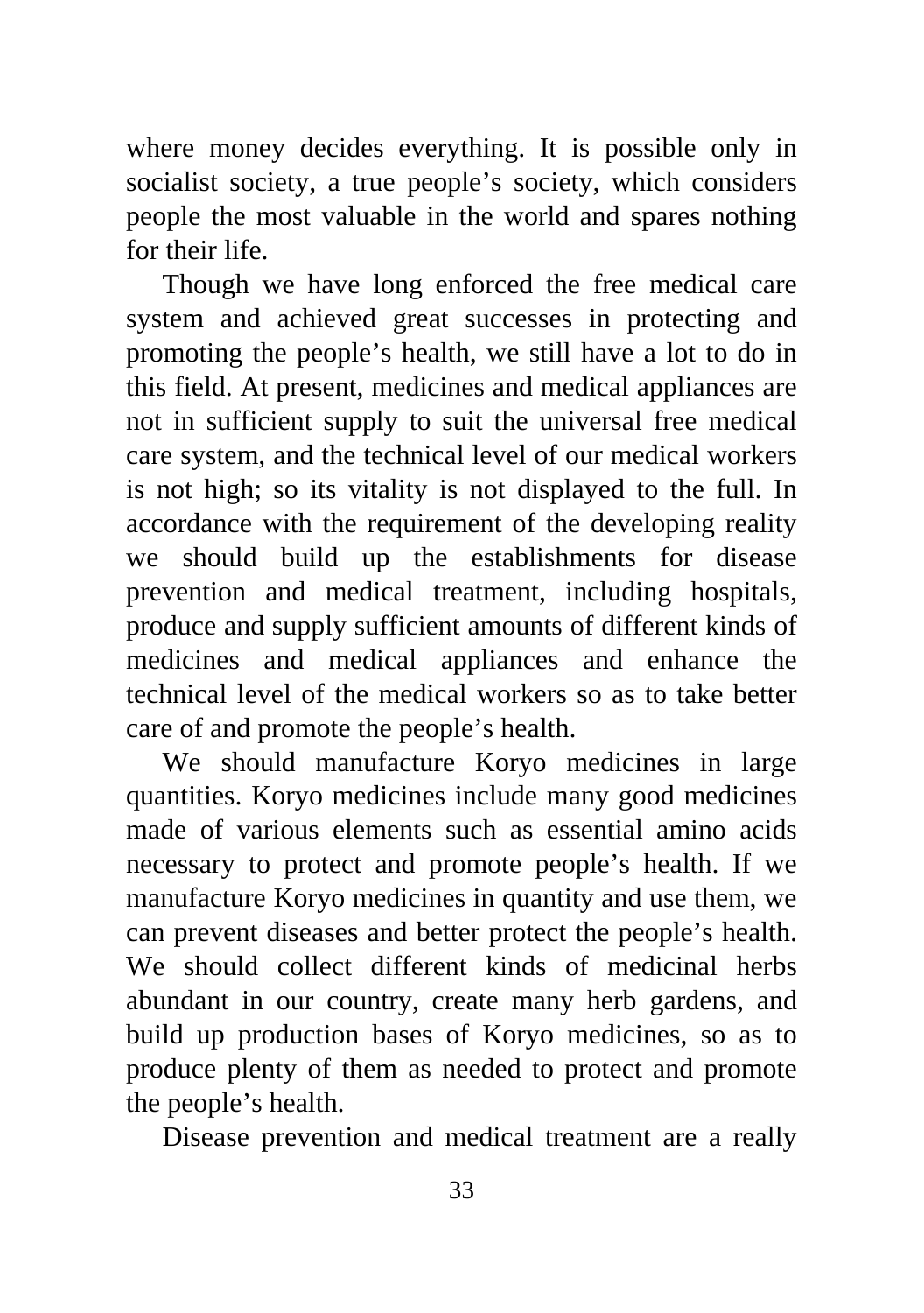where money decides everything. It is possible only in socialist society, a true people's society, which considers people the most valuable in the world and spares nothing for their life.

Though we have long enforced the free medical care system and achieved great successes in protecting and promoting the people's health, we still have a lot to do in this field. At present, medicines and medical appliances are not in sufficient supply to suit the universal free medical care system, and the technical level of our medical workers is not high; so its vitality is not displayed to the full. In accordance with the requirement of the developing reality we should build up the establishments for disease prevention and medical treatment, including hospitals, produce and supply sufficient amounts of different kinds of medicines and medical appliances and enhance the technical level of the medical workers so as to take better care of and promote the people's health.

We should manufacture Koryo medicines in large quantities. Koryo medicines include many good medicines made of various elements such as essential amino acids necessary to protect and promote people's health. If we manufacture Koryo medicines in quantity and use them, we can prevent diseases and better protect the people's health. We should collect different kinds of medicinal herbs abundant in our country, create many herb gardens, and build up production bases of Koryo medicines, so as to produce plenty of them as needed to protect and promote the people's health.

Disease prevention and medical treatment are a really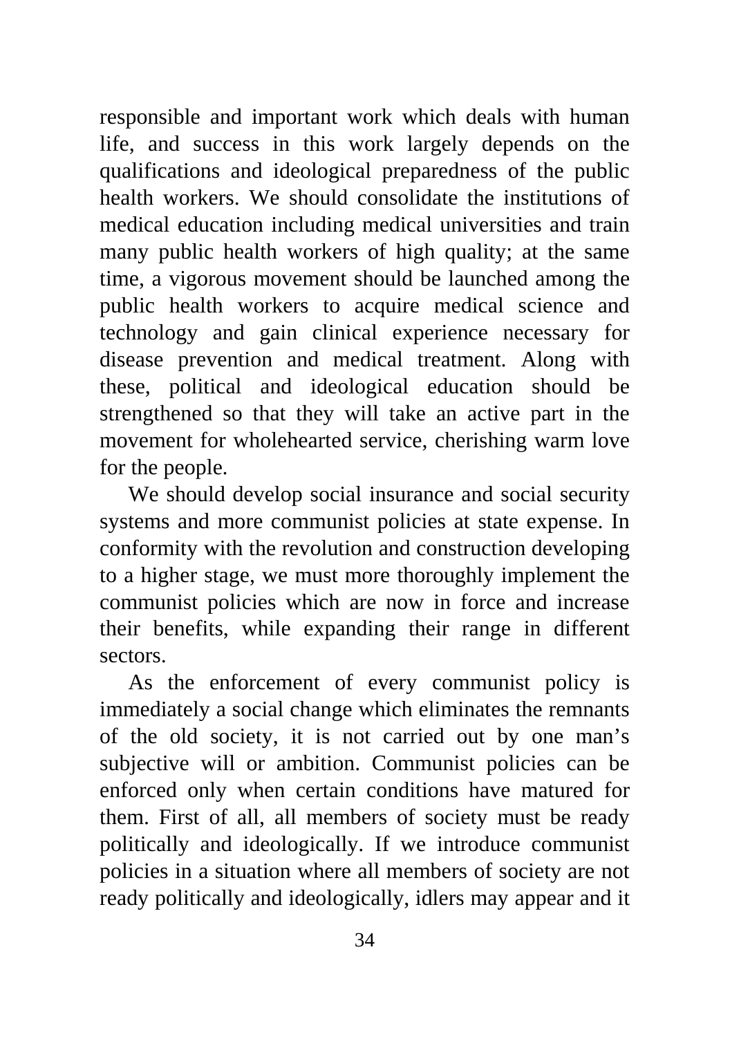responsible and important work which deals with human life, and success in this work largely depends on the qualifications and ideological preparedness of the public health workers. We should consolidate the institutions of medical education including medical universities and train many public health workers of high quality; at the same time, a vigorous movement should be launched among the public health workers to acquire medical science and technology and gain clinical experience necessary for disease prevention and medical treatment. Along with these, political and ideological education should be strengthened so that they will take an active part in the movement for wholehearted service, cherishing warm love for the people.

We should develop social insurance and social security systems and more communist policies at state expense. In conformity with the revolution and construction developing to a higher stage, we must more thoroughly implement the communist policies which are now in force and increase their benefits, while expanding their range in different sectors.

As the enforcement of every communist policy is immediately a social change which eliminates the remnants of the old society, it is not carried out by one man's subjective will or ambition. Communist policies can be enforced only when certain conditions have matured for them. First of all, all members of society must be ready politically and ideologically. If we introduce communist policies in a situation where all members of society are not ready politically and ideologically, idlers may appear and it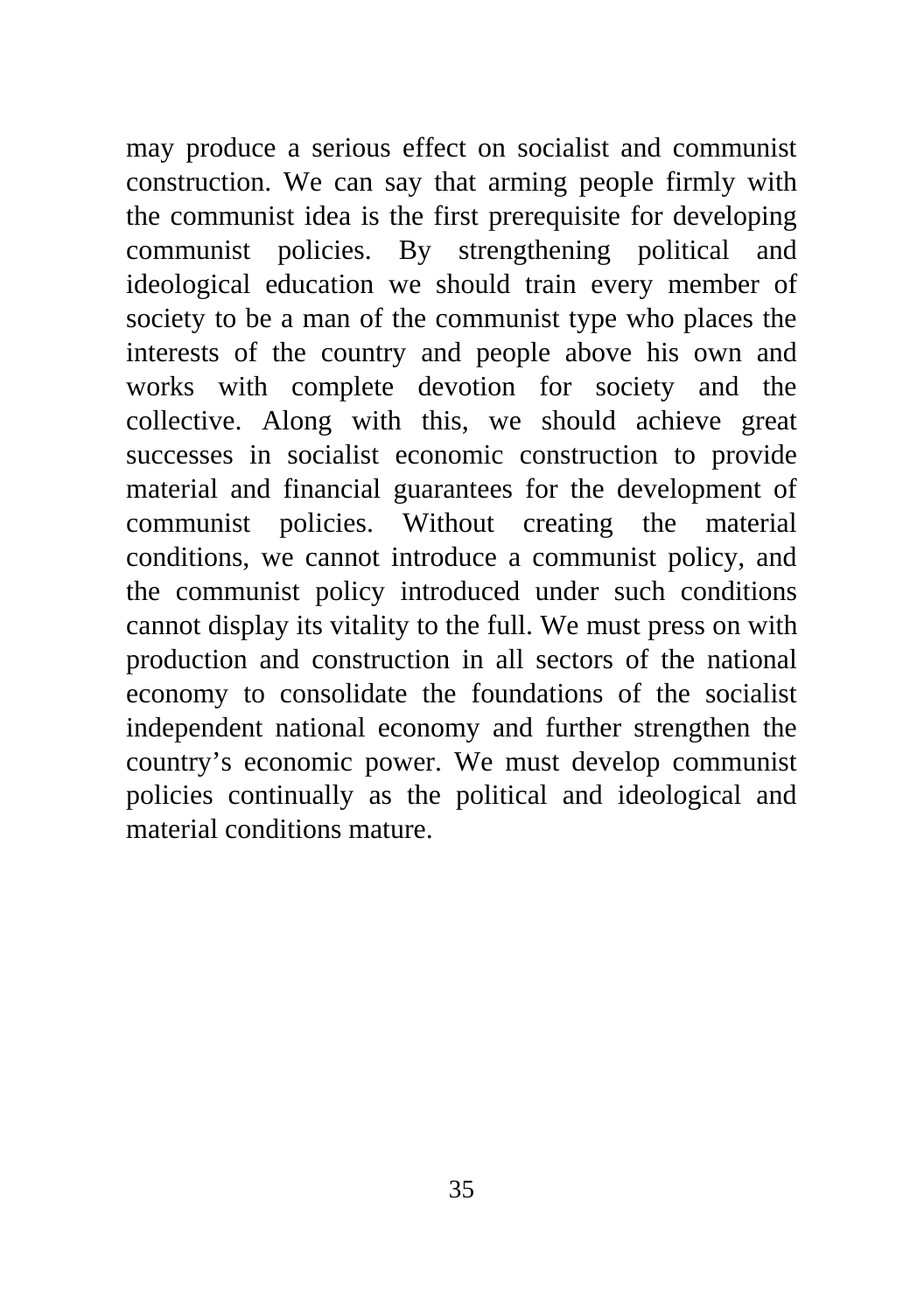may produce a serious effect on socialist and communist construction. We can say that arming people firmly with the communist idea is the first prerequisite for developing communist policies. By strengthening political and ideological education we should train every member of society to be a man of the communist type who places the interests of the country and people above his own and works with complete devotion for society and the collective. Along with this, we should achieve great successes in socialist economic construction to provide material and financial guarantees for the development of communist policies. Without creating the material conditions, we cannot introduce a communist policy, and the communist policy introduced under such conditions cannot display its vitality to the full. We must press on with production and construction in all sectors of the national economy to consolidate the foundations of the socialist independent national economy and further strengthen the country's economic power. We must develop communist policies continually as the political and ideological and material conditions mature.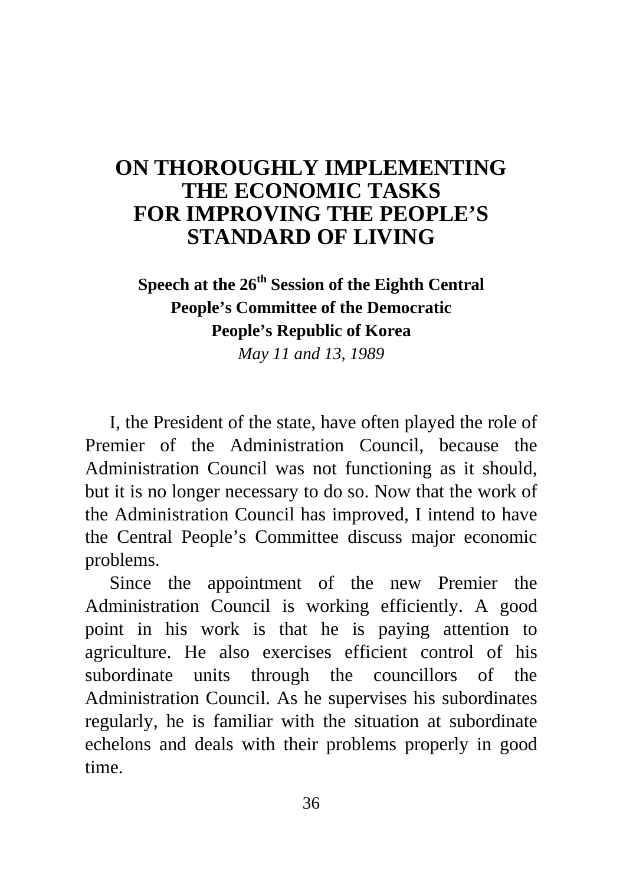# ON THOROUGHLY IMPLEMENTING THE ECONOMIC TASKS FOR IMPROVING THE PEOPLE'S STANDARD OF LIVING

**Speech at the 26th Session of the Eighth Central People's Committee of the Democratic People's Republic of Korea**

*May 11 and 13, 1989*

I, the President of the state, have often played the role of Premier of the Administration Council, because the Administration Council was not functioning as it should, but it is no longer necessary to do so. Now that the work of the Administration Council has improved, I intend to have the Central People's Committee discuss major economic problems.

Since the appointment of the new Premier the Administration Council is working efficiently. A good point in his work is that he is paying attention to agriculture. He also exercises efficient control of his subordinate units through the councillors of the Administration Council. As he supervises his subordinates regularly, he is familiar with the situation at subordinate echelons and deals with their problems properly in good time.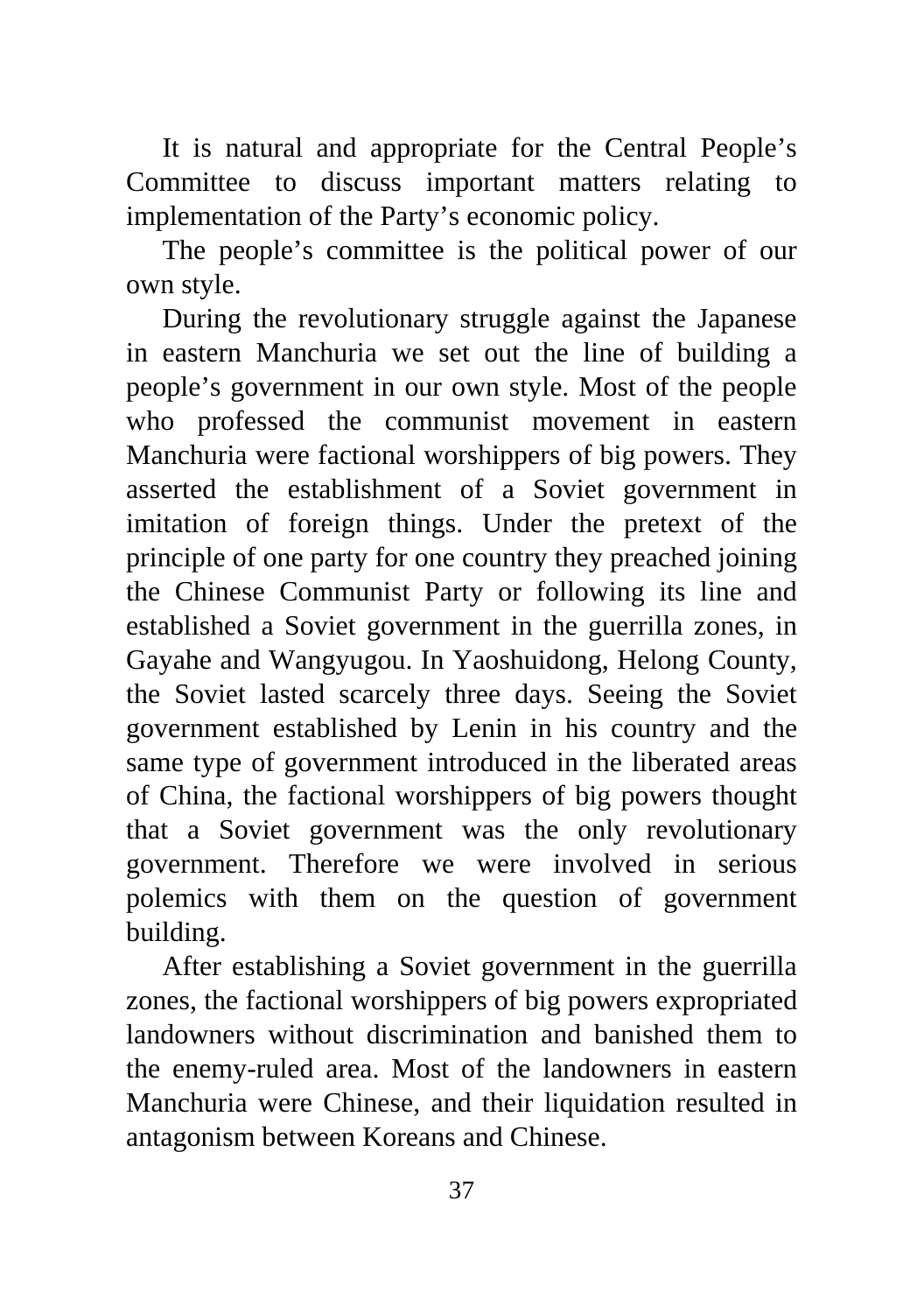It is natural and appropriate for the Central People's Committee to discuss important matters relating to implementation of the Party's economic policy.

The people's committee is the political power of our own style.

During the revolutionary struggle against the Japanese in eastern Manchuria we set out the line of building a people's government in our own style. Most of the people who professed the communist movement in eastern Manchuria were factional worshippers of big powers. They asserted the establishment of a Soviet government in imitation of foreign things. Under the pretext of the principle of one party for one country they preached joining the Chinese Communist Party or following its line and established a Soviet government in the guerrilla zones, in Gayahe and Wangyugou. In Yaoshuidong, Helong County, the Soviet lasted scarcely three days. Seeing the Soviet government established by Lenin in his country and the same type of government introduced in the liberated areas of China, the factional worshippers of big powers thought that a Soviet government was the only revolutionary government. Therefore we were involved in serious polemics with them on the question of government building.

After establishing a Soviet government in the guerrilla zones, the factional worshippers of big powers expropriated landowners without discrimination and banished them to the enemy-ruled area. Most of the landowners in eastern Manchuria were Chinese, and their liquidation resulted in antagonism between Koreans and Chinese.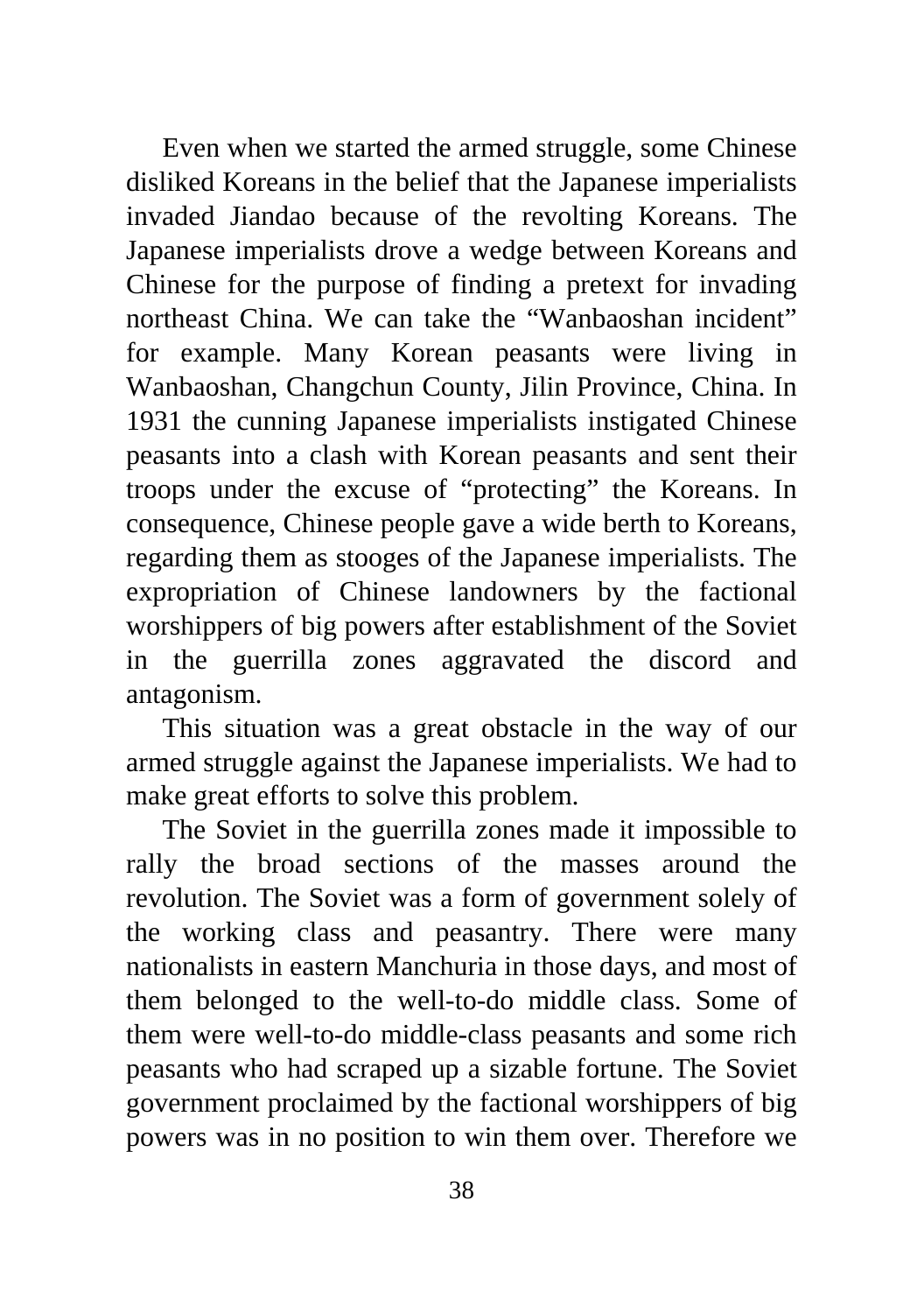Even when we started the armed struggle, some Chinese disliked Koreans in the belief that the Japanese imperialists invaded Jiandao because of the revolting Koreans. The Japanese imperialists drove a wedge between Koreans and Chinese for the purpose of finding a pretext for invading northeast China. We can take the "Wanbaoshan incident" for example. Many Korean peasants were living in Wanbaoshan, Changchun County, Jilin Province, China. In 1931 the cunning Japanese imperialists instigated Chinese peasants into a clash with Korean peasants and sent their troops under the excuse of "protecting" the Koreans. In consequence, Chinese people gave a wide berth to Koreans, regarding them as stooges of the Japanese imperialists. The expropriation of Chinese landowners by the factional worshippers of big powers after establishment of the Soviet in the guerrilla zones aggravated the discord and antagonism.

This situation was a great obstacle in the way of our armed struggle against the Japanese imperialists. We had to make great efforts to solve this problem.

The Soviet in the guerrilla zones made it impossible to rally the broad sections of the masses around the revolution. The Soviet was a form of government solely of the working class and peasantry. There were many nationalists in eastern Manchuria in those days, and most of them belonged to the well-to-do middle class. Some of them were well-to-do middle-class peasants and some rich peasants who had scraped up a sizable fortune. The Soviet government proclaimed by the factional worshippers of big powers was in no position to win them over. Therefore we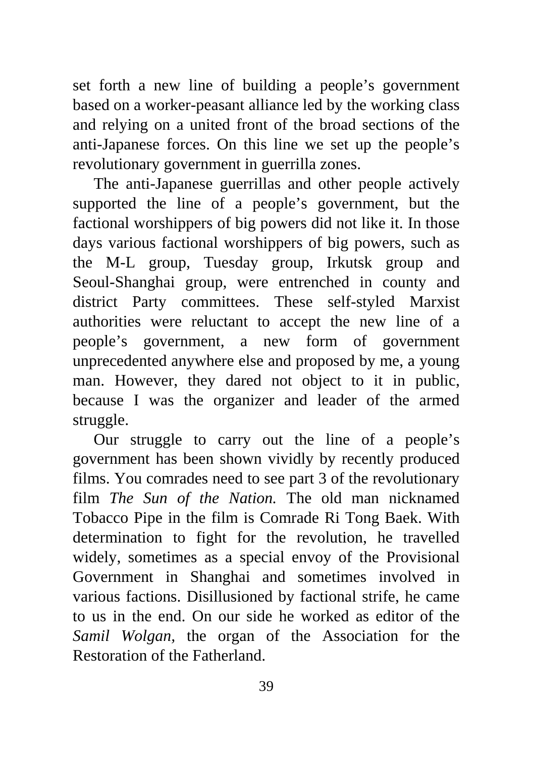set forth a new line of building a people's government based on a worker-peasant alliance led by the working class and relying on a united front of the broad sections of the anti-Japanese forces. On this line we set up the people's revolutionary government in guerrilla zones.

The anti-Japanese guerrillas and other people actively supported the line of a people's government, but the factional worshippers of big powers did not like it. In those days various factional worshippers of big powers, such as the M-L group, Tuesday group, Irkutsk group and Seoul-Shanghai group, were entrenched in county and district Party committees. These self-styled Marxist authorities were reluctant to accept the new line of a people's government, a new form of government unprecedented anywhere else and proposed by me, a young man. However, they dared not object to it in public, because I was the organizer and leader of the armed struggle.

Our struggle to carry out the line of a people's government has been shown vividly by recently produced films. You comrades need to see part 3 of the revolutionary film *The Sun of the Nation.* The old man nicknamed Tobacco Pipe in the film is Comrade Ri Tong Baek. With determination to fight for the revolution, he travelled widely, sometimes as a special envoy of the Provisional Government in Shanghai and sometimes involved in various factions. Disillusioned by factional strife, he came to us in the end. On our side he worked as editor of the *Samil Wolgan,* the organ of the Association for the Restoration of the Fatherland.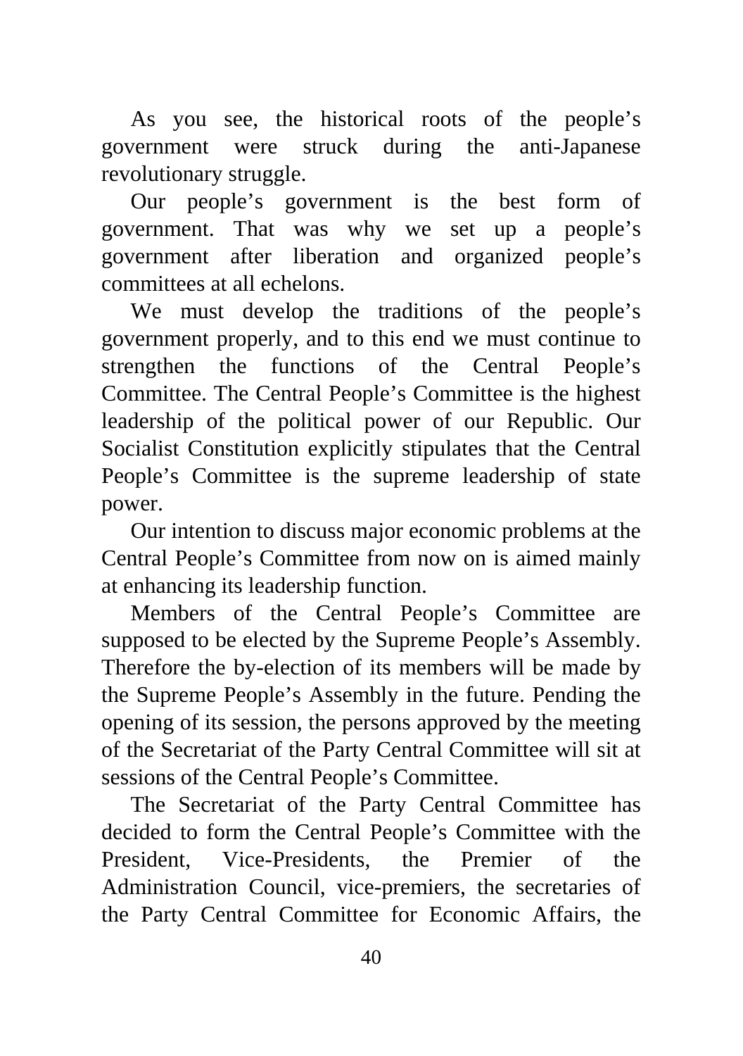As you see, the historical roots of the people's government were struck during the anti-Japanese revolutionary struggle.

Our people's government is the best form of government. That was why we set up a people's government after liberation and organized people's committees at all echelons.

We must develop the traditions of the people's government properly, and to this end we must continue to strengthen the functions of the Central People's Committee. The Central People's Committee is the highest leadership of the political power of our Republic. Our Socialist Constitution explicitly stipulates that the Central People's Committee is the supreme leadership of state power.

Our intention to discuss major economic problems at the Central People's Committee from now on is aimed mainly at enhancing its leadership function.

Members of the Central People's Committee are supposed to be elected by the Supreme People's Assembly. Therefore the by-election of its members will be made by the Supreme People's Assembly in the future. Pending the opening of its session, the persons approved by the meeting of the Secretariat of the Party Central Committee will sit at sessions of the Central People's Committee.

The Secretariat of the Party Central Committee has decided to form the Central People's Committee with the President, Vice-Presidents, the Premier of the Administration Council, vice-premiers, the secretaries of the Party Central Committee for Economic Affairs, the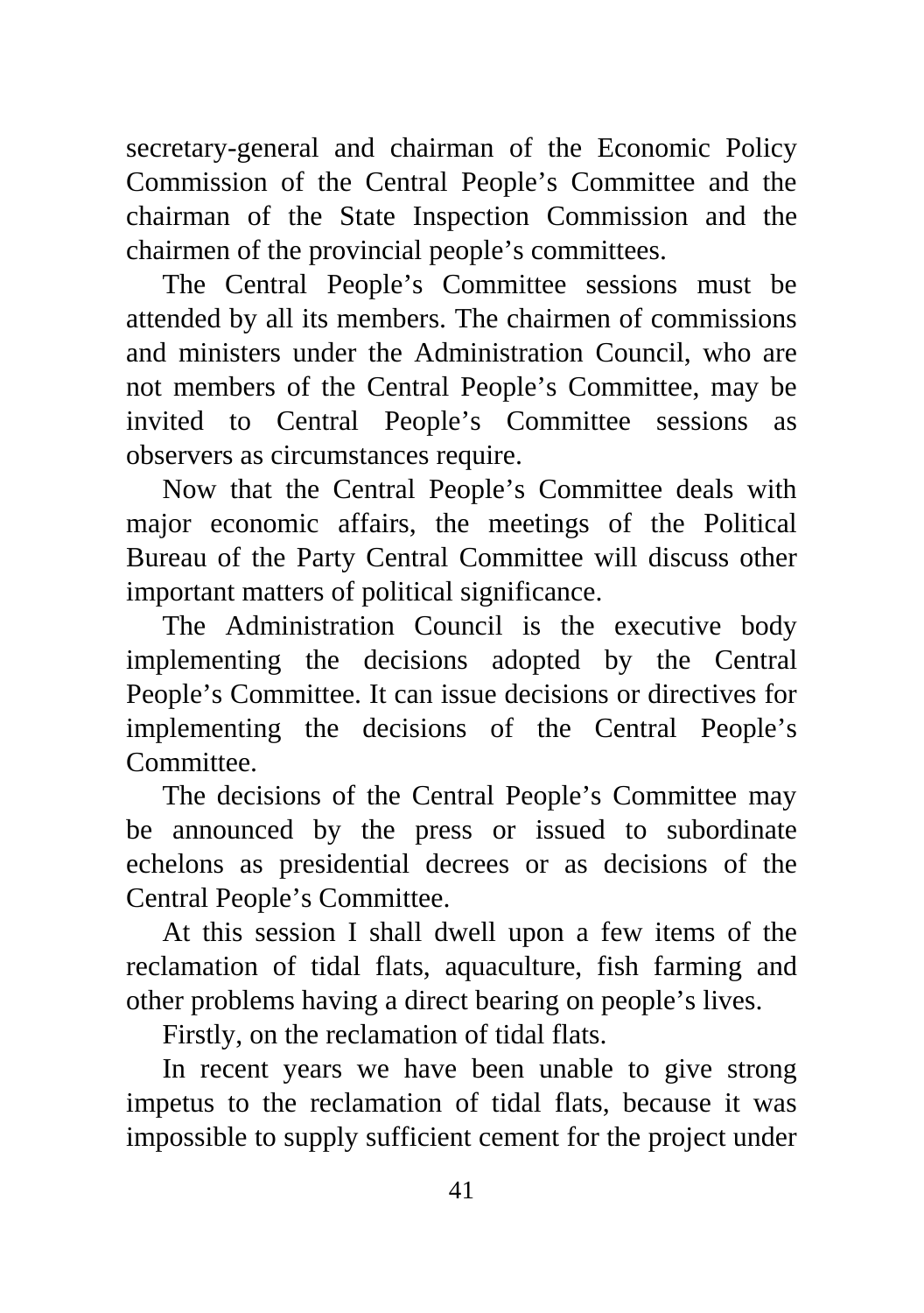secretary-general and chairman of the Economic Policy Commission of the Central People's Committee and the chairman of the State Inspection Commission and the chairmen of the provincial people's committees.

The Central People's Committee sessions must be attended by all its members. The chairmen of commissions and ministers under the Administration Council, who are not members of the Central People's Committee, may be invited to Central People's Committee sessions as observers as circumstances require.

Now that the Central People's Committee deals with major economic affairs, the meetings of the Political Bureau of the Party Central Committee will discuss other important matters of political significance.

The Administration Council is the executive body implementing the decisions adopted by the Central People's Committee. It can issue decisions or directives for implementing the decisions of the Central People's Committee.

The decisions of the Central People's Committee may be announced by the press or issued to subordinate echelons as presidential decrees or as decisions of the Central People's Committee.

At this session I shall dwell upon a few items of the reclamation of tidal flats, aquaculture, fish farming and other problems having a direct bearing on people's lives.

Firstly, on the reclamation of tidal flats.

In recent years we have been unable to give strong impetus to the reclamation of tidal flats, because it was impossible to supply sufficient cement for the project under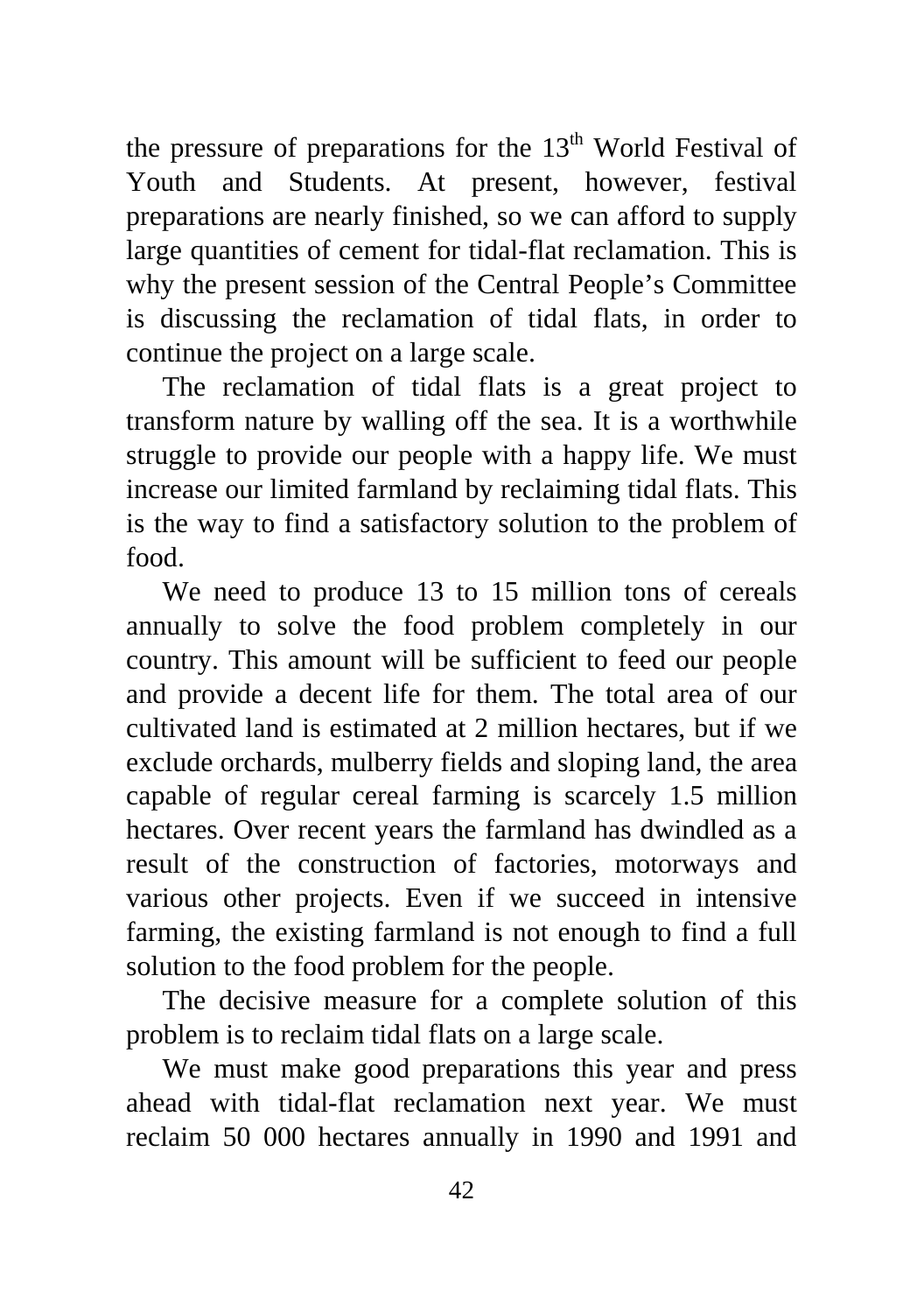the pressure of preparations for the 13th World Festival of Youth and Students. At present, however, festival preparations are nearly finished, so we can afford to supply large quantities of cement for tidal-flat reclamation. This is why the present session of the Central People's Committee is discussing the reclamation of tidal flats, in order to continue the project on a large scale.

The reclamation of tidal flats is a great project to transform nature by walling off the sea. It is a worthwhile struggle to provide our people with a happy life. We must increase our limited farmland by reclaiming tidal flats. This is the way to find a satisfactory solution to the problem of food.

We need to produce 13 to 15 million tons of cereals annually to solve the food problem completely in our country. This amount will be sufficient to feed our people and provide a decent life for them. The total area of our cultivated land is estimated at 2 million hectares, but if we exclude orchards, mulberry fields and sloping land, the area capable of regular cereal farming is scarcely 1.5 million hectares. Over recent years the farmland has dwindled as a result of the construction of factories, motorways and various other projects. Even if we succeed in intensive farming, the existing farmland is not enough to find a full solution to the food problem for the people.

The decisive measure for a complete solution of this problem is to reclaim tidal flats on a large scale.

We must make good preparations this year and press ahead with tidal-flat reclamation next year. We must reclaim 50 000 hectares annually in 1990 and 1991 and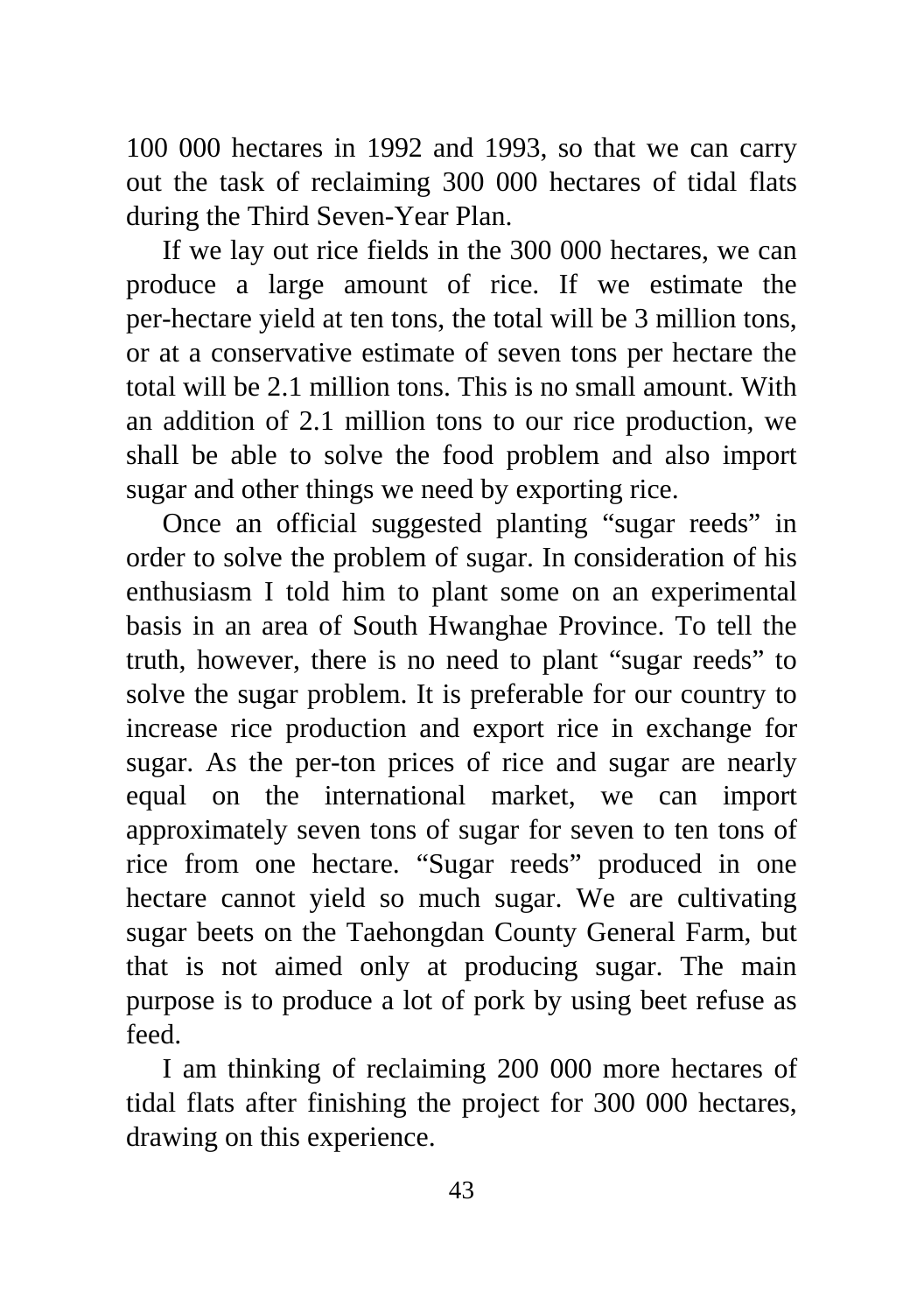100 000 hectares in 1992 and 1993, so that we can carry out the task of reclaiming 300 000 hectares of tidal flats during the Third Seven-Year Plan.

If we lay out rice fields in the 300 000 hectares, we can produce a large amount of rice. If we estimate the per-hectare yield at ten tons, the total will be 3 million tons, or at a conservative estimate of seven tons per hectare the total will be 2.1 million tons. This is no small amount. With an addition of 2.1 million tons to our rice production, we shall be able to solve the food problem and also import sugar and other things we need by exporting rice.

Once an official suggested planting “sugar reeds” in order to solve the problem of sugar. In consideration of his enthusiasm I told him to plant some on an experimental basis in an area of South Hwanghae Province. To tell the truth, however, there is no need to plant “sugar reeds” to solve the sugar problem. It is preferable for our country to increase rice production and export rice in exchange for sugar. As the per-ton prices of rice and sugar are nearly equal on the international market, we can import approximately seven tons of sugar for seven to ten tons of rice from one hectare. “Sugar reeds” produced in one hectare cannot yield so much sugar. We are cultivating sugar beets on the Taehongdan County General Farm, but that is not aimed only at producing sugar. The main purpose is to produce a lot of pork by using beet refuse as feed.

I am thinking of reclaiming 200 000 more hectares of tidal flats after finishing the project for 300 000 hectares, drawing on this experience.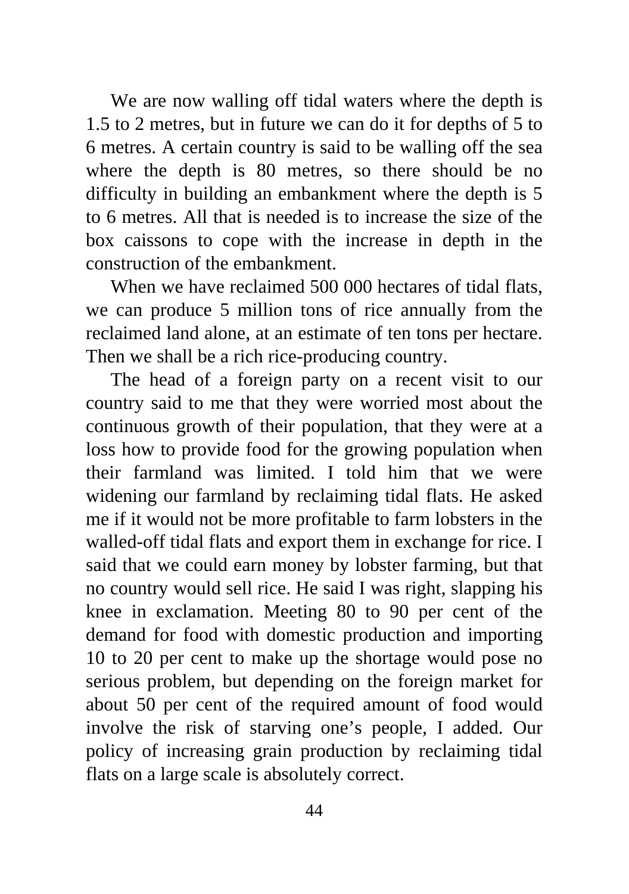We are now walling off tidal waters where the depth is 1.5 to 2 metres, but in future we can do it for depths of 5 to 6 metres. A certain country is said to be walling off the sea where the depth is 80 metres, so there should be no difficulty in building an embankment where the depth is 5 to 6 metres. All that is needed is to increase the size of the box caissons to cope with the increase in depth in the construction of the embankment.

When we have reclaimed 500 000 hectares of tidal flats, we can produce 5 million tons of rice annually from the reclaimed land alone, at an estimate of ten tons per hectare. Then we shall be a rich rice-producing country.

The head of a foreign party on a recent visit to our country said to me that they were worried most about the continuous growth of their population, that they were at a loss how to provide food for the growing population when their farmland was limited. I told him that we were widening our farmland by reclaiming tidal flats. He asked me if it would not be more profitable to farm lobsters in the walled-off tidal flats and export them in exchange for rice. I said that we could earn money by lobster farming, but that no country would sell rice. He said I was right, slapping his knee in exclamation. Meeting 80 to 90 per cent of the demand for food with domestic production and importing 10 to 20 per cent to make up the shortage would pose no serious problem, but depending on the foreign market for about 50 per cent of the required amount of food would involve the risk of starving one's people, I added. Our policy of increasing grain production by reclaiming tidal flats on a large scale is absolutely correct.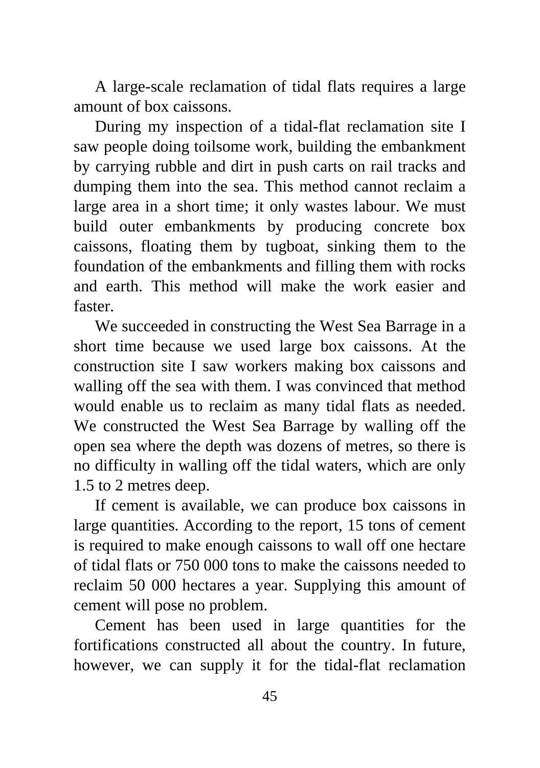A large-scale reclamation of tidal flats requires a large amount of box caissons.

During my inspection of a tidal-flat reclamation site I saw people doing toilsome work, building the embankment by carrying rubble and dirt in push carts on rail tracks and dumping them into the sea. This method cannot reclaim a large area in a short time; it only wastes labour. We must build outer embankments by producing concrete box caissons, floating them by tugboat, sinking them to the foundation of the embankments and filling them with rocks and earth. This method will make the work easier and faster.

We succeeded in constructing the West Sea Barrage in a short time because we used large box caissons. At the construction site I saw workers making box caissons and walling off the sea with them. I was convinced that method would enable us to reclaim as many tidal flats as needed. We constructed the West Sea Barrage by walling off the open sea where the depth was dozens of metres, so there is no difficulty in walling off the tidal waters, which are only 1.5 to 2 metres deep.

If cement is available, we can produce box caissons in large quantities. According to the report, 15 tons of cement is required to make enough caissons to wall off one hectare of tidal flats or 750 000 tons to make the caissons needed to reclaim 50 000 hectares a year. Supplying this amount of cement will pose no problem.

Cement has been used in large quantities for the fortifications constructed all about the country. In future, however, we can supply it for the tidal-flat reclamation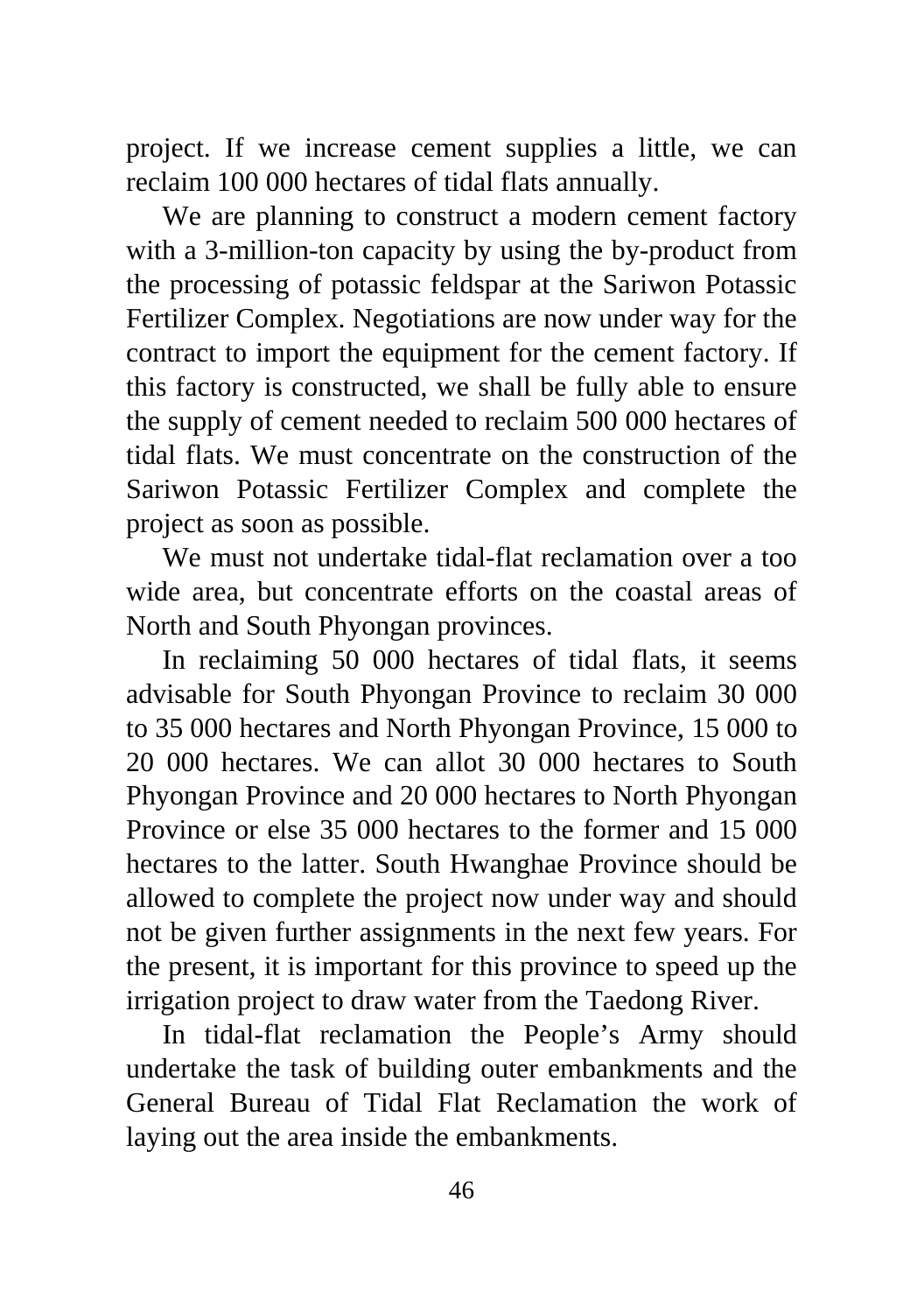project. If we increase cement supplies a little, we can reclaim 100 000 hectares of tidal flats annually.

We are planning to construct a modern cement factory with a 3-million-ton capacity by using the by-product from the processing of potassic feldspar at the Sariwon Potassic Fertilizer Complex. Negotiations are now under way for the contract to import the equipment for the cement factory. If this factory is constructed, we shall be fully able to ensure the supply of cement needed to reclaim 500 000 hectares of tidal flats. We must concentrate on the construction of the Sariwon Potassic Fertilizer Complex and complete the project as soon as possible.

We must not undertake tidal-flat reclamation over a too wide area, but concentrate efforts on the coastal areas of North and South Phyongan provinces.

In reclaiming 50 000 hectares of tidal flats, it seems advisable for South Phyongan Province to reclaim 30 000 to 35 000 hectares and North Phyongan Province, 15 000 to 20 000 hectares. We can allot 30 000 hectares to South Phyongan Province and 20 000 hectares to North Phyongan Province or else 35 000 hectares to the former and 15 000 hectares to the latter. South Hwanghae Province should be allowed to complete the project now under way and should not be given further assignments in the next few years. For the present, it is important for this province to speed up the irrigation project to draw water from the Taedong River.

In tidal-flat reclamation the People's Army should undertake the task of building outer embankments and the General Bureau of Tidal Flat Reclamation the work of laying out the area inside the embankments.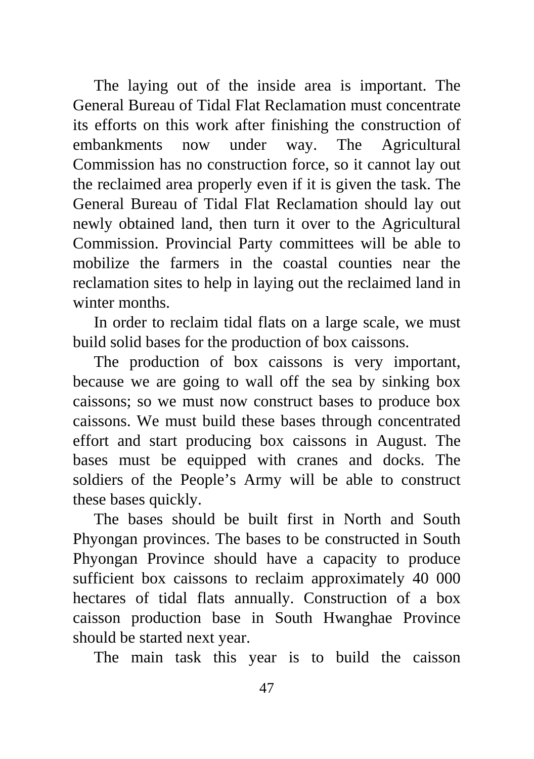The laying out of the inside area is important. The General Bureau of Tidal Flat Reclamation must concentrate its efforts on this work after finishing the construction of embankments now under way. The Agricultural Commission has no construction force, so it cannot lay out the reclaimed area properly even if it is given the task. The General Bureau of Tidal Flat Reclamation should lay out newly obtained land, then turn it over to the Agricultural Commission. Provincial Party committees will be able to mobilize the farmers in the coastal counties near the reclamation sites to help in laying out the reclaimed land in winter months.

In order to reclaim tidal flats on a large scale, we must build solid bases for the production of box caissons.

The production of box caissons is very important, because we are going to wall off the sea by sinking box caissons; so we must now construct bases to produce box caissons. We must build these bases through concentrated effort and start producing box caissons in August. The bases must be equipped with cranes and docks. The soldiers of the People's Army will be able to construct these bases quickly.

The bases should be built first in North and South Phyongan provinces. The bases to be constructed in South Phyongan Province should have a capacity to produce sufficient box caissons to reclaim approximately 40 000 hectares of tidal flats annually. Construction of a box caisson production base in South Hwanghae Province should be started next year.

The main task this year is to build the caisson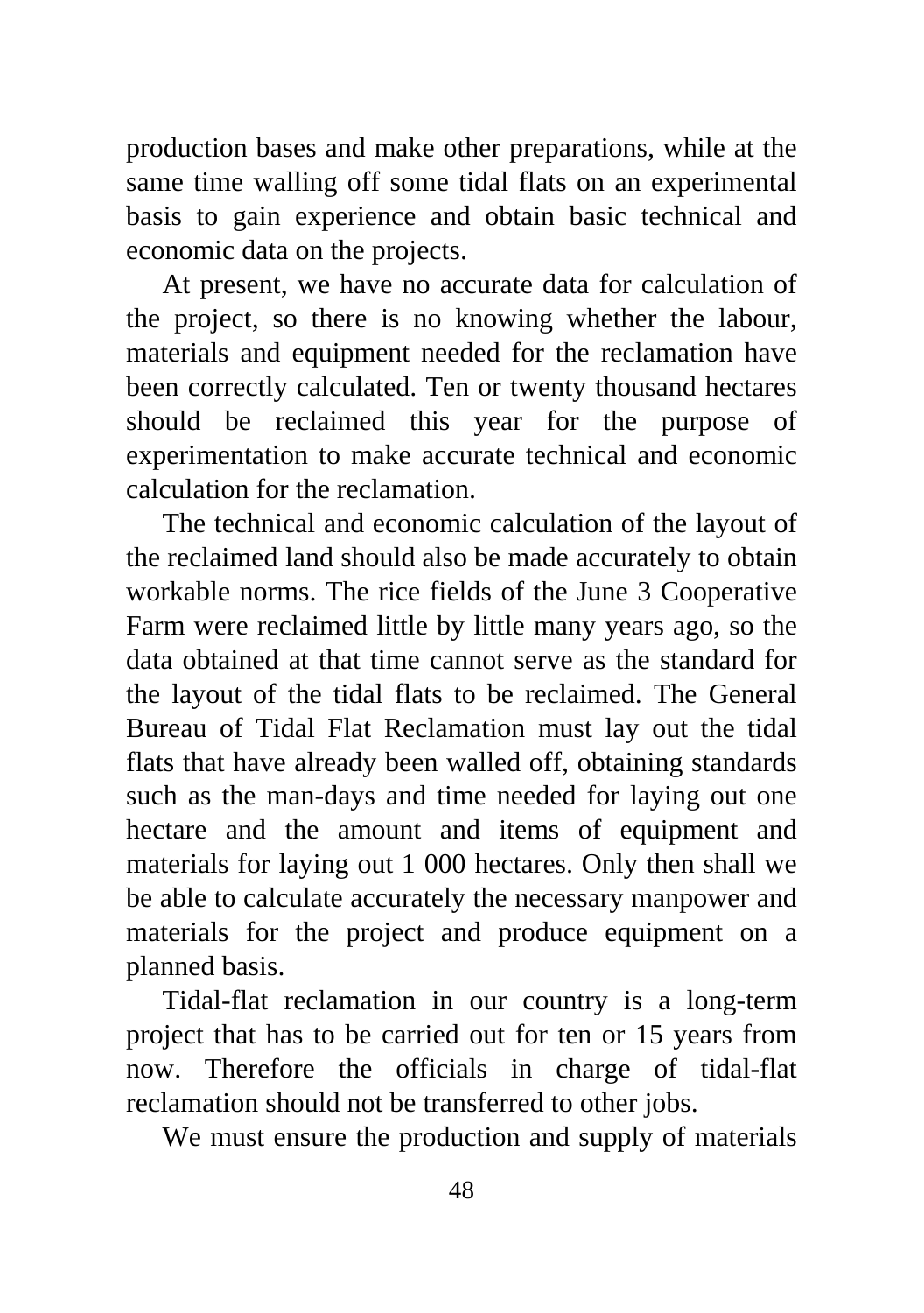production bases and make other preparations, while at the same time walling off some tidal flats on an experimental basis to gain experience and obtain basic technical and economic data on the projects.

At present, we have no accurate data for calculation of the project, so there is no knowing whether the labour, materials and equipment needed for the reclamation have been correctly calculated. Ten or twenty thousand hectares should be reclaimed this year for the purpose of experimentation to make accurate technical and economic calculation for the reclamation.

The technical and economic calculation of the layout of the reclaimed land should also be made accurately to obtain workable norms. The rice fields of the June 3 Cooperative Farm were reclaimed little by little many years ago, so the data obtained at that time cannot serve as the standard for the layout of the tidal flats to be reclaimed. The General Bureau of Tidal Flat Reclamation must lay out the tidal flats that have already been walled off, obtaining standards such as the man-days and time needed for laying out one hectare and the amount and items of equipment and materials for laying out 1 000 hectares. Only then shall we be able to calculate accurately the necessary manpower and materials for the project and produce equipment on a planned basis.

Tidal-flat reclamation in our country is a long-term project that has to be carried out for ten or 15 years from now. Therefore the officials in charge of tidal-flat reclamation should not be transferred to other jobs.

We must ensure the production and supply of materials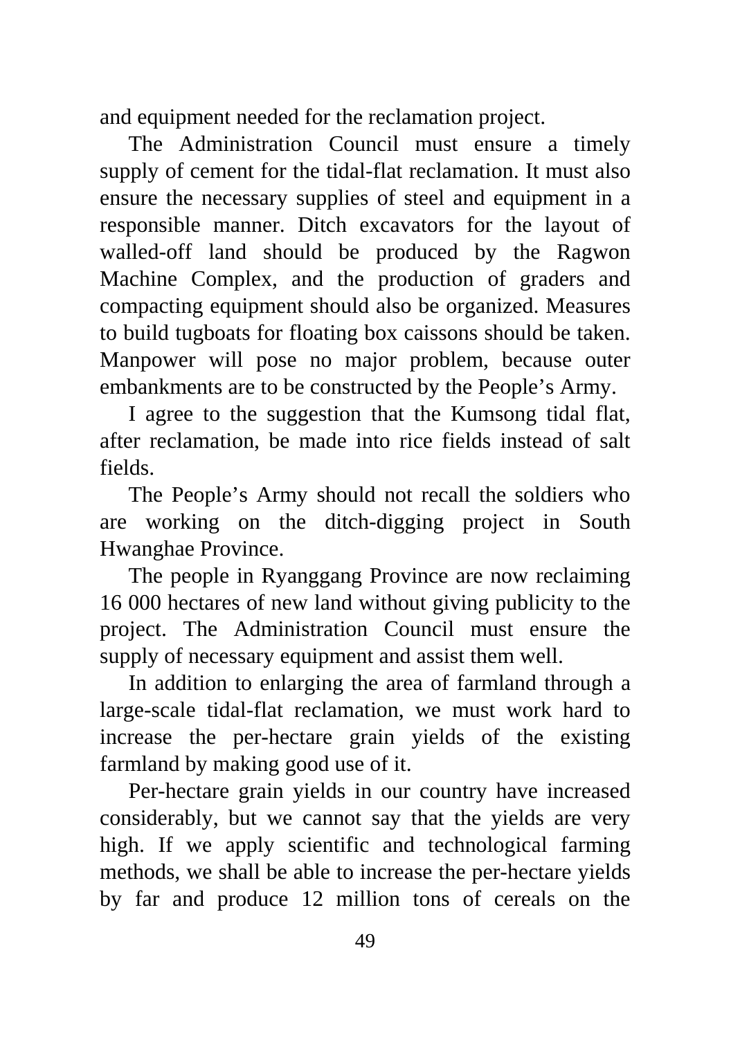and equipment needed for the reclamation project.

The Administration Council must ensure a timely supply of cement for the tidal-flat reclamation. It must also ensure the necessary supplies of steel and equipment in a responsible manner. Ditch excavators for the layout of walled-off land should be produced by the Ragwon Machine Complex, and the production of graders and compacting equipment should also be organized. Measures to build tugboats for floating box caissons should be taken. Manpower will pose no major problem, because outer embankments are to be constructed by the People's Army.

I agree to the suggestion that the Kumsong tidal flat, after reclamation, be made into rice fields instead of salt fields.

The People's Army should not recall the soldiers who are working on the ditch-digging project in South Hwanghae Province.

The people in Ryanggang Province are now reclaiming 16 000 hectares of new land without giving publicity to the project. The Administration Council must ensure the supply of necessary equipment and assist them well.

In addition to enlarging the area of farmland through a large-scale tidal-flat reclamation, we must work hard to increase the per-hectare grain yields of the existing farmland by making good use of it.

Per-hectare grain yields in our country have increased considerably, but we cannot say that the yields are very high. If we apply scientific and technological farming methods, we shall be able to increase the per-hectare yields by far and produce 12 million tons of cereals on the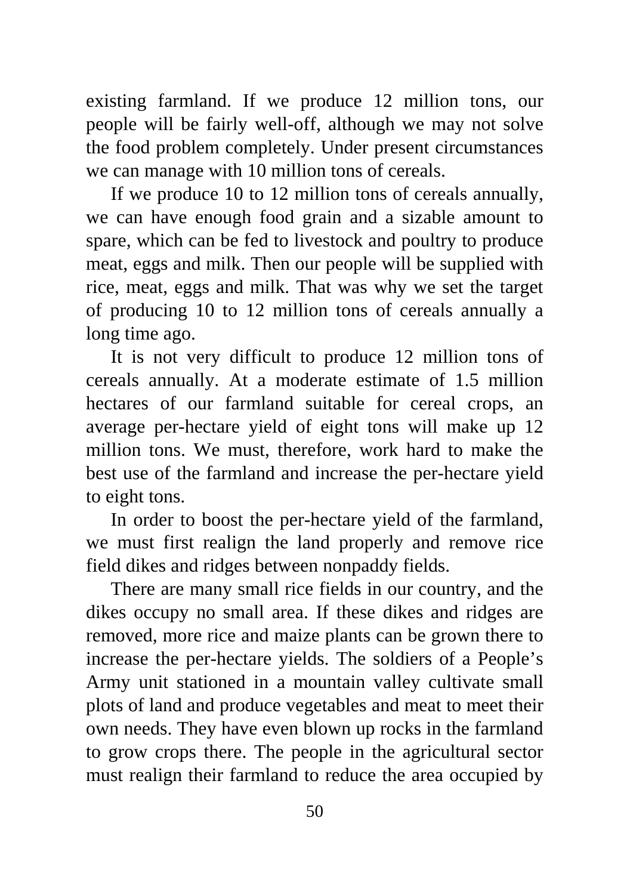existing farmland. If we produce 12 million tons, our people will be fairly well-off, although we may not solve the food problem completely. Under present circumstances we can manage with 10 million tons of cereals.

If we produce 10 to 12 million tons of cereals annually, we can have enough food grain and a sizable amount to spare, which can be fed to livestock and poultry to produce meat, eggs and milk. Then our people will be supplied with rice, meat, eggs and milk. That was why we set the target of producing 10 to 12 million tons of cereals annually a long time ago.

It is not very difficult to produce 12 million tons of cereals annually. At a moderate estimate of 1.5 million hectares of our farmland suitable for cereal crops, an average per-hectare yield of eight tons will make up 12 million tons. We must, therefore, work hard to make the best use of the farmland and increase the per-hectare yield to eight tons.

In order to boost the per-hectare yield of the farmland, we must first realign the land properly and remove rice field dikes and ridges between nonpaddy fields.

There are many small rice fields in our country, and the dikes occupy no small area. If these dikes and ridges are removed, more rice and maize plants can be grown there to increase the per-hectare yields. The soldiers of a People's Army unit stationed in a mountain valley cultivate small plots of land and produce vegetables and meat to meet their own needs. They have even blown up rocks in the farmland to grow crops there. The people in the agricultural sector must realign their farmland to reduce the area occupied by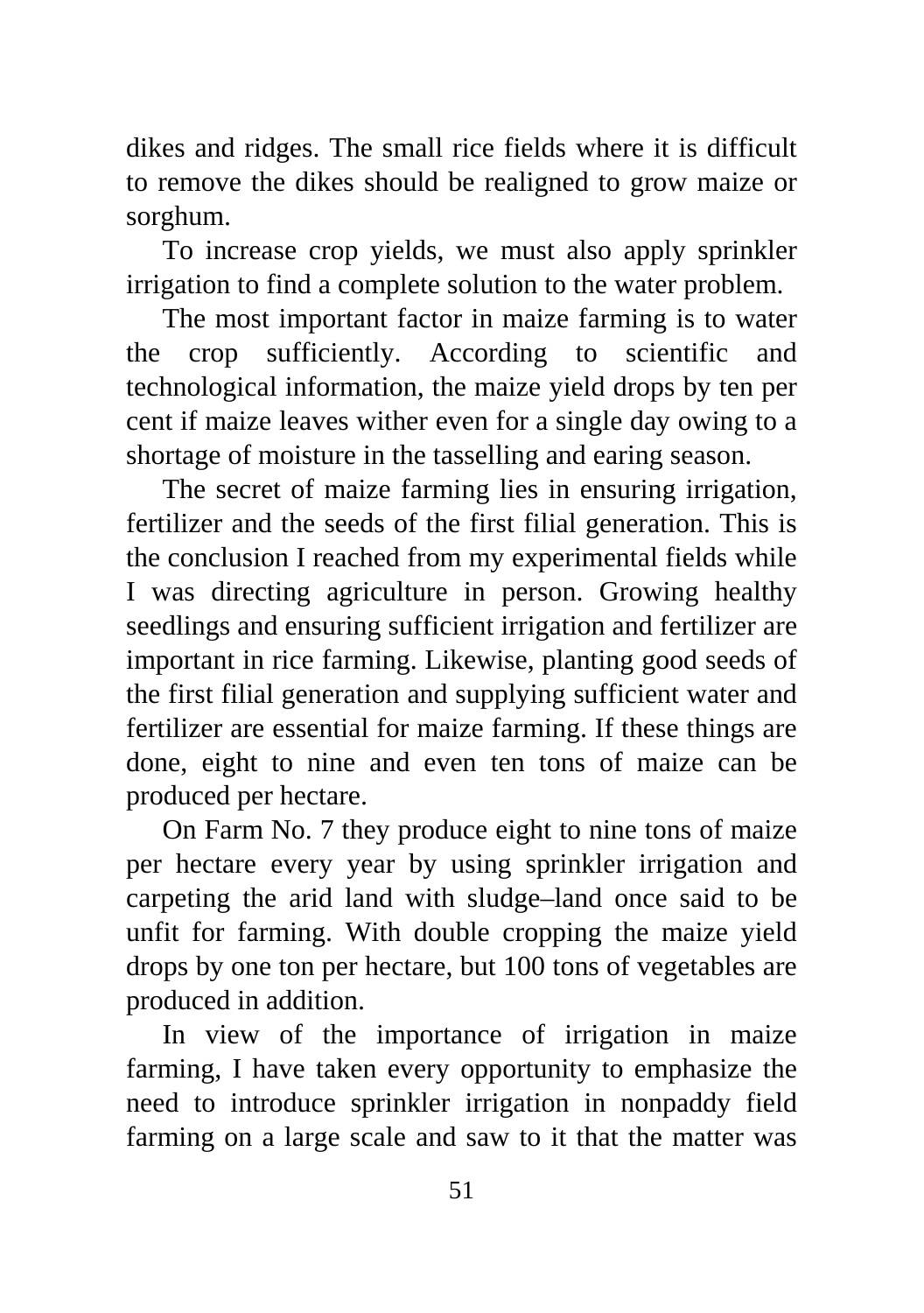dikes and ridges. The small rice fields where it is difficult to remove the dikes should be realigned to grow maize or sorghum.

To increase crop yields, we must also apply sprinkler irrigation to find a complete solution to the water problem.

The most important factor in maize farming is to water the crop sufficiently. According to scientific and technological information, the maize yield drops by ten per cent if maize leaves wither even for a single day owing to a shortage of moisture in the tasselling and earing season.

The secret of maize farming lies in ensuring irrigation, fertilizer and the seeds of the first filial generation. This is the conclusion I reached from my experimental fields while I was directing agriculture in person. Growing healthy seedlings and ensuring sufficient irrigation and fertilizer are important in rice farming. Likewise, planting good seeds of the first filial generation and supplying sufficient water and fertilizer are essential for maize farming. If these things are done, eight to nine and even ten tons of maize can be produced per hectare.

On Farm No. 7 they produce eight to nine tons of maize per hectare every year by using sprinkler irrigation and carpeting the arid land with sludge–land once said to be unfit for farming. With double cropping the maize yield drops by one ton per hectare, but 100 tons of vegetables are produced in addition.

In view of the importance of irrigation in maize farming, I have taken every opportunity to emphasize the need to introduce sprinkler irrigation in nonpaddy field farming on a large scale and saw to it that the matter was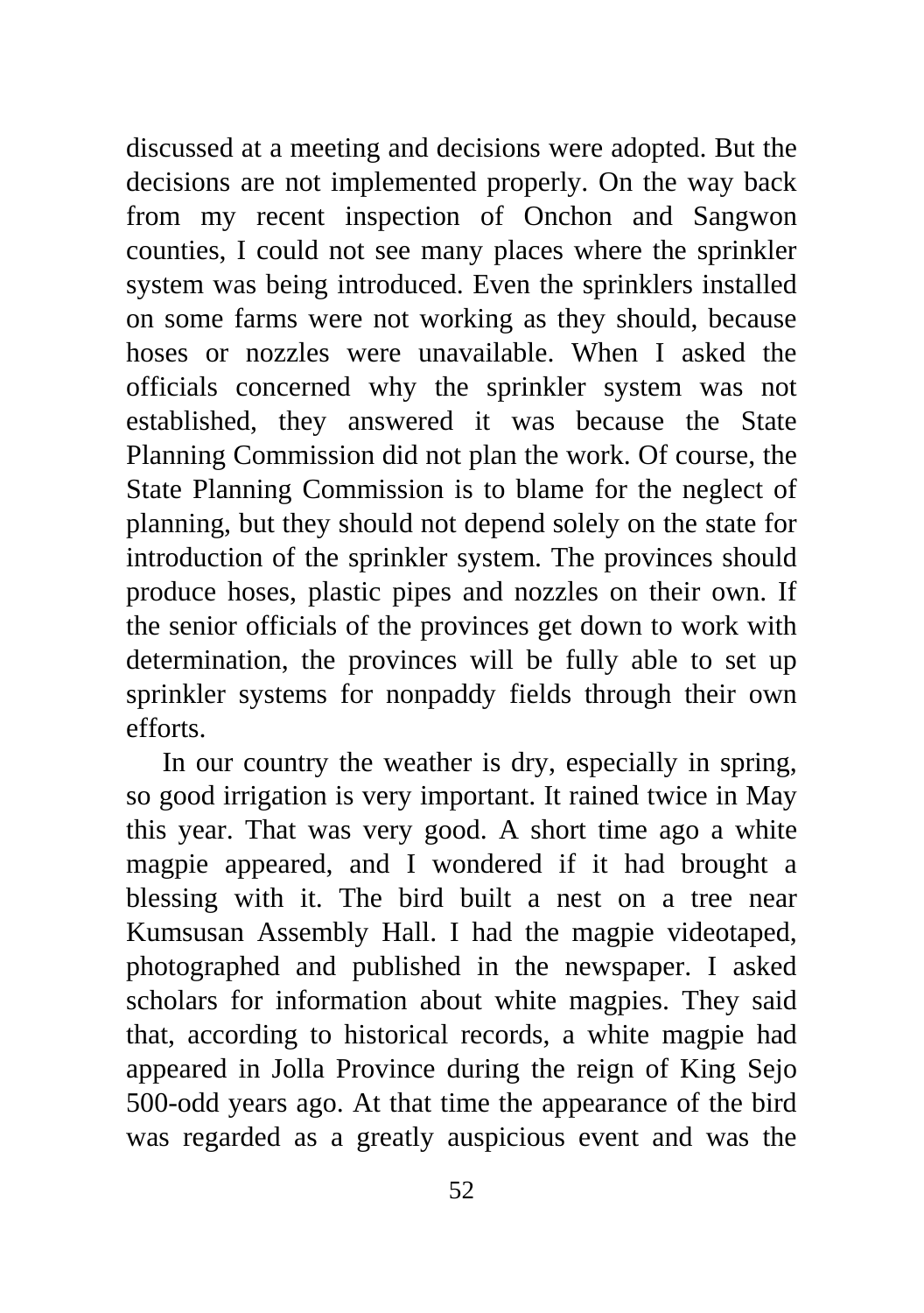discussed at a meeting and decisions were adopted. But the decisions are not implemented properly. On the way back from my recent inspection of Onchon and Sangwon counties, I could not see many places where the sprinkler system was being introduced. Even the sprinklers installed on some farms were not working as they should, because hoses or nozzles were unavailable. When I asked the officials concerned why the sprinkler system was not established, they answered it was because the State Planning Commission did not plan the work. Of course, the State Planning Commission is to blame for the neglect of planning, but they should not depend solely on the state for introduction of the sprinkler system. The provinces should produce hoses, plastic pipes and nozzles on their own. If the senior officials of the provinces get down to work with determination, the provinces will be fully able to set up sprinkler systems for nonpaddy fields through their own efforts.

In our country the weather is dry, especially in spring, so good irrigation is very important. It rained twice in May this year. That was very good. A short time ago a white magpie appeared, and I wondered if it had brought a blessing with it. The bird built a nest on a tree near Kumsusan Assembly Hall. I had the magpie videotaped, photographed and published in the newspaper. I asked scholars for information about white magpies. They said that, according to historical records, a white magpie had appeared in Jolla Province during the reign of King Sejo 500-odd years ago. At that time the appearance of the bird was regarded as a greatly auspicious event and was the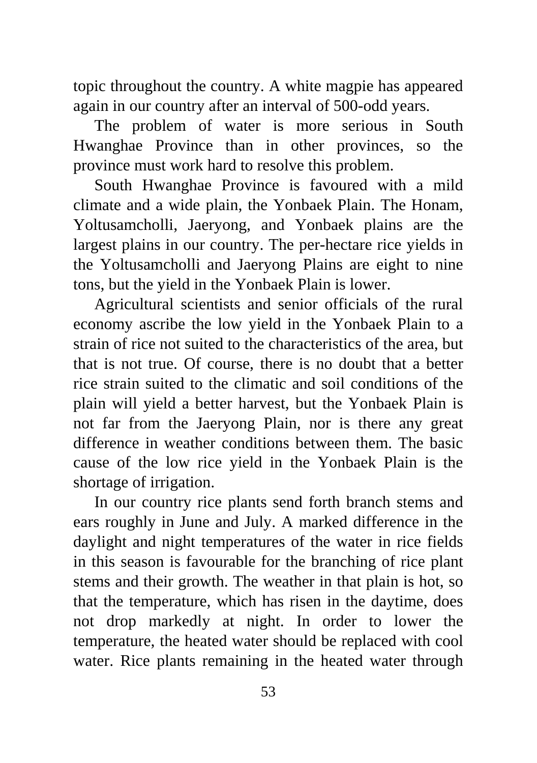topic throughout the country. A white magpie has appeared again in our country after an interval of 500-odd years.

The problem of water is more serious in South Hwanghae Province than in other provinces, so the province must work hard to resolve this problem.

South Hwanghae Province is favoured with a mild climate and a wide plain, the Yonbaek Plain. The Honam, Yoltusamcholli, Jaeryong, and Yonbaek plains are the largest plains in our country. The per-hectare rice yields in the Yoltusamcholli and Jaeryong Plains are eight to nine tons, but the yield in the Yonbaek Plain is lower.

Agricultural scientists and senior officials of the rural economy ascribe the low yield in the Yonbaek Plain to a strain of rice not suited to the characteristics of the area, but that is not true. Of course, there is no doubt that a better rice strain suited to the climatic and soil conditions of the plain will yield a better harvest, but the Yonbaek Plain is not far from the Jaeryong Plain, nor is there any great difference in weather conditions between them. The basic cause of the low rice yield in the Yonbaek Plain is the shortage of irrigation.

In our country rice plants send forth branch stems and ears roughly in June and July. A marked difference in the daylight and night temperatures of the water in rice fields in this season is favourable for the branching of rice plant stems and their growth. The weather in that plain is hot, so that the temperature, which has risen in the daytime, does not drop markedly at night. In order to lower the temperature, the heated water should be replaced with cool water. Rice plants remaining in the heated water through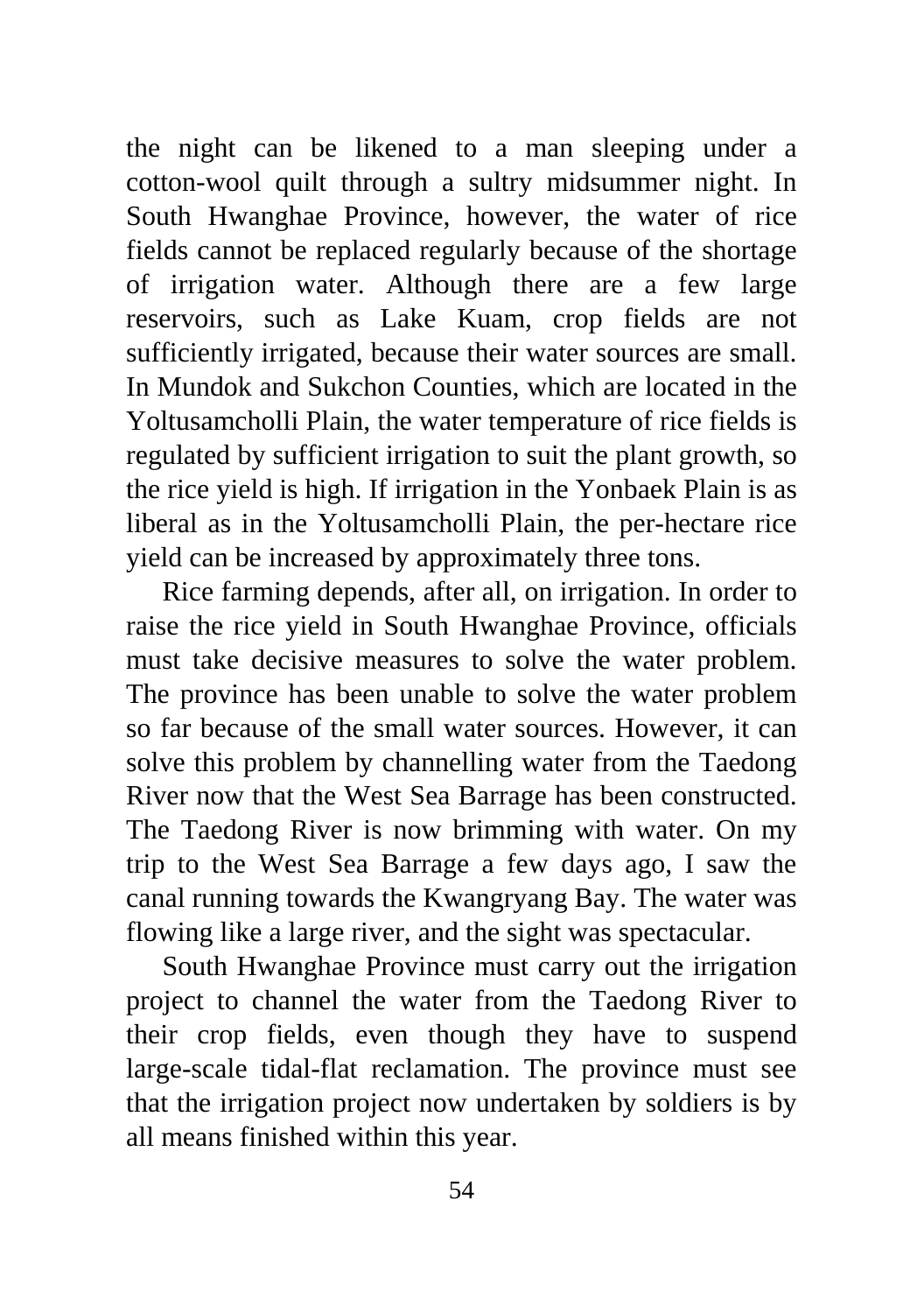the night can be likened to a man sleeping under a cotton-wool quilt through a sultry midsummer night. In South Hwanghae Province, however, the water of rice fields cannot be replaced regularly because of the shortage of irrigation water. Although there are a few large reservoirs, such as Lake Kuam, crop fields are not sufficiently irrigated, because their water sources are small. In Mundok and Sukchon Counties, which are located in the Yoltusamcholli Plain, the water temperature of rice fields is regulated by sufficient irrigation to suit the plant growth, so the rice yield is high. If irrigation in the Yonbaek Plain is as liberal as in the Yoltusamcholli Plain, the per-hectare rice yield can be increased by approximately three tons.

Rice farming depends, after all, on irrigation. In order to raise the rice yield in South Hwanghae Province, officials must take decisive measures to solve the water problem. The province has been unable to solve the water problem so far because of the small water sources. However, it can solve this problem by channelling water from the Taedong River now that the West Sea Barrage has been constructed. The Taedong River is now brimming with water. On my trip to the West Sea Barrage a few days ago, I saw the canal running towards the Kwangryang Bay. The water was flowing like a large river, and the sight was spectacular.

South Hwanghae Province must carry out the irrigation project to channel the water from the Taedong River to their crop fields, even though they have to suspend large-scale tidal-flat reclamation. The province must see that the irrigation project now undertaken by soldiers is by all means finished within this year.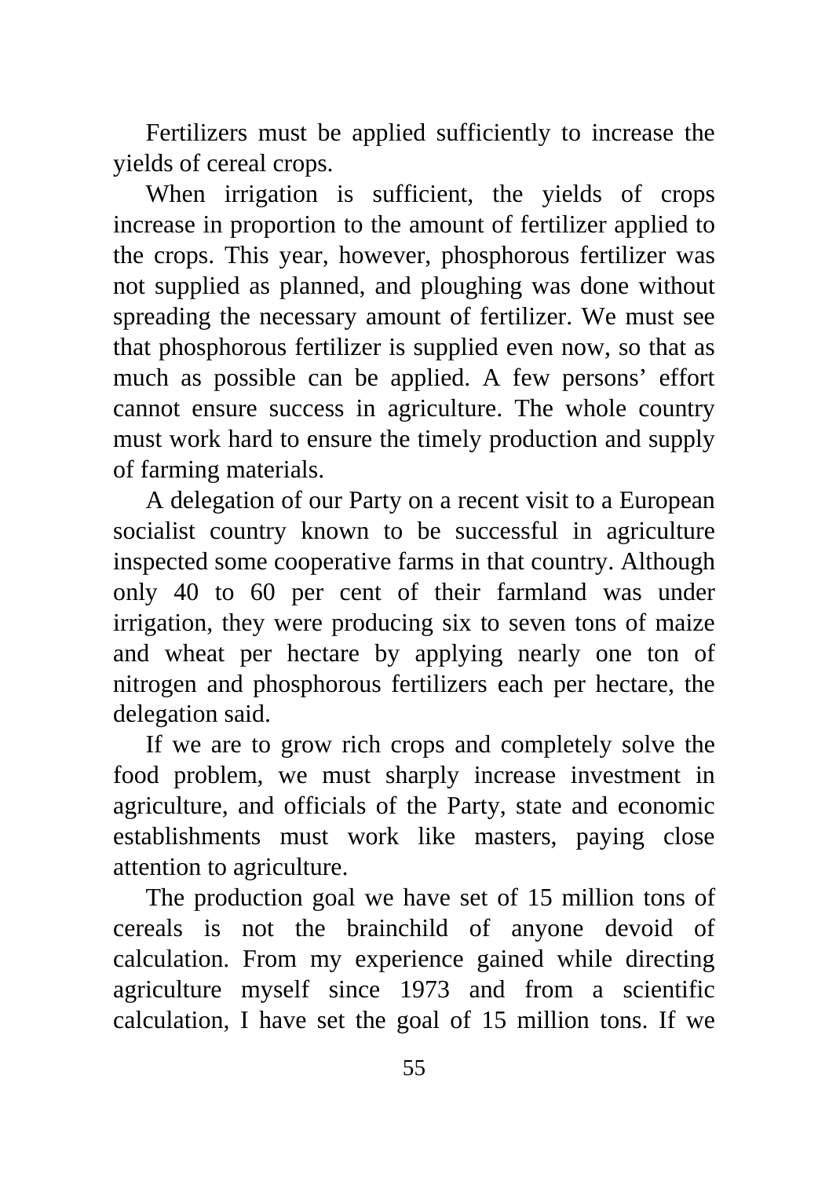Fertilizers must be applied sufficiently to increase the yields of cereal crops.

When irrigation is sufficient, the yields of crops increase in proportion to the amount of fertilizer applied to the crops. This year, however, phosphorous fertilizer was not supplied as planned, and ploughing was done without spreading the necessary amount of fertilizer. We must see that phosphorous fertilizer is supplied even now, so that as much as possible can be applied. A few persons' effort cannot ensure success in agriculture. The whole country must work hard to ensure the timely production and supply of farming materials.

A delegation of our Party on a recent visit to a European socialist country known to be successful in agriculture inspected some cooperative farms in that country. Although only 40 to 60 per cent of their farmland was under irrigation, they were producing six to seven tons of maize and wheat per hectare by applying nearly one ton of nitrogen and phosphorous fertilizers each per hectare, the delegation said.

If we are to grow rich crops and completely solve the food problem, we must sharply increase investment in agriculture, and officials of the Party, state and economic establishments must work like masters, paying close attention to agriculture.

The production goal we have set of 15 million tons of cereals is not the brainchild of anyone devoid of calculation. From my experience gained while directing agriculture myself since 1973 and from a scientific calculation, I have set the goal of 15 million tons. If we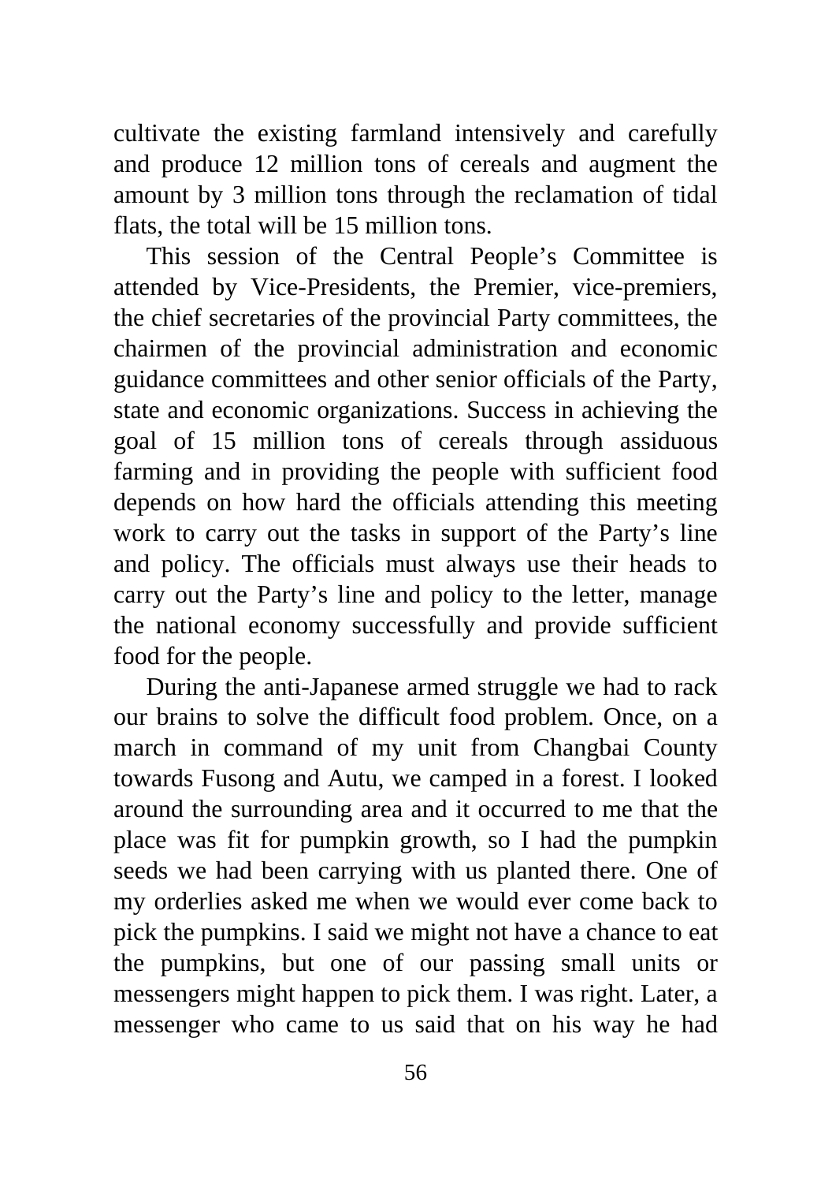cultivate the existing farmland intensively and carefully and produce 12 million tons of cereals and augment the amount by 3 million tons through the reclamation of tidal flats, the total will be 15 million tons.

This session of the Central People's Committee is attended by Vice-Presidents, the Premier, vice-premiers, the chief secretaries of the provincial Party committees, the chairmen of the provincial administration and economic guidance committees and other senior officials of the Party, state and economic organizations. Success in achieving the goal of 15 million tons of cereals through assiduous farming and in providing the people with sufficient food depends on how hard the officials attending this meeting work to carry out the tasks in support of the Party's line and policy. The officials must always use their heads to carry out the Party's line and policy to the letter, manage the national economy successfully and provide sufficient food for the people.

During the anti-Japanese armed struggle we had to rack our brains to solve the difficult food problem. Once, on a march in command of my unit from Changbai County towards Fusong and Autu, we camped in a forest. I looked around the surrounding area and it occurred to me that the place was fit for pumpkin growth, so I had the pumpkin seeds we had been carrying with us planted there. One of my orderlies asked me when we would ever come back to pick the pumpkins. I said we might not have a chance to eat the pumpkins, but one of our passing small units or messengers might happen to pick them. I was right. Later, a messenger who came to us said that on his way he had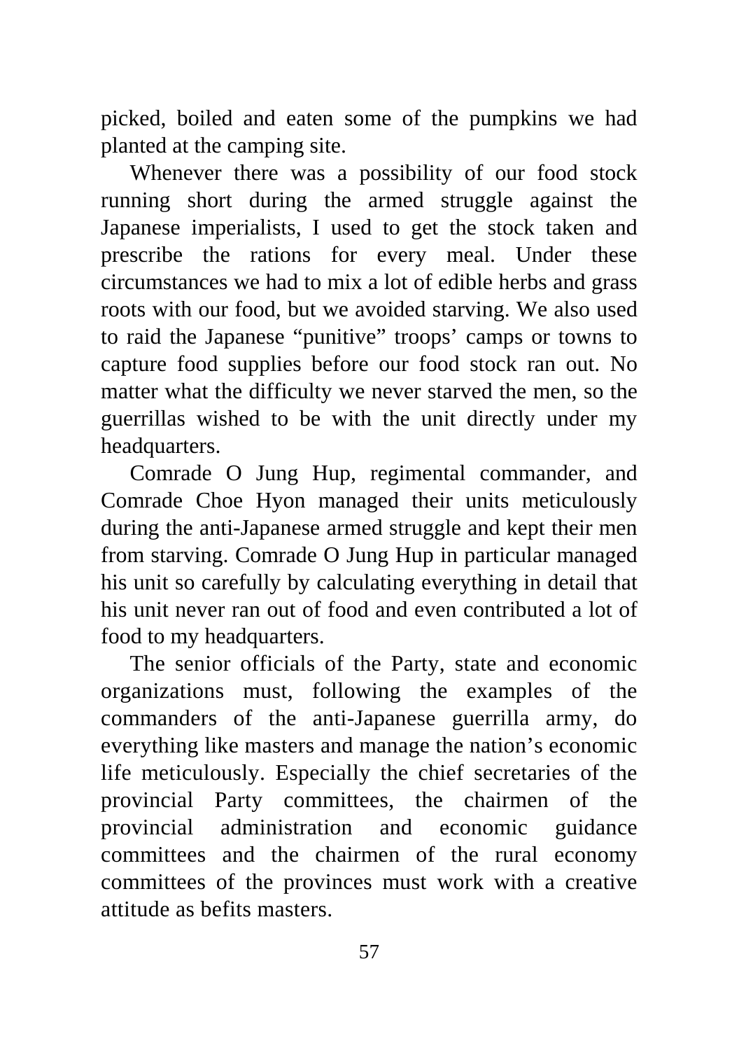picked, boiled and eaten some of the pumpkins we had planted at the camping site.

Whenever there was a possibility of our food stock running short during the armed struggle against the Japanese imperialists, I used to get the stock taken and prescribe the rations for every meal. Under these circumstances we had to mix a lot of edible herbs and grass roots with our food, but we avoided starving. We also used to raid the Japanese "punitive" troops' camps or towns to capture food supplies before our food stock ran out. No matter what the difficulty we never starved the men, so the guerrillas wished to be with the unit directly under my headquarters.

Comrade O Jung Hup, regimental commander, and Comrade Choe Hyon managed their units meticulously during the anti-Japanese armed struggle and kept their men from starving. Comrade O Jung Hup in particular managed his unit so carefully by calculating everything in detail that his unit never ran out of food and even contributed a lot of food to my headquarters.

The senior officials of the Party, state and economic organizations must, following the examples of the commanders of the anti-Japanese guerrilla army, do everything like masters and manage the nation's economic life meticulously. Especially the chief secretaries of the provincial Party committees, the chairmen of the provincial administration and economic guidance committees and the chairmen of the rural economy committees of the provinces must work with a creative attitude as befits masters.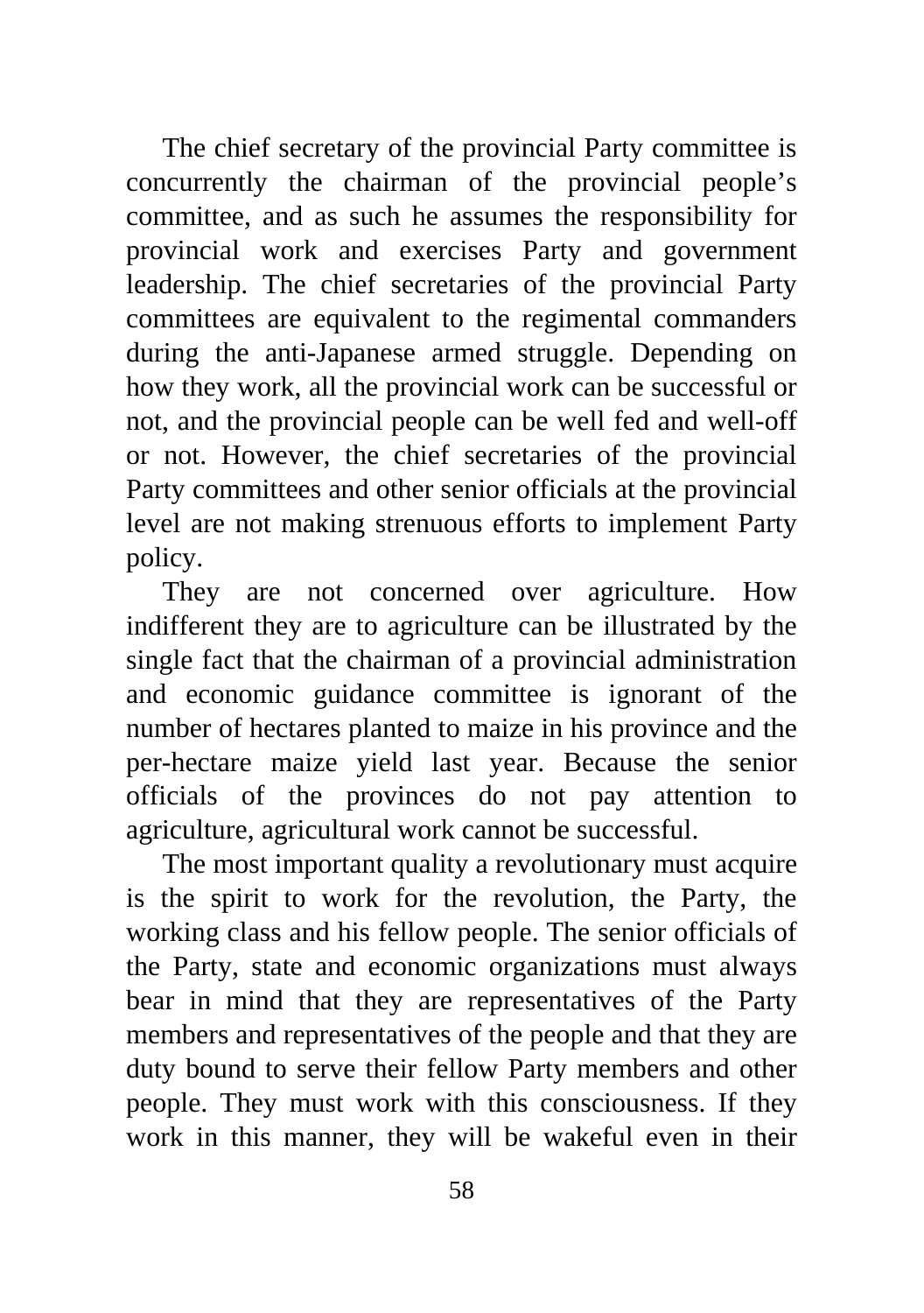The chief secretary of the provincial Party committee is concurrently the chairman of the provincial people's committee, and as such he assumes the responsibility for provincial work and exercises Party and government leadership. The chief secretaries of the provincial Party committees are equivalent to the regimental commanders during the anti-Japanese armed struggle. Depending on how they work, all the provincial work can be successful or not, and the provincial people can be well fed and well-off or not. However, the chief secretaries of the provincial Party committees and other senior officials at the provincial level are not making strenuous efforts to implement Party policy.

They are not concerned over agriculture. How indifferent they are to agriculture can be illustrated by the single fact that the chairman of a provincial administration and economic guidance committee is ignorant of the number of hectares planted to maize in his province and the per-hectare maize yield last year. Because the senior officials of the provinces do not pay attention to agriculture, agricultural work cannot be successful.

The most important quality a revolutionary must acquire is the spirit to work for the revolution, the Party, the working class and his fellow people. The senior officials of the Party, state and economic organizations must always bear in mind that they are representatives of the Party members and representatives of the people and that they are duty bound to serve their fellow Party members and other people. They must work with this consciousness. If they work in this manner, they will be wakeful even in their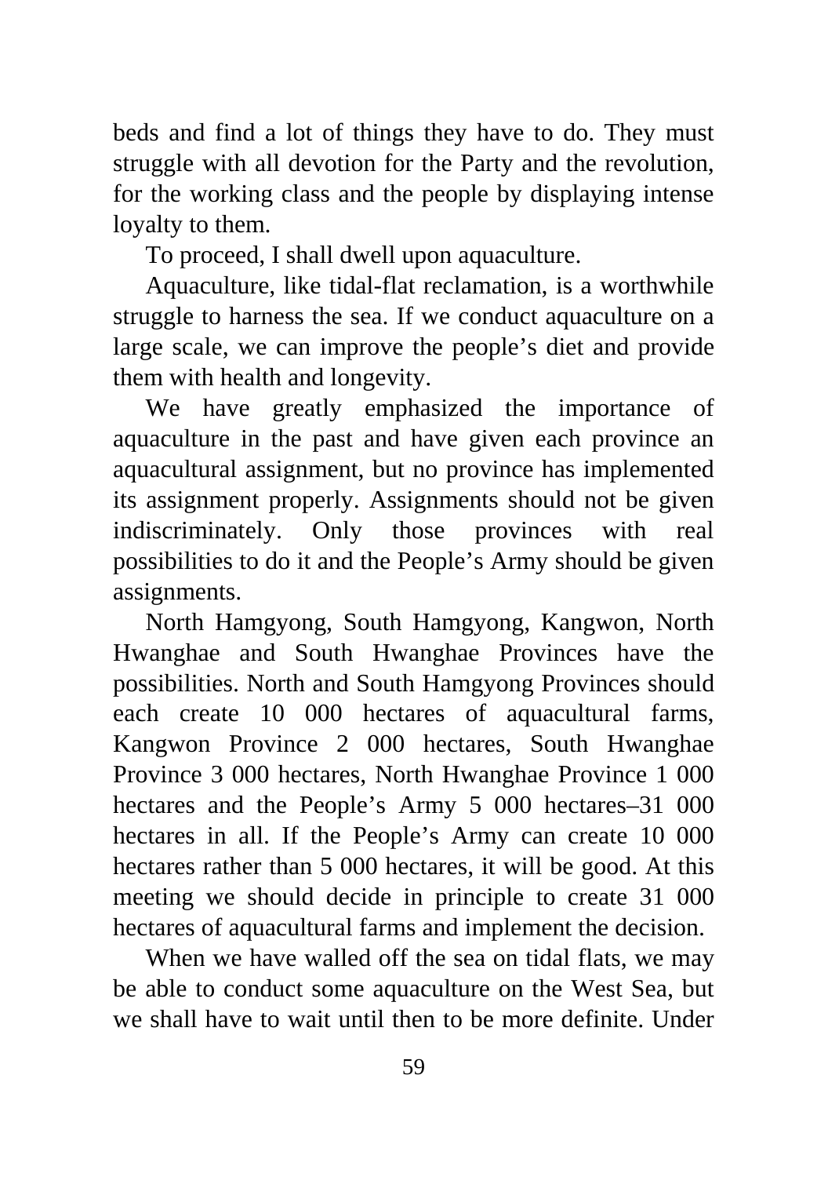beds and find a lot of things they have to do. They must struggle with all devotion for the Party and the revolution, for the working class and the people by displaying intense loyalty to them.

To proceed, I shall dwell upon aquaculture.

Aquaculture, like tidal-flat reclamation, is a worthwhile struggle to harness the sea. If we conduct aquaculture on a large scale, we can improve the people's diet and provide them with health and longevity.

We have greatly emphasized the importance of aquaculture in the past and have given each province an aquacultural assignment, but no province has implemented its assignment properly. Assignments should not be given indiscriminately. Only those provinces with real possibilities to do it and the People's Army should be given assignments.

North Hamgyong, South Hamgyong, Kangwon, North Hwanghae and South Hwanghae Provinces have the possibilities. North and South Hamgyong Provinces should each create 10 000 hectares of aquacultural farms, Kangwon Province 2 000 hectares, South Hwanghae Province 3 000 hectares, North Hwanghae Province 1 000 hectares and the People's Army 5 000 hectares–31 000 hectares in all. If the People's Army can create 10 000 hectares rather than 5 000 hectares, it will be good. At this meeting we should decide in principle to create 31 000 hectares of aquacultural farms and implement the decision.

When we have walled off the sea on tidal flats, we may be able to conduct some aquaculture on the West Sea, but we shall have to wait until then to be more definite. Under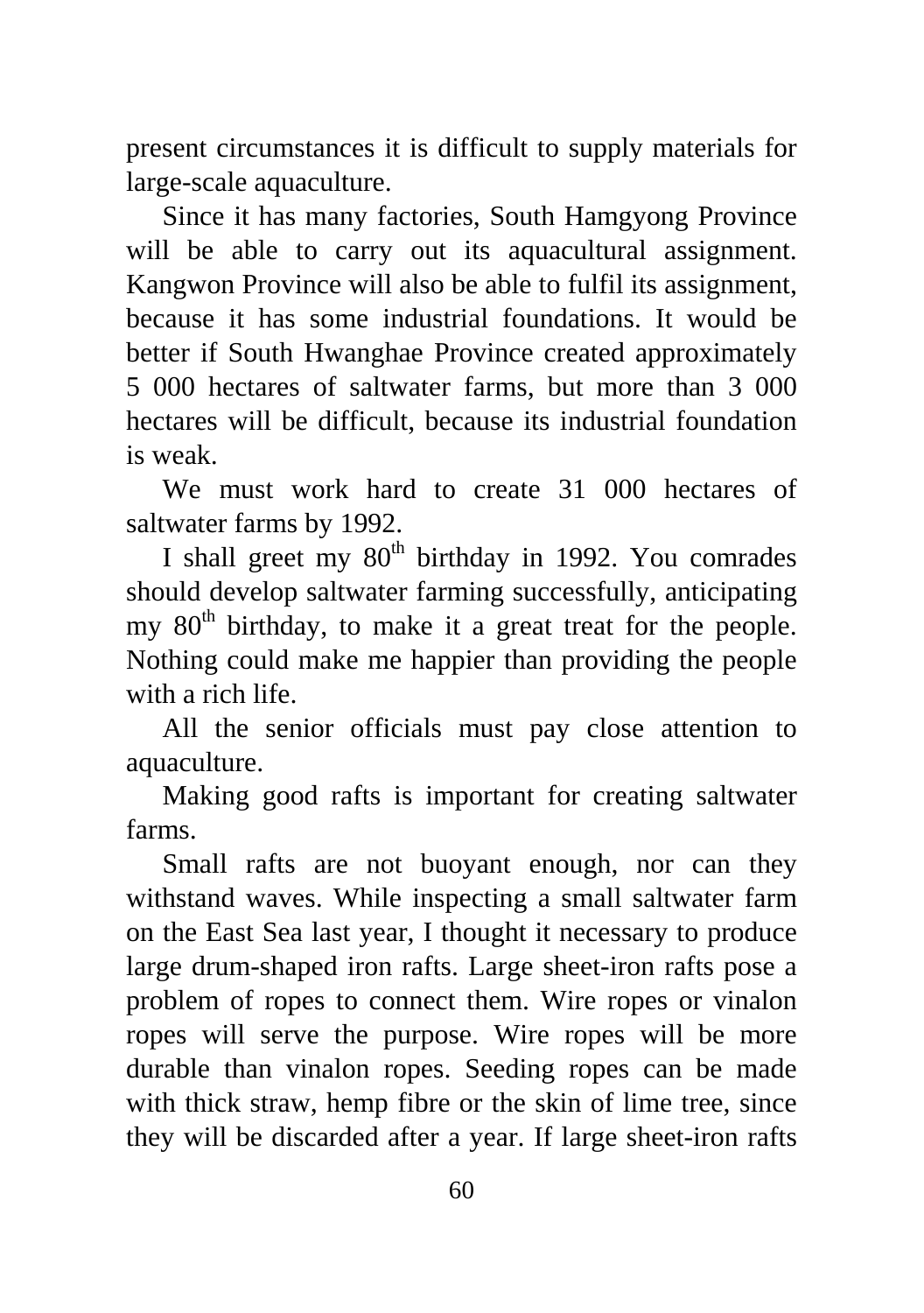present circumstances it is difficult to supply materials for large-scale aquaculture.

Since it has many factories, South Hamgyong Province will be able to carry out its aquacultural assignment. Kangwon Province will also be able to fulfil its assignment, because it has some industrial foundations. It would be better if South Hwanghae Province created approximately 5 000 hectares of saltwater farms, but more than 3 000 hectares will be difficult, because its industrial foundation is weak.

We must work hard to create 31 000 hectares of saltwater farms by 1992.

I shall greet my 80th birthday in 1992. You comrades should develop saltwater farming successfully, anticipating my 80th birthday, to make it a great treat for the people. Nothing could make me happier than providing the people with a rich life.

All the senior officials must pay close attention to aquaculture.

Making good rafts is important for creating saltwater farms.

Small rafts are not buoyant enough, nor can they withstand waves. While inspecting a small saltwater farm on the East Sea last year, I thought it necessary to produce large drum-shaped iron rafts. Large sheet-iron rafts pose a problem of ropes to connect them. Wire ropes or vinalon ropes will serve the purpose. Wire ropes will be more durable than vinalon ropes. Seeding ropes can be made with thick straw, hemp fibre or the skin of lime tree, since they will be discarded after a year. If large sheet-iron rafts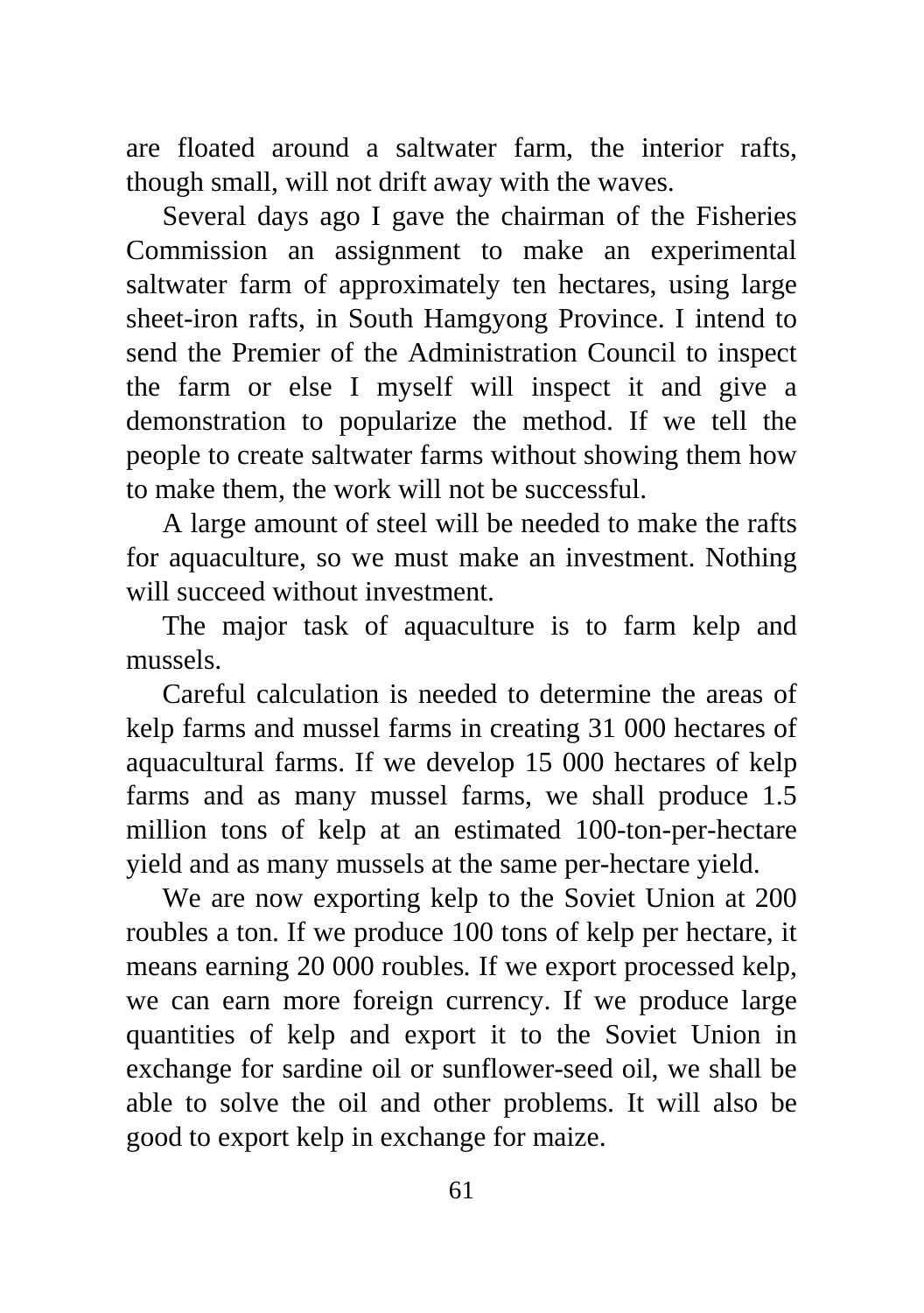are floated around a saltwater farm, the interior rafts, though small, will not drift away with the waves.

Several days ago I gave the chairman of the Fisheries Commission an assignment to make an experimental saltwater farm of approximately ten hectares, using large sheet-iron rafts, in South Hamgyong Province. I intend to send the Premier of the Administration Council to inspect the farm or else I myself will inspect it and give a demonstration to popularize the method. If we tell the people to create saltwater farms without showing them how to make them, the work will not be successful.

A large amount of steel will be needed to make the rafts for aquaculture, so we must make an investment. Nothing will succeed without investment.

The major task of aquaculture is to farm kelp and mussels.

Careful calculation is needed to determine the areas of kelp farms and mussel farms in creating 31 000 hectares of aquacultural farms. If we develop 15 000 hectares of kelp farms and as many mussel farms, we shall produce 1.5 million tons of kelp at an estimated 100-ton-per-hectare yield and as many mussels at the same per-hectare yield.

We are now exporting kelp to the Soviet Union at 200 roubles a ton. If we produce 100 tons of kelp per hectare, it means earning 20 000 roubles. If we export processed kelp, we can earn more foreign currency. If we produce large quantities of kelp and export it to the Soviet Union in exchange for sardine oil or sunflower-seed oil, we shall be able to solve the oil and other problems. It will also be good to export kelp in exchange for maize.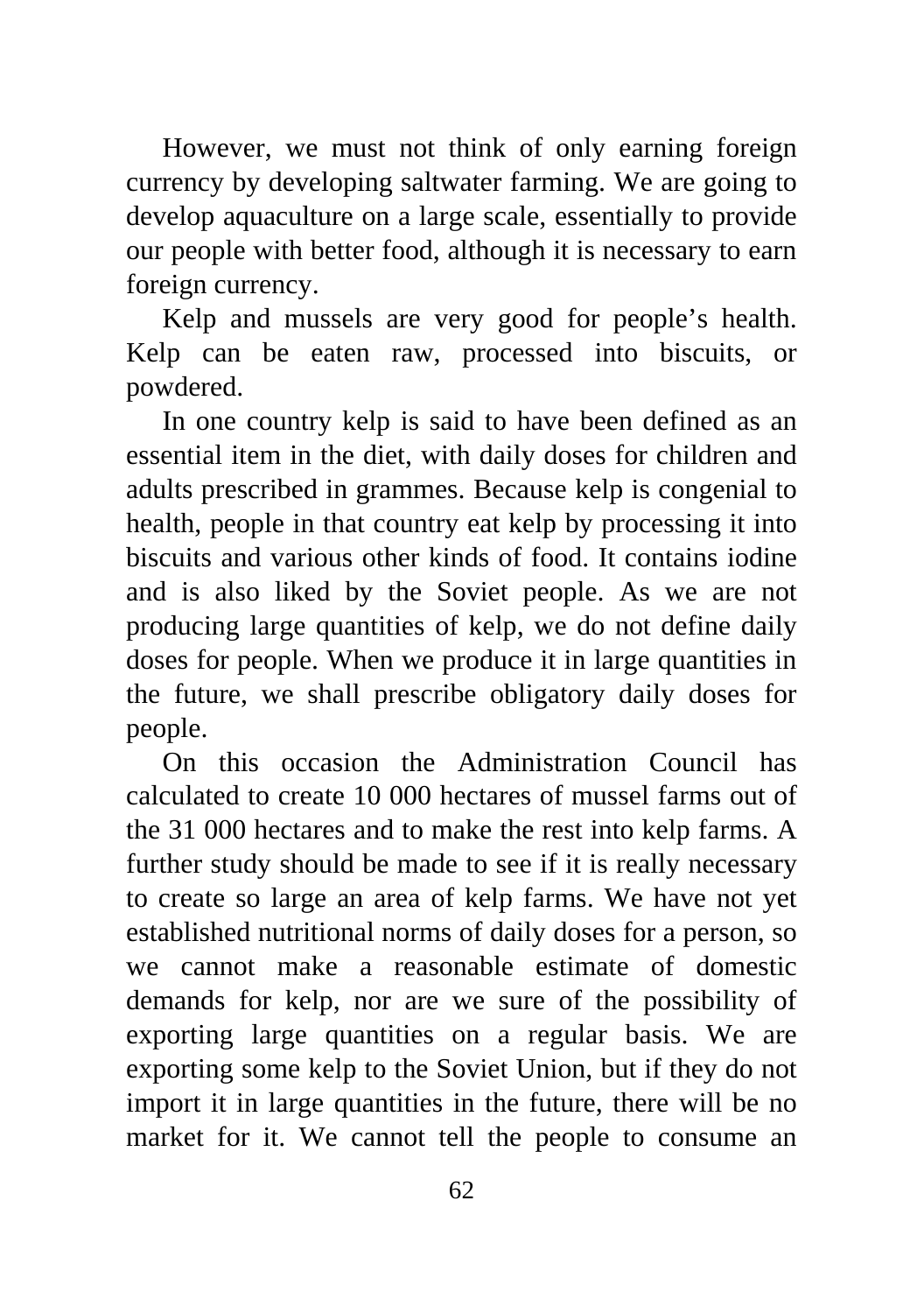However, we must not think of only earning foreign currency by developing saltwater farming. We are going to develop aquaculture on a large scale, essentially to provide our people with better food, although it is necessary to earn foreign currency.

Kelp and mussels are very good for people's health. Kelp can be eaten raw, processed into biscuits, or powdered.

In one country kelp is said to have been defined as an essential item in the diet, with daily doses for children and adults prescribed in grammes. Because kelp is congenial to health, people in that country eat kelp by processing it into biscuits and various other kinds of food. It contains iodine and is also liked by the Soviet people. As we are not producing large quantities of kelp, we do not define daily doses for people. When we produce it in large quantities in the future, we shall prescribe obligatory daily doses for people.

On this occasion the Administration Council has calculated to create 10 000 hectares of mussel farms out of the 31 000 hectares and to make the rest into kelp farms. A further study should be made to see if it is really necessary to create so large an area of kelp farms. We have not yet established nutritional norms of daily doses for a person, so we cannot make a reasonable estimate of domestic demands for kelp, nor are we sure of the possibility of exporting large quantities on a regular basis. We are exporting some kelp to the Soviet Union, but if they do not import it in large quantities in the future, there will be no market for it. We cannot tell the people to consume an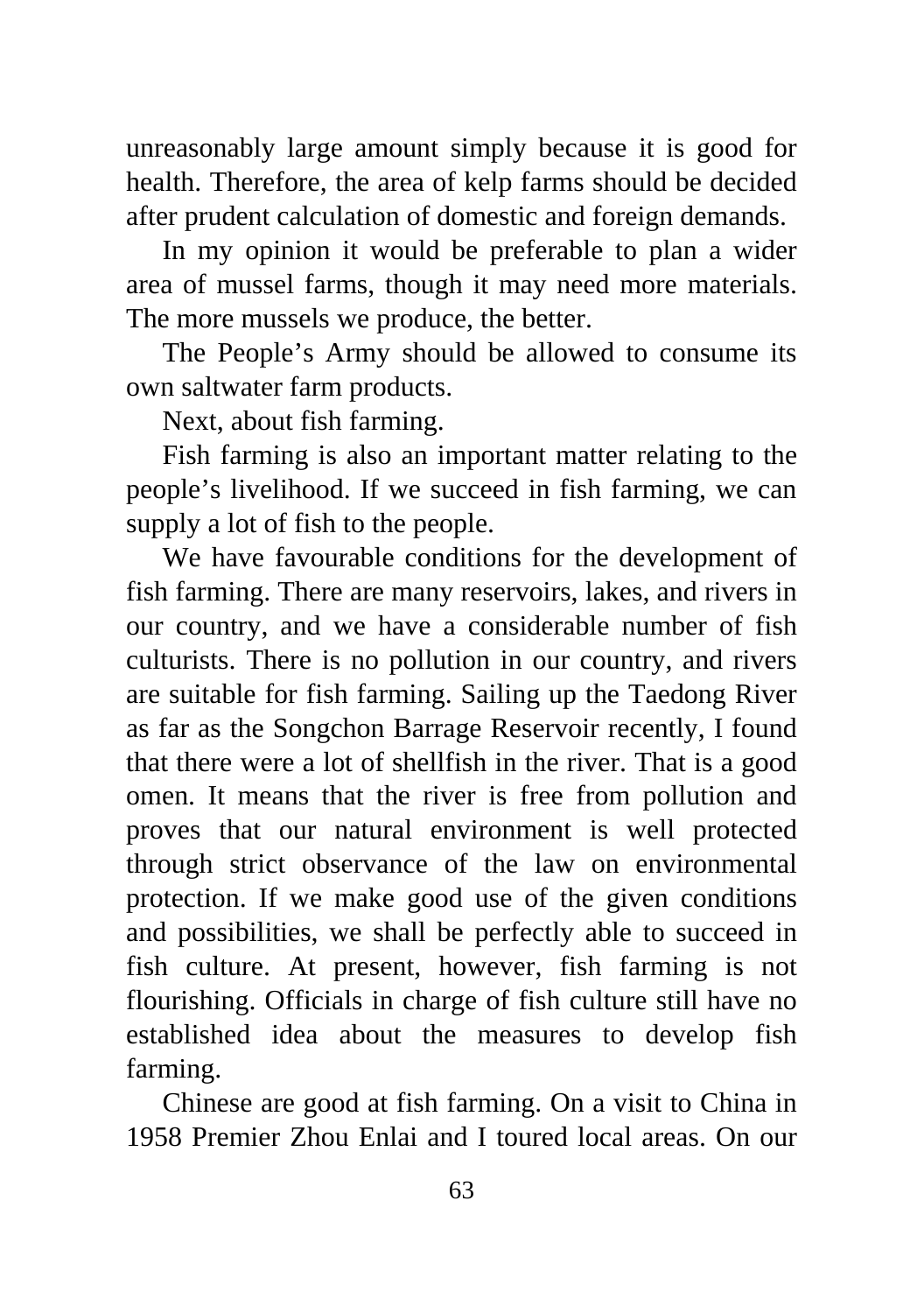unreasonably large amount simply because it is good for health. Therefore, the area of kelp farms should be decided after prudent calculation of domestic and foreign demands.

In my opinion it would be preferable to plan a wider area of mussel farms, though it may need more materials. The more mussels we produce, the better.

The People's Army should be allowed to consume its own saltwater farm products.

Next, about fish farming.

Fish farming is also an important matter relating to the people's livelihood. If we succeed in fish farming, we can supply a lot of fish to the people.

We have favourable conditions for the development of fish farming. There are many reservoirs, lakes, and rivers in our country, and we have a considerable number of fish culturists. There is no pollution in our country, and rivers are suitable for fish farming. Sailing up the Taedong River as far as the Songchon Barrage Reservoir recently, I found that there were a lot of shellfish in the river. That is a good omen. It means that the river is free from pollution and proves that our natural environment is well protected through strict observance of the law on environmental protection. If we make good use of the given conditions and possibilities, we shall be perfectly able to succeed in fish culture. At present, however, fish farming is not flourishing. Officials in charge of fish culture still have no established idea about the measures to develop fish farming.

Chinese are good at fish farming. On a visit to China in 1958 Premier Zhou Enlai and I toured local areas. On our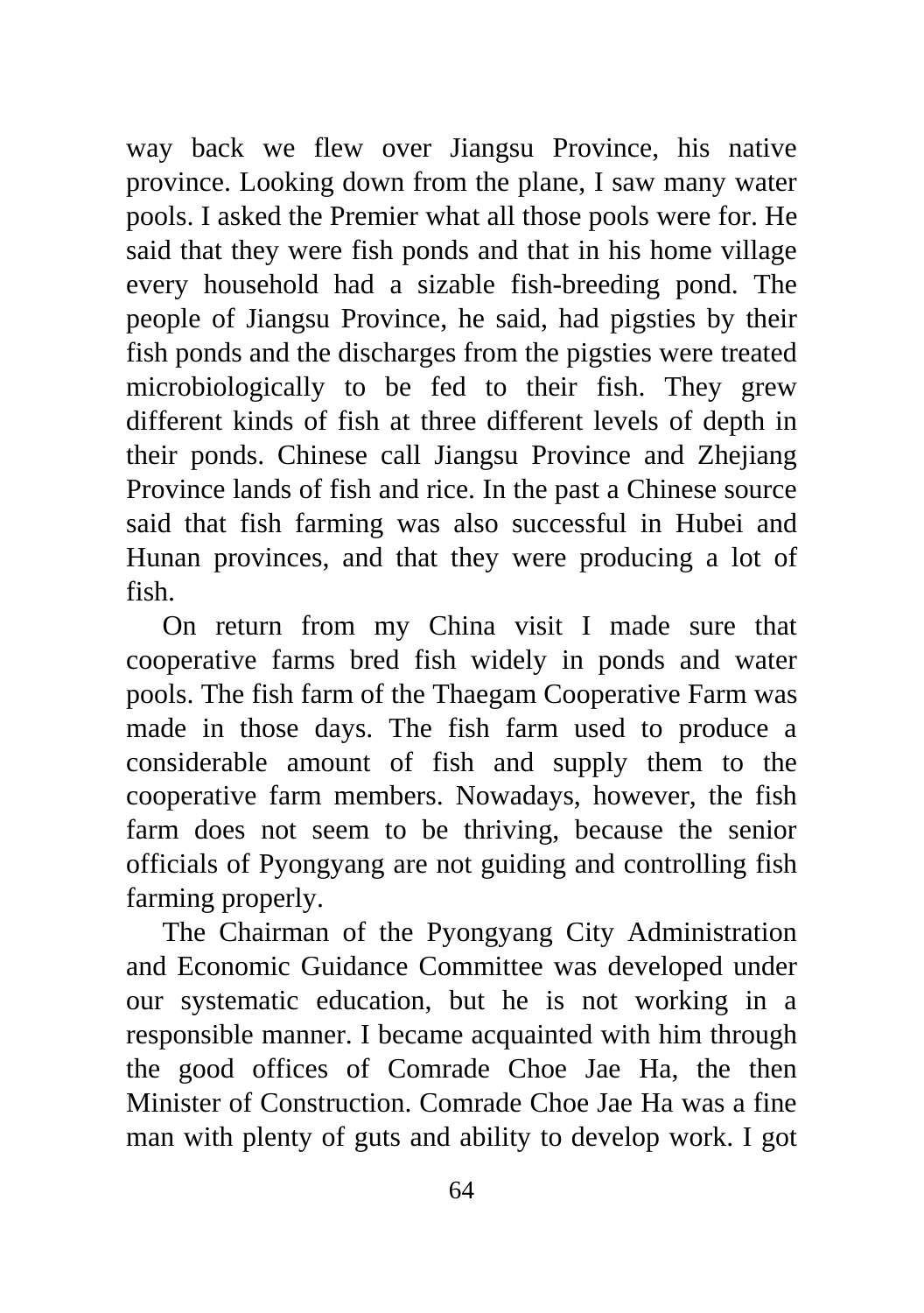way back we flew over Jiangsu Province, his native province. Looking down from the plane, I saw many water pools. I asked the Premier what all those pools were for. He said that they were fish ponds and that in his home village every household had a sizable fish-breeding pond. The people of Jiangsu Province, he said, had pigsties by their fish ponds and the discharges from the pigsties were treated microbiologically to be fed to their fish. They grew different kinds of fish at three different levels of depth in their ponds. Chinese call Jiangsu Province and Zhejiang Province lands of fish and rice. In the past a Chinese source said that fish farming was also successful in Hubei and Hunan provinces, and that they were producing a lot of fish.

On return from my China visit I made sure that cooperative farms bred fish widely in ponds and water pools. The fish farm of the Thaegam Cooperative Farm was made in those days. The fish farm used to produce a considerable amount of fish and supply them to the cooperative farm members. Nowadays, however, the fish farm does not seem to be thriving, because the senior officials of Pyongyang are not guiding and controlling fish farming properly.

The Chairman of the Pyongyang City Administration and Economic Guidance Committee was developed under our systematic education, but he is not working in a responsible manner. I became acquainted with him through the good offices of Comrade Choe Jae Ha, the then Minister of Construction. Comrade Choe Jae Ha was a fine man with plenty of guts and ability to develop work. I got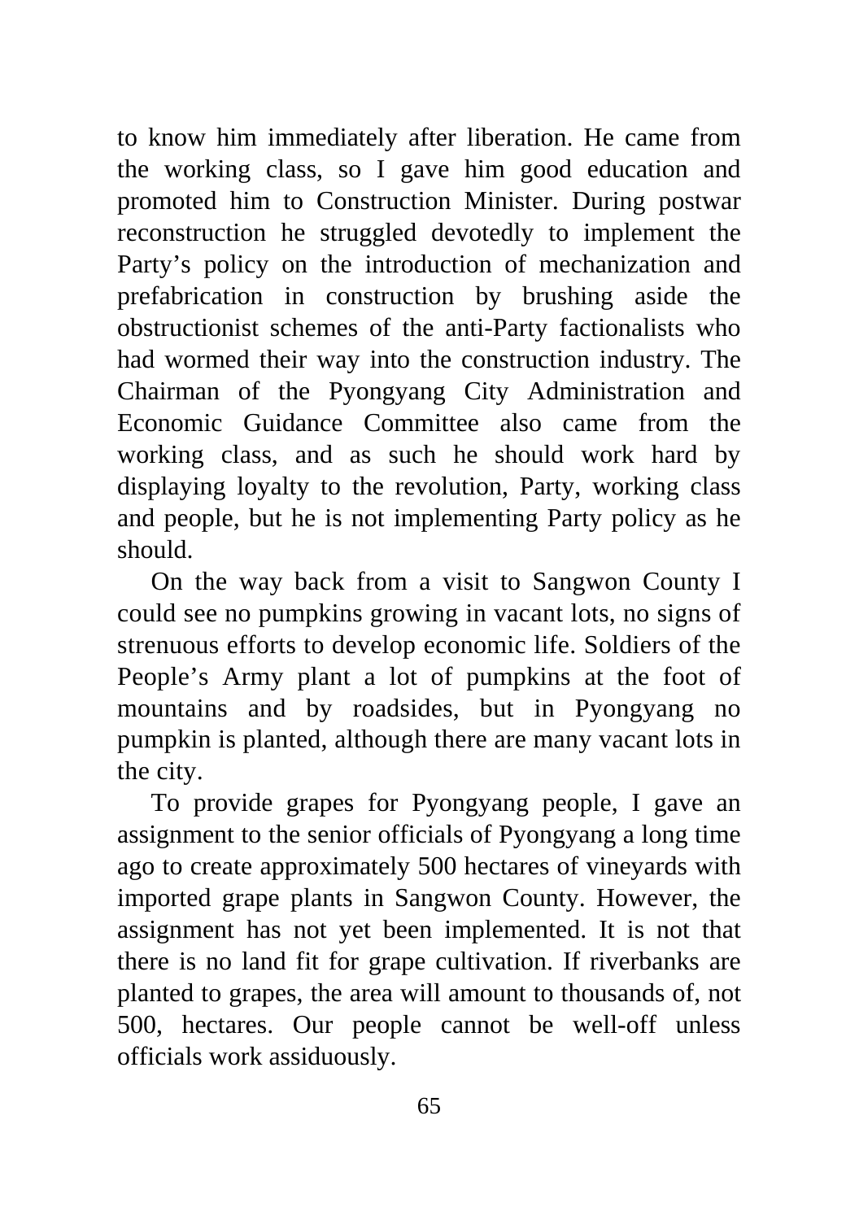to know him immediately after liberation. He came from the working class, so I gave him good education and promoted him to Construction Minister. During postwar reconstruction he struggled devotedly to implement the Party’s policy on the introduction of mechanization and prefabrication in construction by brushing aside the obstructionist schemes of the anti-Party factionalists who had wormed their way into the construction industry. The Chairman of the Pyongyang City Administration and Economic Guidance Committee also came from the working class, and as such he should work hard by displaying loyalty to the revolution, Party, working class and people, but he is not implementing Party policy as he should.

On the way back from a visit to Sangwon County I could see no pumpkins growing in vacant lots, no signs of strenuous efforts to develop economic life. Soldiers of the People’s Army plant a lot of pumpkins at the foot of mountains and by roadsides, but in Pyongyang no pumpkin is planted, although there are many vacant lots in the city.

To provide grapes for Pyongyang people, I gave an assignment to the senior officials of Pyongyang a long time ago to create approximately 500 hectares of vineyards with imported grape plants in Sangwon County. However, the assignment has not yet been implemented. It is not that there is no land fit for grape cultivation. If riverbanks are planted to grapes, the area will amount to thousands of, not 500, hectares. Our people cannot be well-off unless officials work assiduously.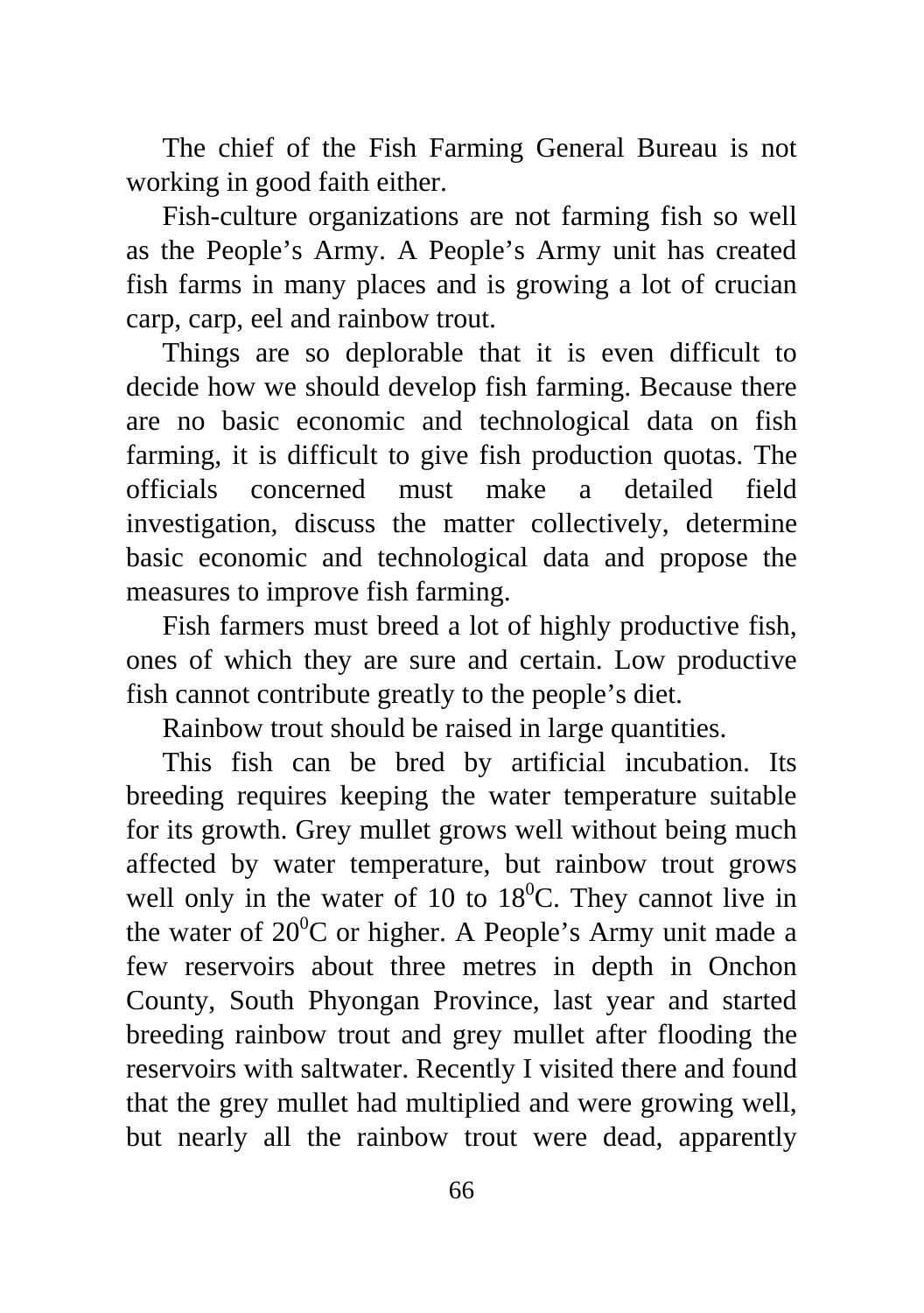The chief of the Fish Farming General Bureau is not working in good faith either.

Fish-culture organizations are not farming fish so well as the People's Army. A People's Army unit has created fish farms in many places and is growing a lot of crucian carp, carp, eel and rainbow trout.

Things are so deplorable that it is even difficult to decide how we should develop fish farming. Because there are no basic economic and technological data on fish farming, it is difficult to give fish production quotas. The officials concerned must make a detailed field investigation, discuss the matter collectively, determine basic economic and technological data and propose the measures to improve fish farming.

Fish farmers must breed a lot of highly productive fish, ones of which they are sure and certain. Low productive fish cannot contribute greatly to the people's diet.

Rainbow trout should be raised in large quantities.

This fish can be bred by artificial incubation. Its breeding requires keeping the water temperature suitable for its growth. Grey mullet grows well without being much affected by water temperature, but rainbow trout grows well only in the water of 10 to $18^0$C. They cannot live in the water of $20^0$C or higher. A People's Army unit made a few reservoirs about three metres in depth in Onchon County, South Phyongan Province, last year and started breeding rainbow trout and grey mullet after flooding the reservoirs with saltwater. Recently I visited there and found that the grey mullet had multiplied and were growing well, but nearly all the rainbow trout were dead, apparently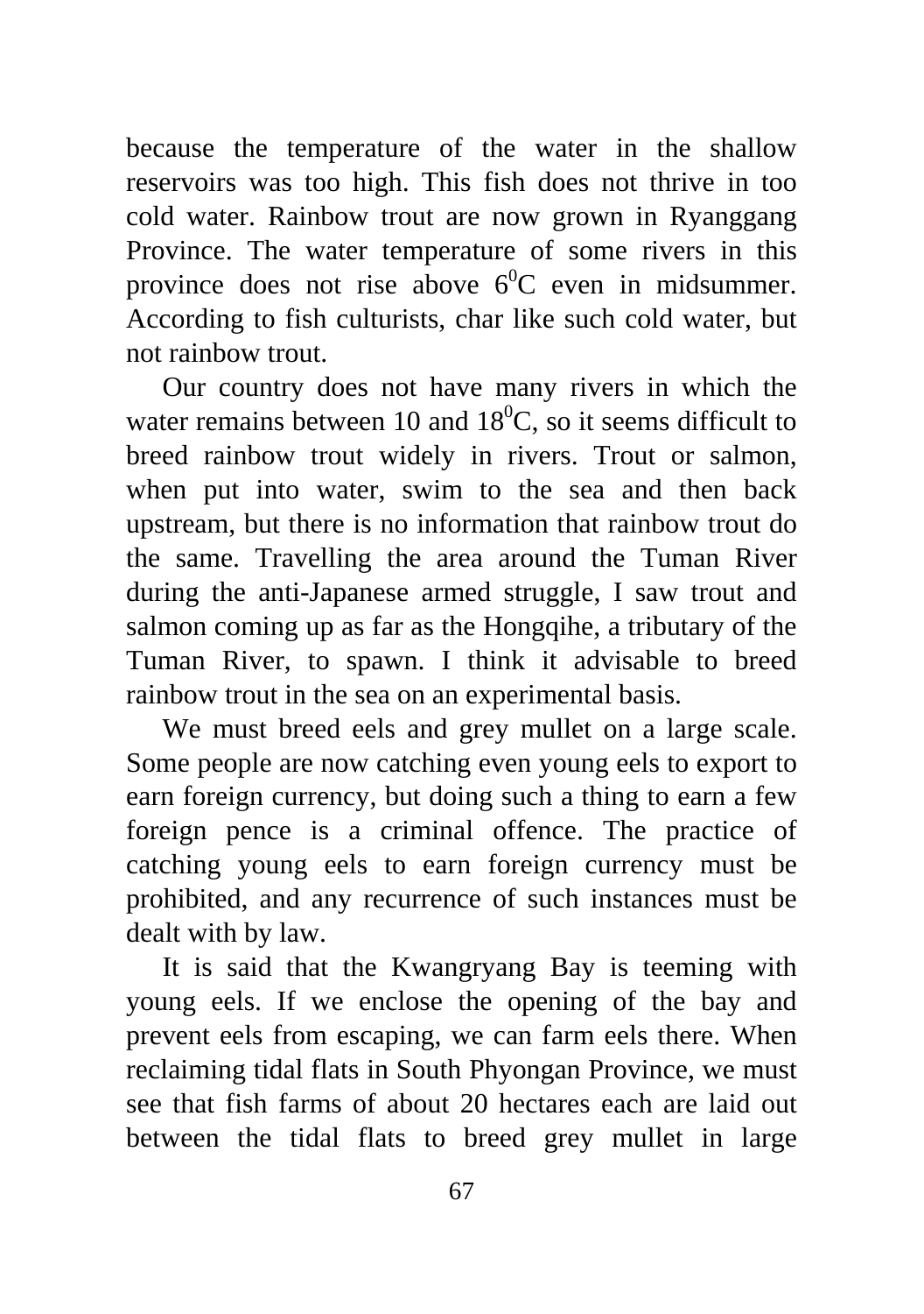because the temperature of the water in the shallow reservoirs was too high. This fish does not thrive in too cold water. Rainbow trout are now grown in Ryanggang Province. The water temperature of some rivers in this province does not rise above $6^0$C even in midsummer. According to fish culturists, char like such cold water, but not rainbow trout.

Our country does not have many rivers in which the water remains between 10 and $18^0$C, so it seems difficult to breed rainbow trout widely in rivers. Trout or salmon, when put into water, swim to the sea and then back upstream, but there is no information that rainbow trout do the same. Travelling the area around the Tuman River during the anti-Japanese armed struggle, I saw trout and salmon coming up as far as the Hongqihe, a tributary of the Tuman River, to spawn. I think it advisable to breed rainbow trout in the sea on an experimental basis.

We must breed eels and grey mullet on a large scale. Some people are now catching even young eels to export to earn foreign currency, but doing such a thing to earn a few foreign pence is a criminal offence. The practice of catching young eels to earn foreign currency must be prohibited, and any recurrence of such instances must be dealt with by law.

It is said that the Kwangryang Bay is teeming with young eels. If we enclose the opening of the bay and prevent eels from escaping, we can farm eels there. When reclaiming tidal flats in South Phyongan Province, we must see that fish farms of about 20 hectares each are laid out between the tidal flats to breed grey mullet in large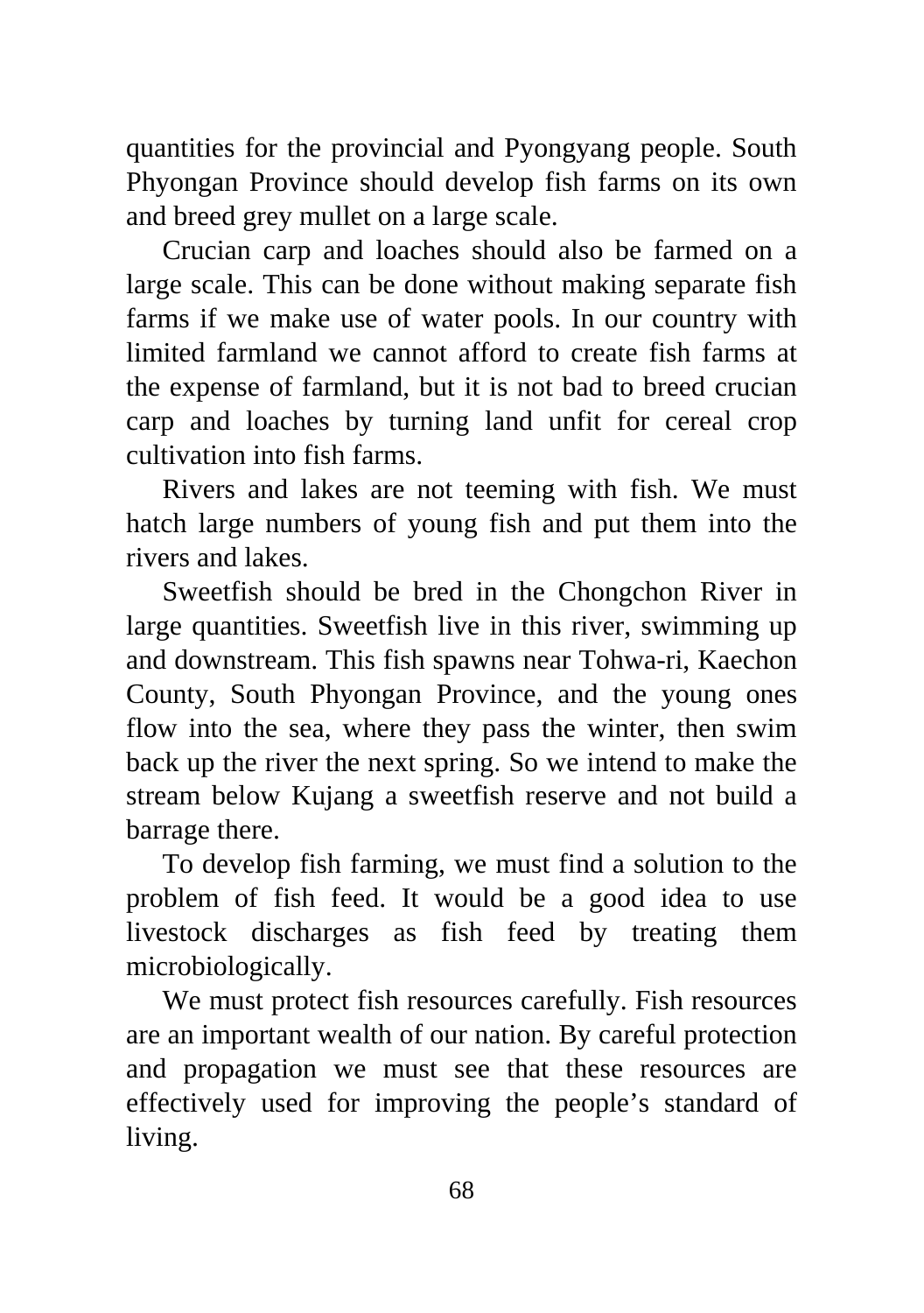quantities for the provincial and Pyongyang people. South Phyongan Province should develop fish farms on its own and breed grey mullet on a large scale.

Crucian carp and loaches should also be farmed on a large scale. This can be done without making separate fish farms if we make use of water pools. In our country with limited farmland we cannot afford to create fish farms at the expense of farmland, but it is not bad to breed crucian carp and loaches by turning land unfit for cereal crop cultivation into fish farms.

Rivers and lakes are not teeming with fish. We must hatch large numbers of young fish and put them into the rivers and lakes.

Sweetfish should be bred in the Chongchon River in large quantities. Sweetfish live in this river, swimming up and downstream. This fish spawns near Tohwa-ri, Kaechon County, South Phyongan Province, and the young ones flow into the sea, where they pass the winter, then swim back up the river the next spring. So we intend to make the stream below Kujang a sweetfish reserve and not build a barrage there.

To develop fish farming, we must find a solution to the problem of fish feed. It would be a good idea to use livestock discharges as fish feed by treating them microbiologically.

We must protect fish resources carefully. Fish resources are an important wealth of our nation. By careful protection and propagation we must see that these resources are effectively used for improving the people's standard of living.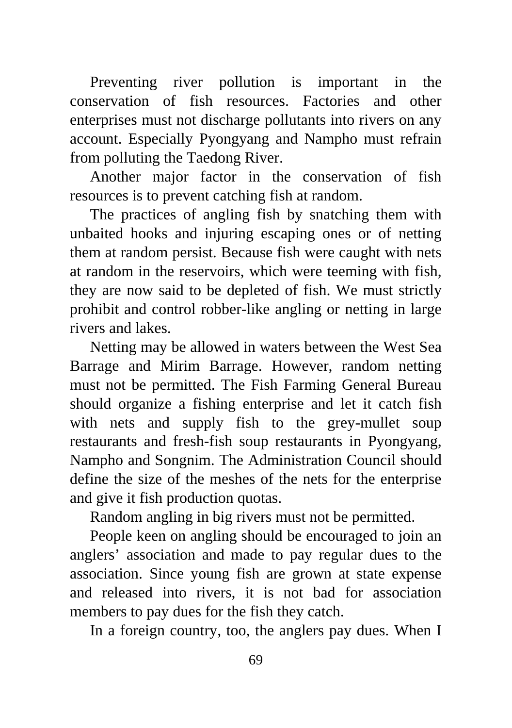Preventing river pollution is important in the conservation of fish resources. Factories and other enterprises must not discharge pollutants into rivers on any account. Especially Pyongyang and Nampho must refrain from polluting the Taedong River.

Another major factor in the conservation of fish resources is to prevent catching fish at random.

The practices of angling fish by snatching them with unbaited hooks and injuring escaping ones or of netting them at random persist. Because fish were caught with nets at random in the reservoirs, which were teeming with fish, they are now said to be depleted of fish. We must strictly prohibit and control robber-like angling or netting in large rivers and lakes.

Netting may be allowed in waters between the West Sea Barrage and Mirim Barrage. However, random netting must not be permitted. The Fish Farming General Bureau should organize a fishing enterprise and let it catch fish with nets and supply fish to the grey-mullet soup restaurants and fresh-fish soup restaurants in Pyongyang, Nampho and Songnim. The Administration Council should define the size of the meshes of the nets for the enterprise and give it fish production quotas.

Random angling in big rivers must not be permitted.

People keen on angling should be encouraged to join an anglers' association and made to pay regular dues to the association. Since young fish are grown at state expense and released into rivers, it is not bad for association members to pay dues for the fish they catch.

In a foreign country, too, the anglers pay dues. When I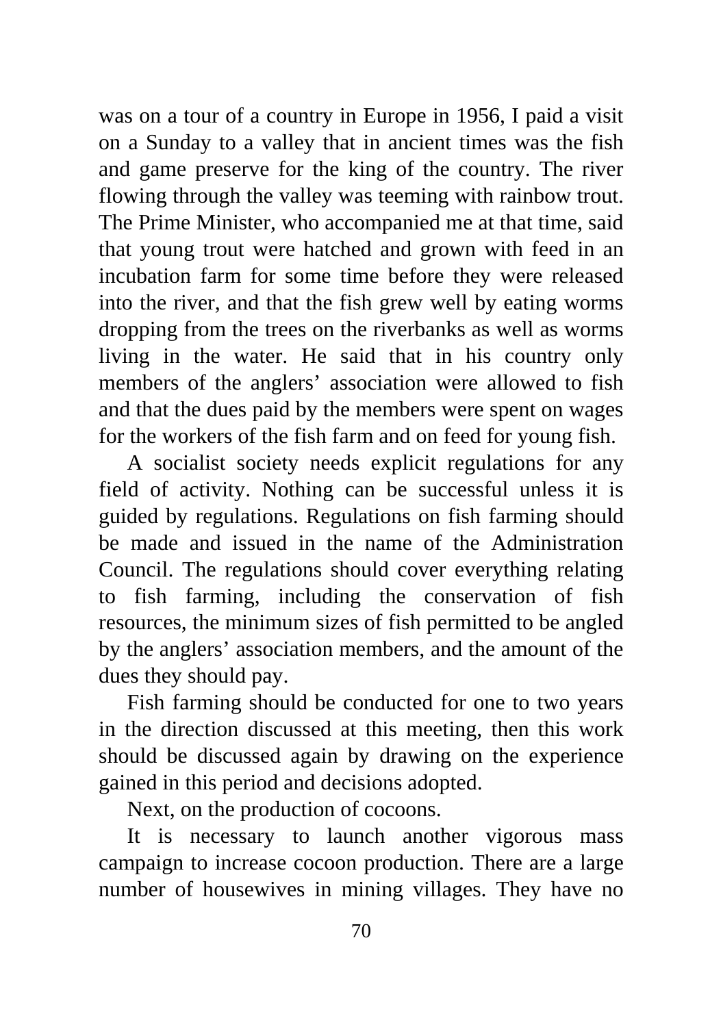was on a tour of a country in Europe in 1956, I paid a visit on a Sunday to a valley that in ancient times was the fish and game preserve for the king of the country. The river flowing through the valley was teeming with rainbow trout. The Prime Minister, who accompanied me at that time, said that young trout were hatched and grown with feed in an incubation farm for some time before they were released into the river, and that the fish grew well by eating worms dropping from the trees on the riverbanks as well as worms living in the water. He said that in his country only members of the anglers' association were allowed to fish and that the dues paid by the members were spent on wages for the workers of the fish farm and on feed for young fish.

A socialist society needs explicit regulations for any field of activity. Nothing can be successful unless it is guided by regulations. Regulations on fish farming should be made and issued in the name of the Administration Council. The regulations should cover everything relating to fish farming, including the conservation of fish resources, the minimum sizes of fish permitted to be angled by the anglers' association members, and the amount of the dues they should pay.

Fish farming should be conducted for one to two years in the direction discussed at this meeting, then this work should be discussed again by drawing on the experience gained in this period and decisions adopted.

Next, on the production of cocoons.

It is necessary to launch another vigorous mass campaign to increase cocoon production. There are a large number of housewives in mining villages. They have no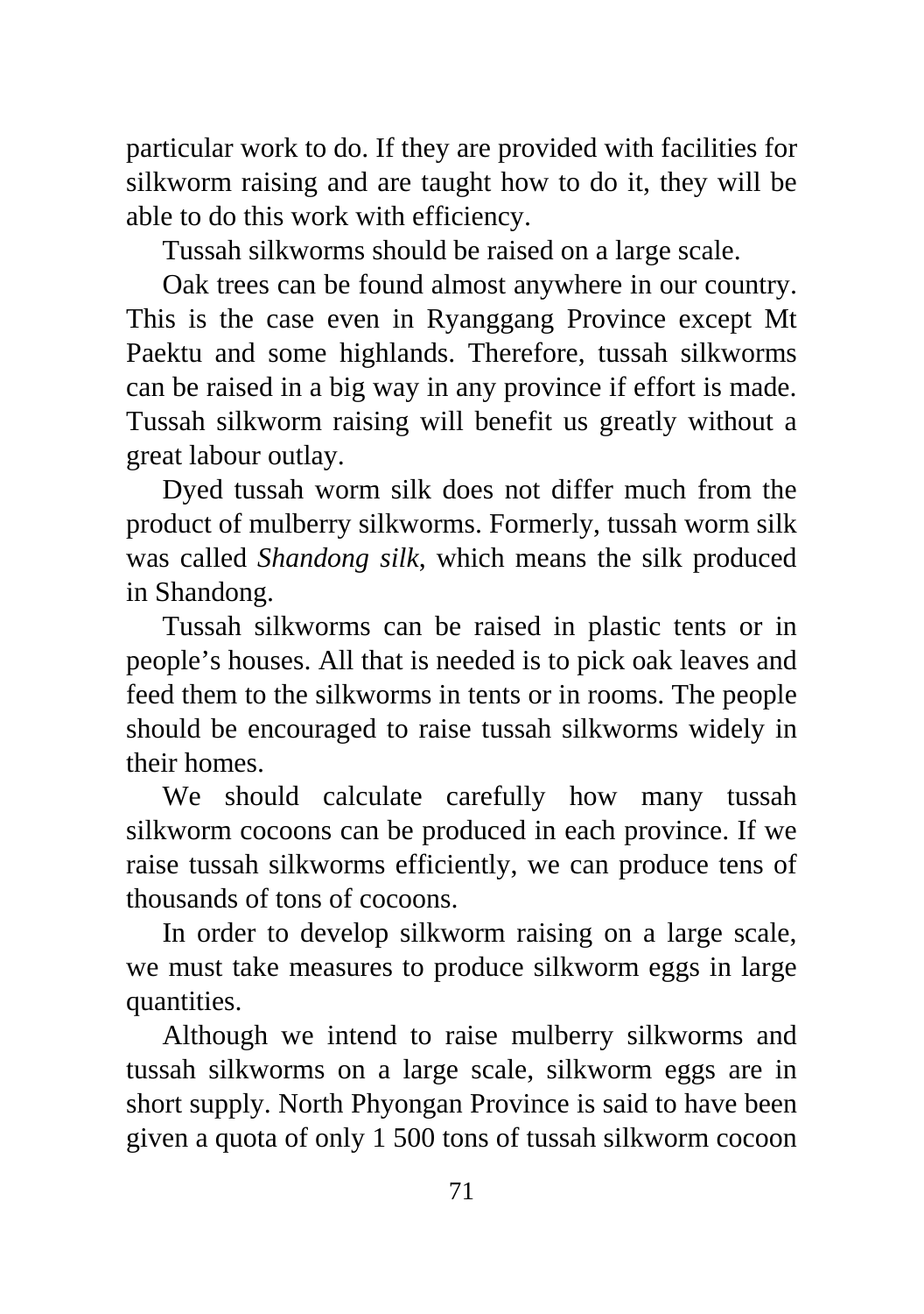particular work to do. If they are provided with facilities for silkworm raising and are taught how to do it, they will be able to do this work with efficiency.

Tussah silkworms should be raised on a large scale.

Oak trees can be found almost anywhere in our country. This is the case even in Ryanggang Province except Mt Paektu and some highlands. Therefore, tussah silkworms can be raised in a big way in any province if effort is made. Tussah silkworm raising will benefit us greatly without a great labour outlay.

Dyed tussah worm silk does not differ much from the product of mulberry silkworms. Formerly, tussah worm silk was called *Shandong silk,* which means the silk produced in Shandong.

Tussah silkworms can be raised in plastic tents or in people's houses. All that is needed is to pick oak leaves and feed them to the silkworms in tents or in rooms. The people should be encouraged to raise tussah silkworms widely in their homes.

We should calculate carefully how many tussah silkworm cocoons can be produced in each province. If we raise tussah silkworms efficiently, we can produce tens of thousands of tons of cocoons.

In order to develop silkworm raising on a large scale, we must take measures to produce silkworm eggs in large quantities.

Although we intend to raise mulberry silkworms and tussah silkworms on a large scale, silkworm eggs are in short supply. North Phyongan Province is said to have been given a quota of only 1 500 tons of tussah silkworm cocoon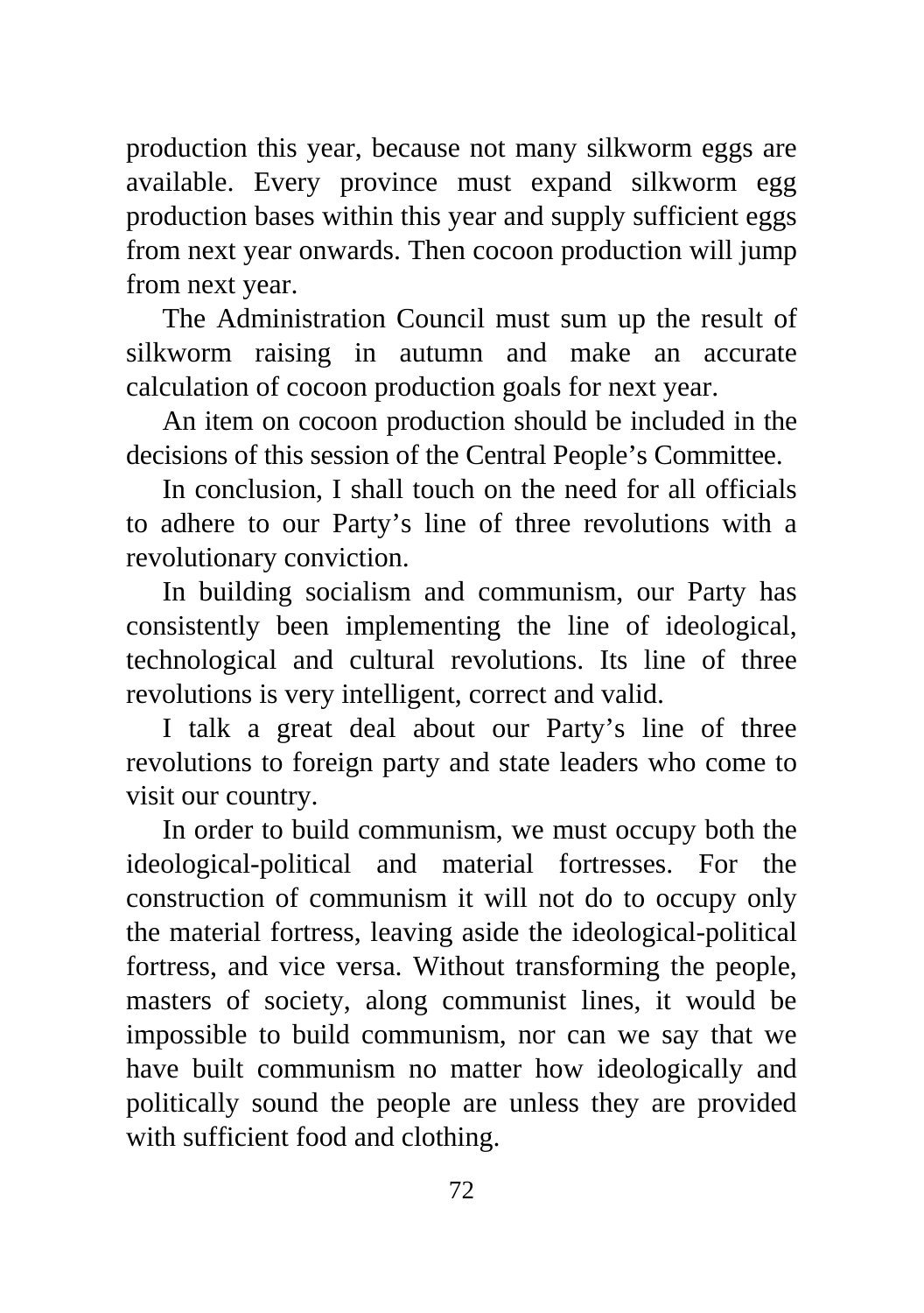production this year, because not many silkworm eggs are available. Every province must expand silkworm egg production bases within this year and supply sufficient eggs from next year onwards. Then cocoon production will jump from next year.

The Administration Council must sum up the result of silkworm raising in autumn and make an accurate calculation of cocoon production goals for next year.

An item on cocoon production should be included in the decisions of this session of the Central People's Committee.

In conclusion, I shall touch on the need for all officials to adhere to our Party's line of three revolutions with a revolutionary conviction.

In building socialism and communism, our Party has consistently been implementing the line of ideological, technological and cultural revolutions. Its line of three revolutions is very intelligent, correct and valid.

I talk a great deal about our Party's line of three revolutions to foreign party and state leaders who come to visit our country.

In order to build communism, we must occupy both the ideological-political and material fortresses. For the construction of communism it will not do to occupy only the material fortress, leaving aside the ideological-political fortress, and vice versa. Without transforming the people, masters of society, along communist lines, it would be impossible to build communism, nor can we say that we have built communism no matter how ideologically and politically sound the people are unless they are provided with sufficient food and clothing.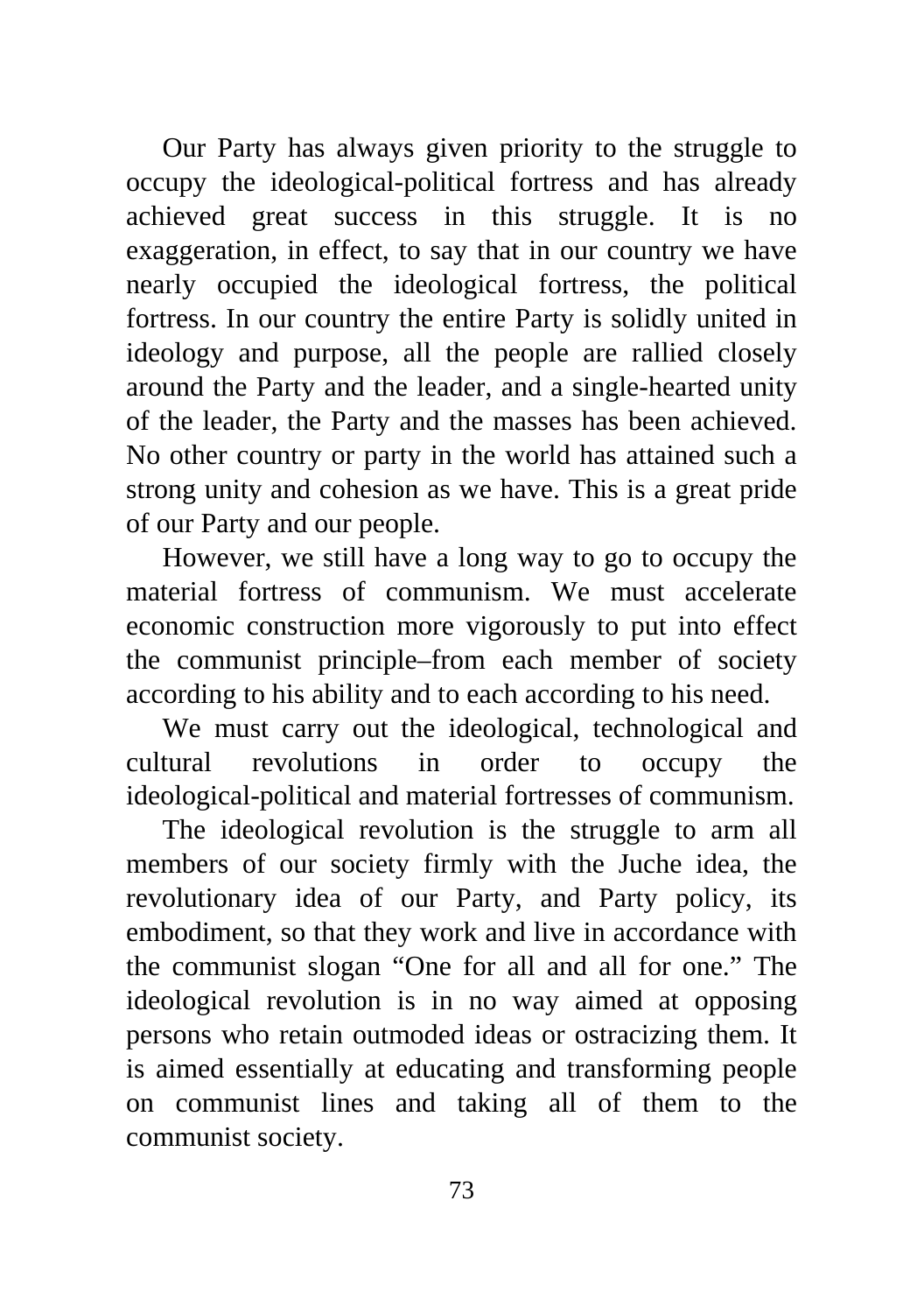Our Party has always given priority to the struggle to occupy the ideological-political fortress and has already achieved great success in this struggle. It is no exaggeration, in effect, to say that in our country we have nearly occupied the ideological fortress, the political fortress. In our country the entire Party is solidly united in ideology and purpose, all the people are rallied closely around the Party and the leader, and a single-hearted unity of the leader, the Party and the masses has been achieved. No other country or party in the world has attained such a strong unity and cohesion as we have. This is a great pride of our Party and our people.

However, we still have a long way to go to occupy the material fortress of communism. We must accelerate economic construction more vigorously to put into effect the communist principle–from each member of society according to his ability and to each according to his need.

We must carry out the ideological, technological and cultural revolutions in order to occupy the ideological-political and material fortresses of communism.

The ideological revolution is the struggle to arm all members of our society firmly with the Juche idea, the revolutionary idea of our Party, and Party policy, its embodiment, so that they work and live in accordance with the communist slogan “One for all and all for one.” The ideological revolution is in no way aimed at opposing persons who retain outmoded ideas or ostracizing them. It is aimed essentially at educating and transforming people on communist lines and taking all of them to the communist society.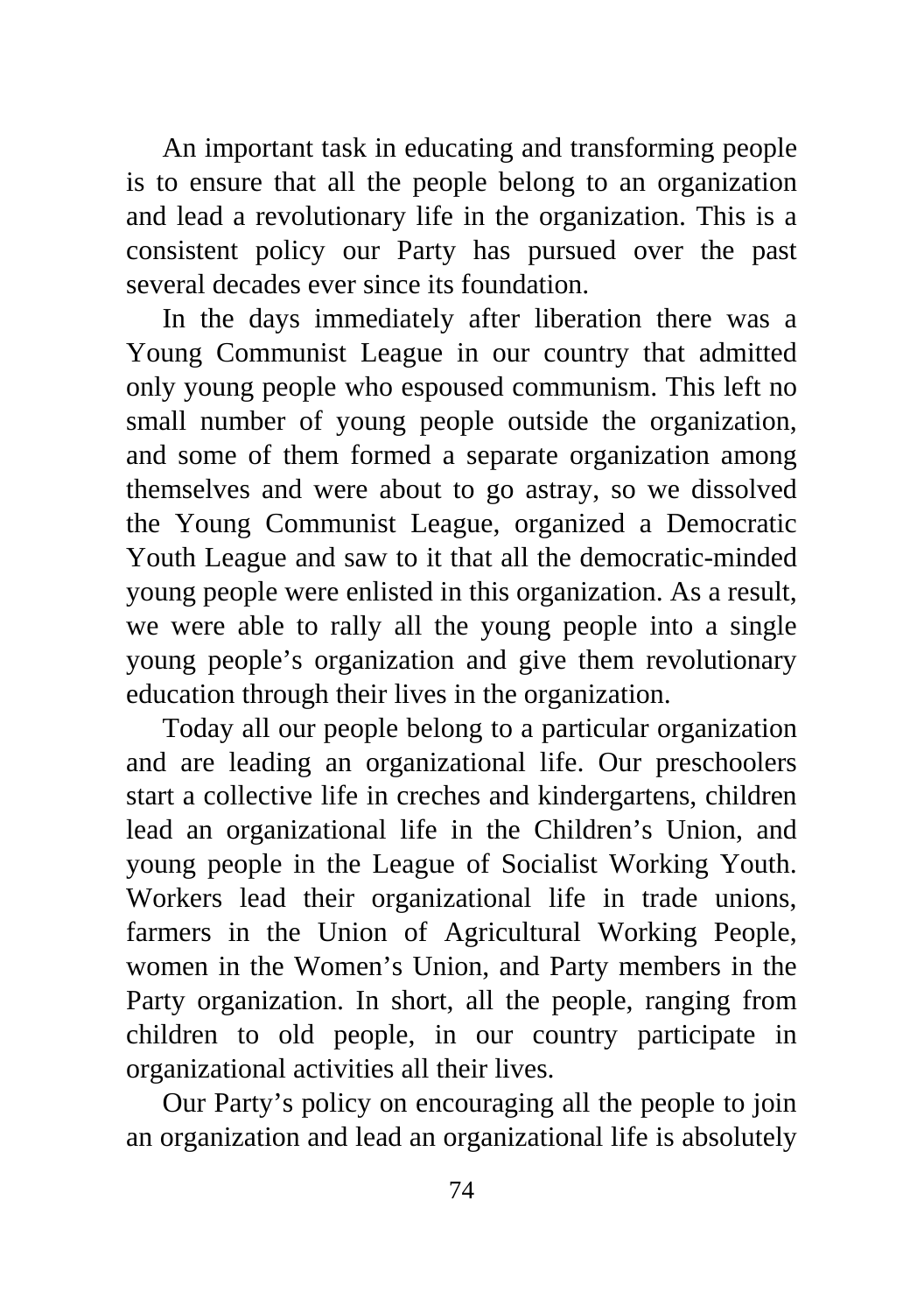An important task in educating and transforming people is to ensure that all the people belong to an organization and lead a revolutionary life in the organization. This is a consistent policy our Party has pursued over the past several decades ever since its foundation.

In the days immediately after liberation there was a Young Communist League in our country that admitted only young people who espoused communism. This left no small number of young people outside the organization, and some of them formed a separate organization among themselves and were about to go astray, so we dissolved the Young Communist League, organized a Democratic Youth League and saw to it that all the democratic-minded young people were enlisted in this organization. As a result, we were able to rally all the young people into a single young people's organization and give them revolutionary education through their lives in the organization.

Today all our people belong to a particular organization and are leading an organizational life. Our preschoolers start a collective life in creches and kindergartens, children lead an organizational life in the Children's Union, and young people in the League of Socialist Working Youth. Workers lead their organizational life in trade unions, farmers in the Union of Agricultural Working People, women in the Women's Union, and Party members in the Party organization. In short, all the people, ranging from children to old people, in our country participate in organizational activities all their lives.

Our Party's policy on encouraging all the people to join an organization and lead an organizational life is absolutely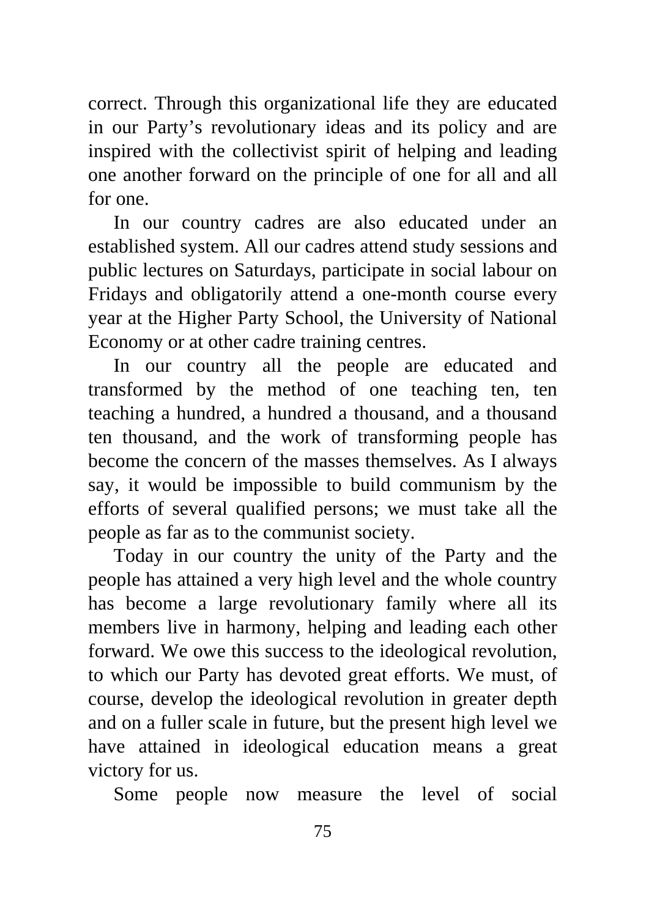correct. Through this organizational life they are educated in our Party's revolutionary ideas and its policy and are inspired with the collectivist spirit of helping and leading one another forward on the principle of one for all and all for one.

In our country cadres are also educated under an established system. All our cadres attend study sessions and public lectures on Saturdays, participate in social labour on Fridays and obligatorily attend a one-month course every year at the Higher Party School, the University of National Economy or at other cadre training centres.

In our country all the people are educated and transformed by the method of one teaching ten, ten teaching a hundred, a hundred a thousand, and a thousand ten thousand, and the work of transforming people has become the concern of the masses themselves. As I always say, it would be impossible to build communism by the efforts of several qualified persons; we must take all the people as far as to the communist society.

Today in our country the unity of the Party and the people has attained a very high level and the whole country has become a large revolutionary family where all its members live in harmony, helping and leading each other forward. We owe this success to the ideological revolution, to which our Party has devoted great efforts. We must, of course, develop the ideological revolution in greater depth and on a fuller scale in future, but the present high level we have attained in ideological education means a great victory for us.

Some people now measure the level of social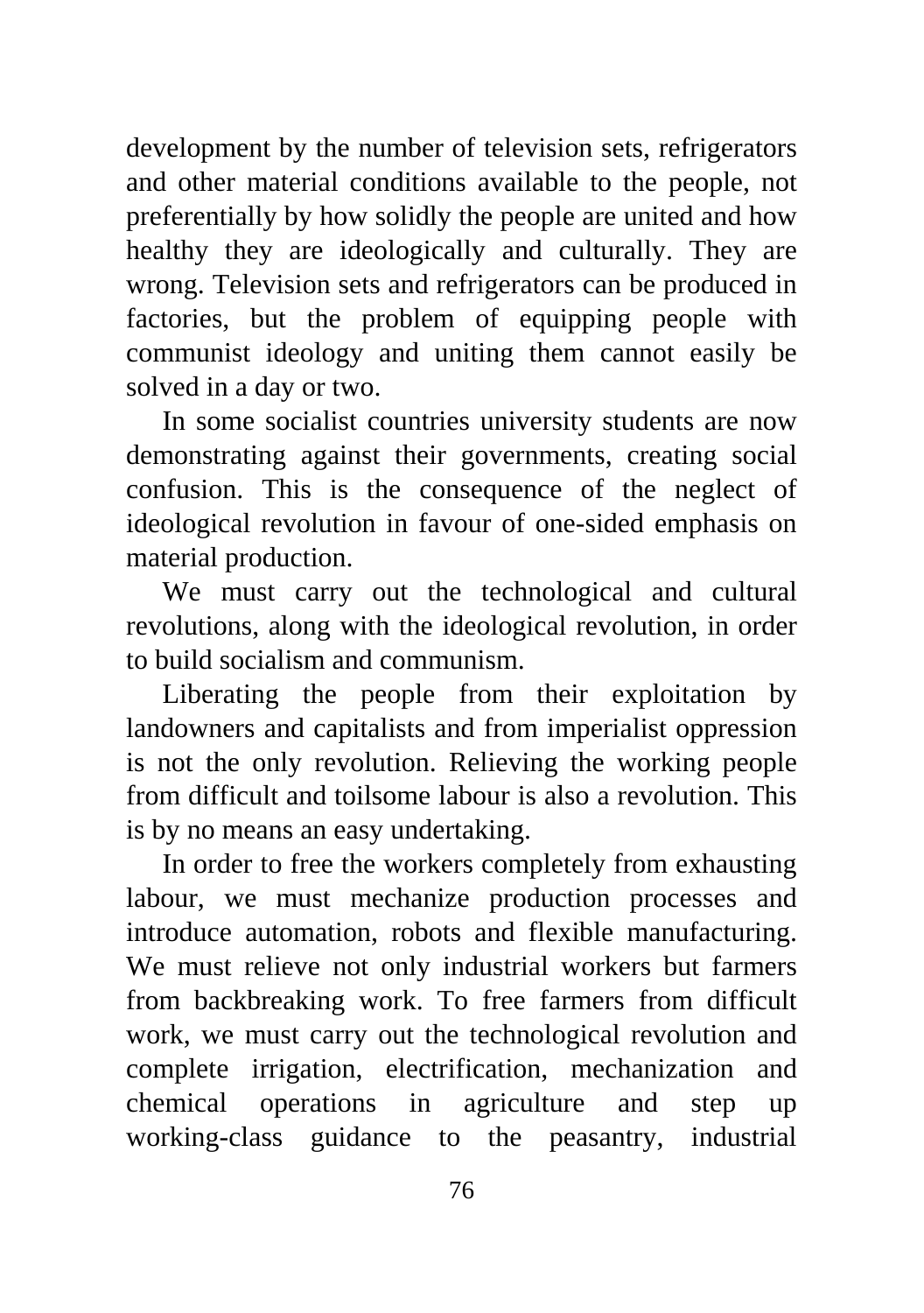development by the number of television sets, refrigerators and other material conditions available to the people, not preferentially by how solidly the people are united and how healthy they are ideologically and culturally. They are wrong. Television sets and refrigerators can be produced in factories, but the problem of equipping people with communist ideology and uniting them cannot easily be solved in a day or two.

In some socialist countries university students are now demonstrating against their governments, creating social confusion. This is the consequence of the neglect of ideological revolution in favour of one-sided emphasis on material production.

We must carry out the technological and cultural revolutions, along with the ideological revolution, in order to build socialism and communism.

Liberating the people from their exploitation by landowners and capitalists and from imperialist oppression is not the only revolution. Relieving the working people from difficult and toilsome labour is also a revolution. This is by no means an easy undertaking.

In order to free the workers completely from exhausting labour, we must mechanize production processes and introduce automation, robots and flexible manufacturing. We must relieve not only industrial workers but farmers from backbreaking work. To free farmers from difficult work, we must carry out the technological revolution and complete irrigation, electrification, mechanization and chemical operations in agriculture and step up working-class guidance to the peasantry, industrial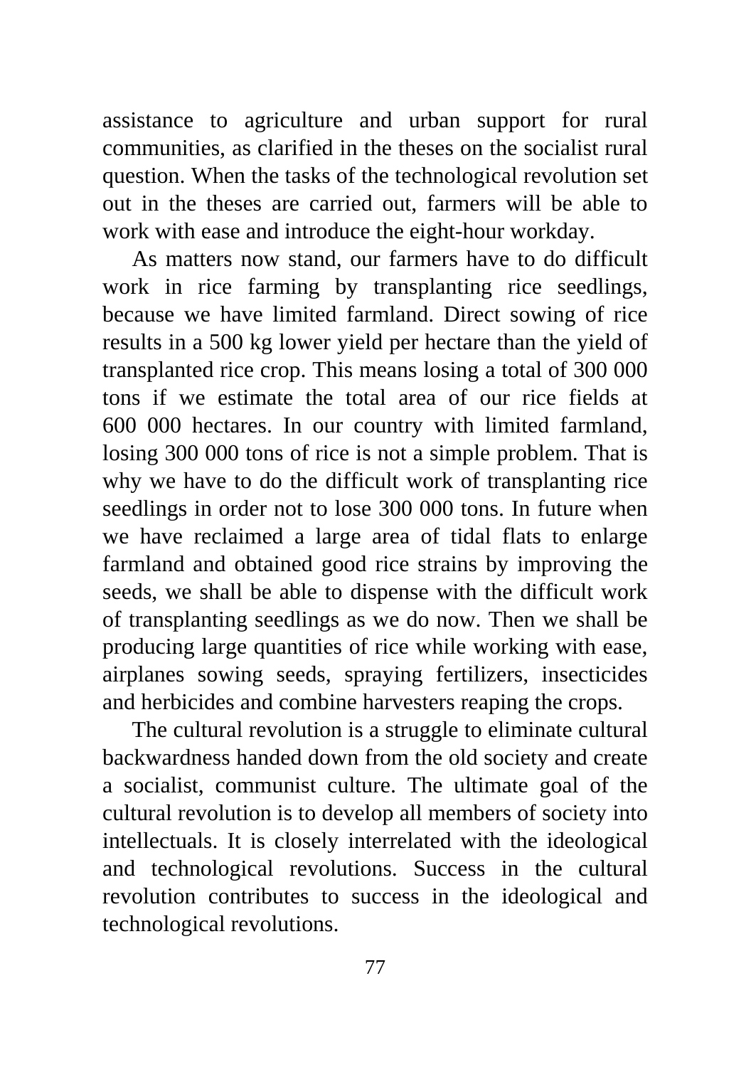assistance to agriculture and urban support for rural communities, as clarified in the theses on the socialist rural question. When the tasks of the technological revolution set out in the theses are carried out, farmers will be able to work with ease and introduce the eight-hour workday.

As matters now stand, our farmers have to do difficult work in rice farming by transplanting rice seedlings, because we have limited farmland. Direct sowing of rice results in a 500 kg lower yield per hectare than the yield of transplanted rice crop. This means losing a total of 300 000 tons if we estimate the total area of our rice fields at 600 000 hectares. In our country with limited farmland, losing 300 000 tons of rice is not a simple problem. That is why we have to do the difficult work of transplanting rice seedlings in order not to lose 300 000 tons. In future when we have reclaimed a large area of tidal flats to enlarge farmland and obtained good rice strains by improving the seeds, we shall be able to dispense with the difficult work of transplanting seedlings as we do now. Then we shall be producing large quantities of rice while working with ease, airplanes sowing seeds, spraying fertilizers, insecticides and herbicides and combine harvesters reaping the crops.

The cultural revolution is a struggle to eliminate cultural backwardness handed down from the old society and create a socialist, communist culture. The ultimate goal of the cultural revolution is to develop all members of society into intellectuals. It is closely interrelated with the ideological and technological revolutions. Success in the cultural revolution contributes to success in the ideological and technological revolutions.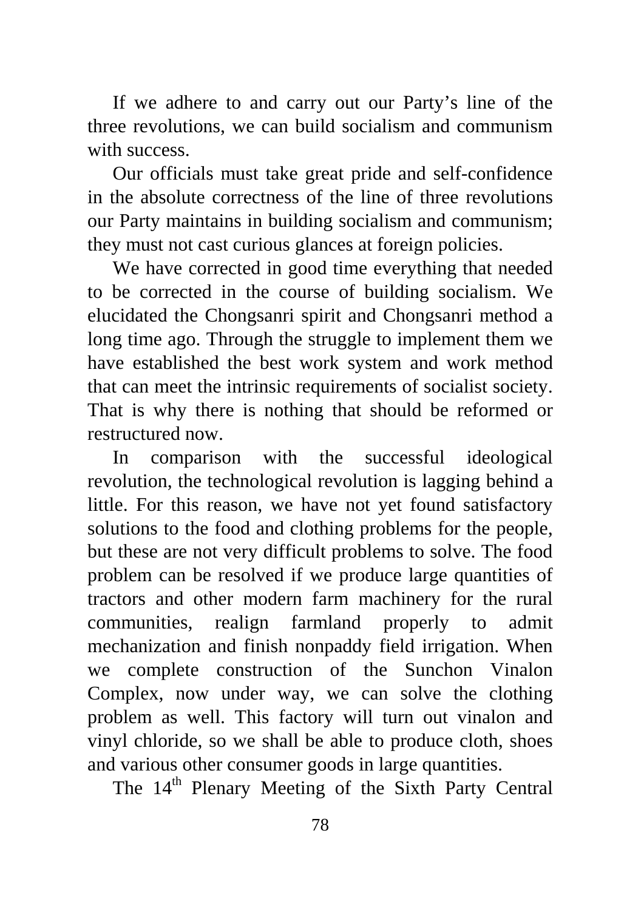If we adhere to and carry out our Party's line of the three revolutions, we can build socialism and communism with success.

Our officials must take great pride and self-confidence in the absolute correctness of the line of three revolutions our Party maintains in building socialism and communism; they must not cast curious glances at foreign policies.

We have corrected in good time everything that needed to be corrected in the course of building socialism. We elucidated the Chongsanri spirit and Chongsanri method a long time ago. Through the struggle to implement them we have established the best work system and work method that can meet the intrinsic requirements of socialist society. That is why there is nothing that should be reformed or restructured now.

In comparison with the successful ideological revolution, the technological revolution is lagging behind a little. For this reason, we have not yet found satisfactory solutions to the food and clothing problems for the people, but these are not very difficult problems to solve. The food problem can be resolved if we produce large quantities of tractors and other modern farm machinery for the rural communities, realign farmland properly to admit mechanization and finish nonpaddy field irrigation. When we complete construction of the Sunchon Vinalon Complex, now under way, we can solve the clothing problem as well. This factory will turn out vinalon and vinyl chloride, so we shall be able to produce cloth, shoes and various other consumer goods in large quantities.

The 14th Plenary Meeting of the Sixth Party Central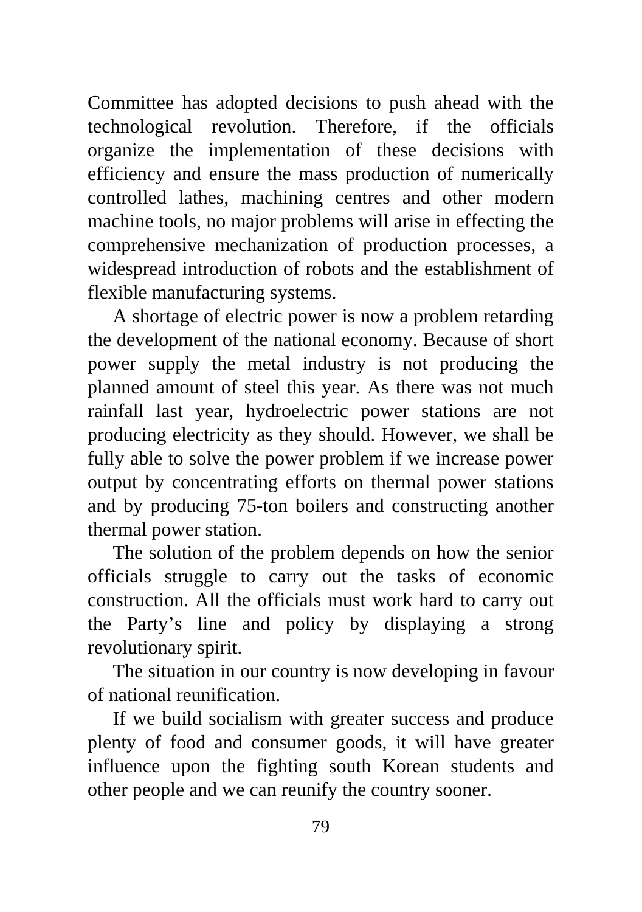Committee has adopted decisions to push ahead with the technological revolution. Therefore, if the officials organize the implementation of these decisions with efficiency and ensure the mass production of numerically controlled lathes, machining centres and other modern machine tools, no major problems will arise in effecting the comprehensive mechanization of production processes, a widespread introduction of robots and the establishment of flexible manufacturing systems.

A shortage of electric power is now a problem retarding the development of the national economy. Because of short power supply the metal industry is not producing the planned amount of steel this year. As there was not much rainfall last year, hydroelectric power stations are not producing electricity as they should. However, we shall be fully able to solve the power problem if we increase power output by concentrating efforts on thermal power stations and by producing 75-ton boilers and constructing another thermal power station.

The solution of the problem depends on how the senior officials struggle to carry out the tasks of economic construction. All the officials must work hard to carry out the Party's line and policy by displaying a strong revolutionary spirit.

The situation in our country is now developing in favour of national reunification.

If we build socialism with greater success and produce plenty of food and consumer goods, it will have greater influence upon the fighting south Korean students and other people and we can reunify the country sooner.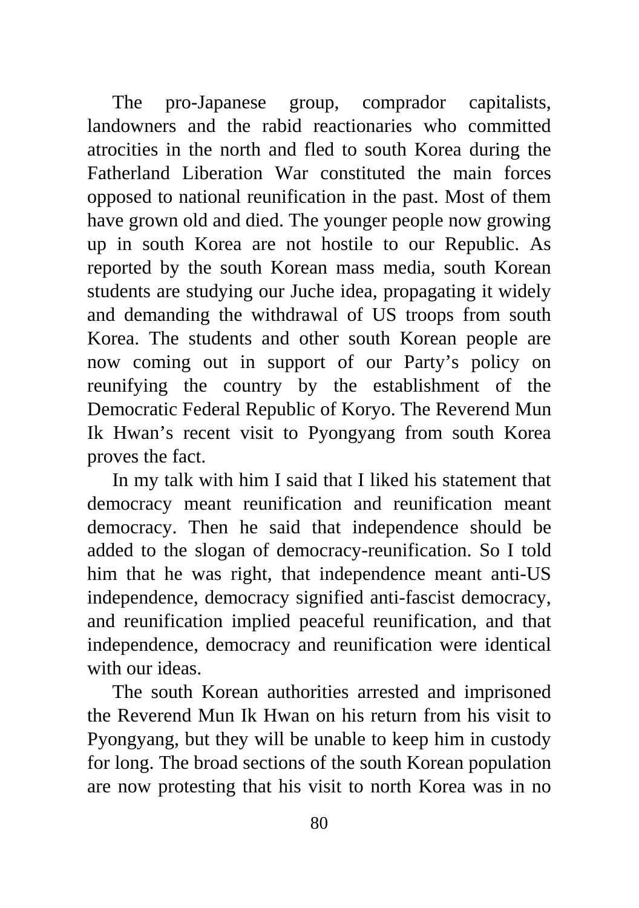The pro-Japanese group, comprador capitalists, landowners and the rabid reactionaries who committed atrocities in the north and fled to south Korea during the Fatherland Liberation War constituted the main forces opposed to national reunification in the past. Most of them have grown old and died. The younger people now growing up in south Korea are not hostile to our Republic. As reported by the south Korean mass media, south Korean students are studying our Juche idea, propagating it widely and demanding the withdrawal of US troops from south Korea. The students and other south Korean people are now coming out in support of our Party's policy on reunifying the country by the establishment of the Democratic Federal Republic of Koryo. The Reverend Mun Ik Hwan's recent visit to Pyongyang from south Korea proves the fact.

In my talk with him I said that I liked his statement that democracy meant reunification and reunification meant democracy. Then he said that independence should be added to the slogan of democracy-reunification. So I told him that he was right, that independence meant anti-US independence, democracy signified anti-fascist democracy, and reunification implied peaceful reunification, and that independence, democracy and reunification were identical with our ideas.

The south Korean authorities arrested and imprisoned the Reverend Mun Ik Hwan on his return from his visit to Pyongyang, but they will be unable to keep him in custody for long. The broad sections of the south Korean population are now protesting that his visit to north Korea was in no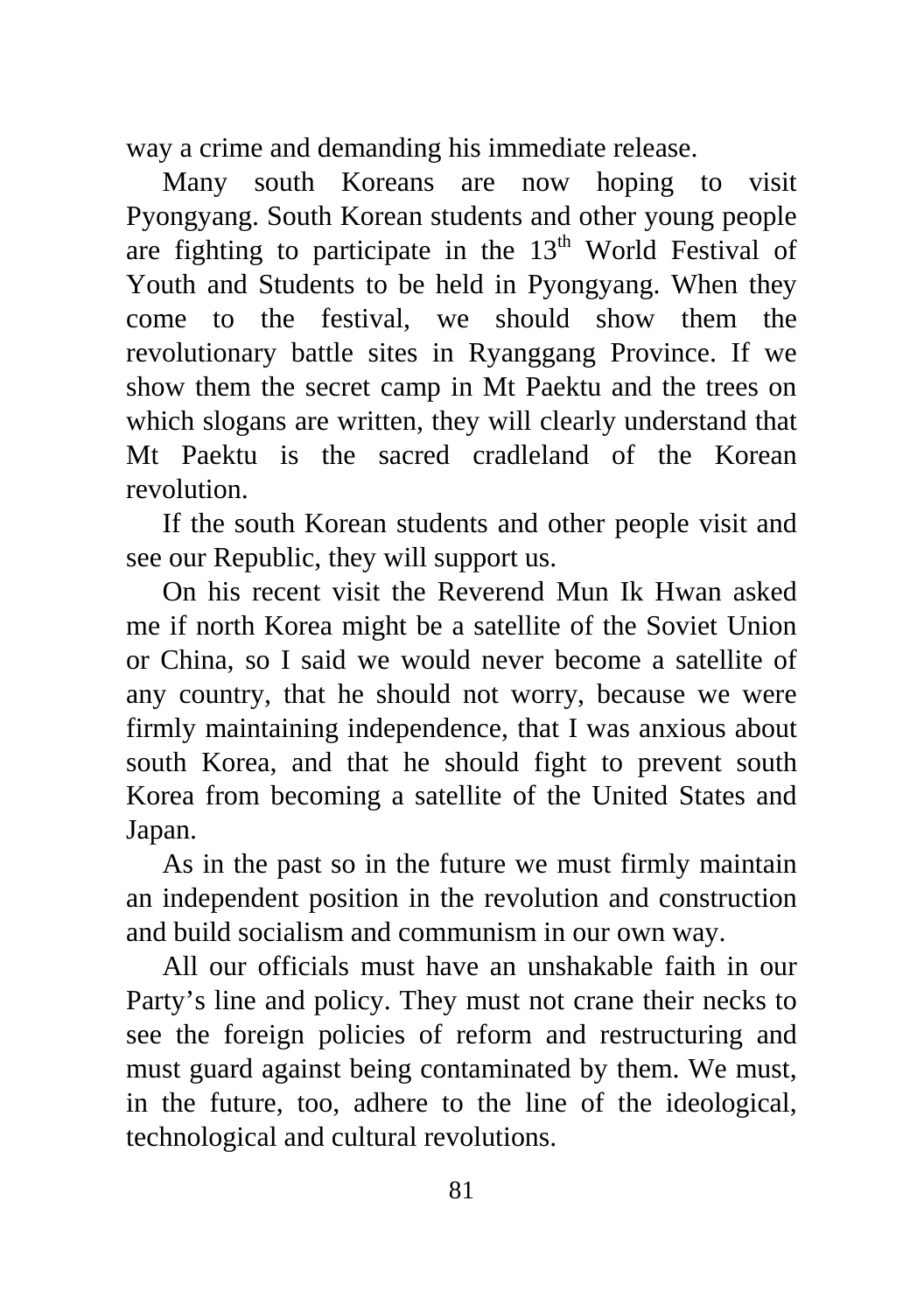way a crime and demanding his immediate release.

Many south Koreans are now hoping to visit Pyongyang. South Korean students and other young people are fighting to participate in the 13th World Festival of Youth and Students to be held in Pyongyang. When they come to the festival, we should show them the revolutionary battle sites in Ryanggang Province. If we show them the secret camp in Mt Paektu and the trees on which slogans are written, they will clearly understand that Mt Paektu is the sacred cradleland of the Korean revolution.

If the south Korean students and other people visit and see our Republic, they will support us.

On his recent visit the Reverend Mun Ik Hwan asked me if north Korea might be a satellite of the Soviet Union or China, so I said we would never become a satellite of any country, that he should not worry, because we were firmly maintaining independence, that I was anxious about south Korea, and that he should fight to prevent south Korea from becoming a satellite of the United States and Japan.

As in the past so in the future we must firmly maintain an independent position in the revolution and construction and build socialism and communism in our own way.

All our officials must have an unshakable faith in our Party's line and policy. They must not crane their necks to see the foreign policies of reform and restructuring and must guard against being contaminated by them. We must, in the future, too, adhere to the line of the ideological, technological and cultural revolutions.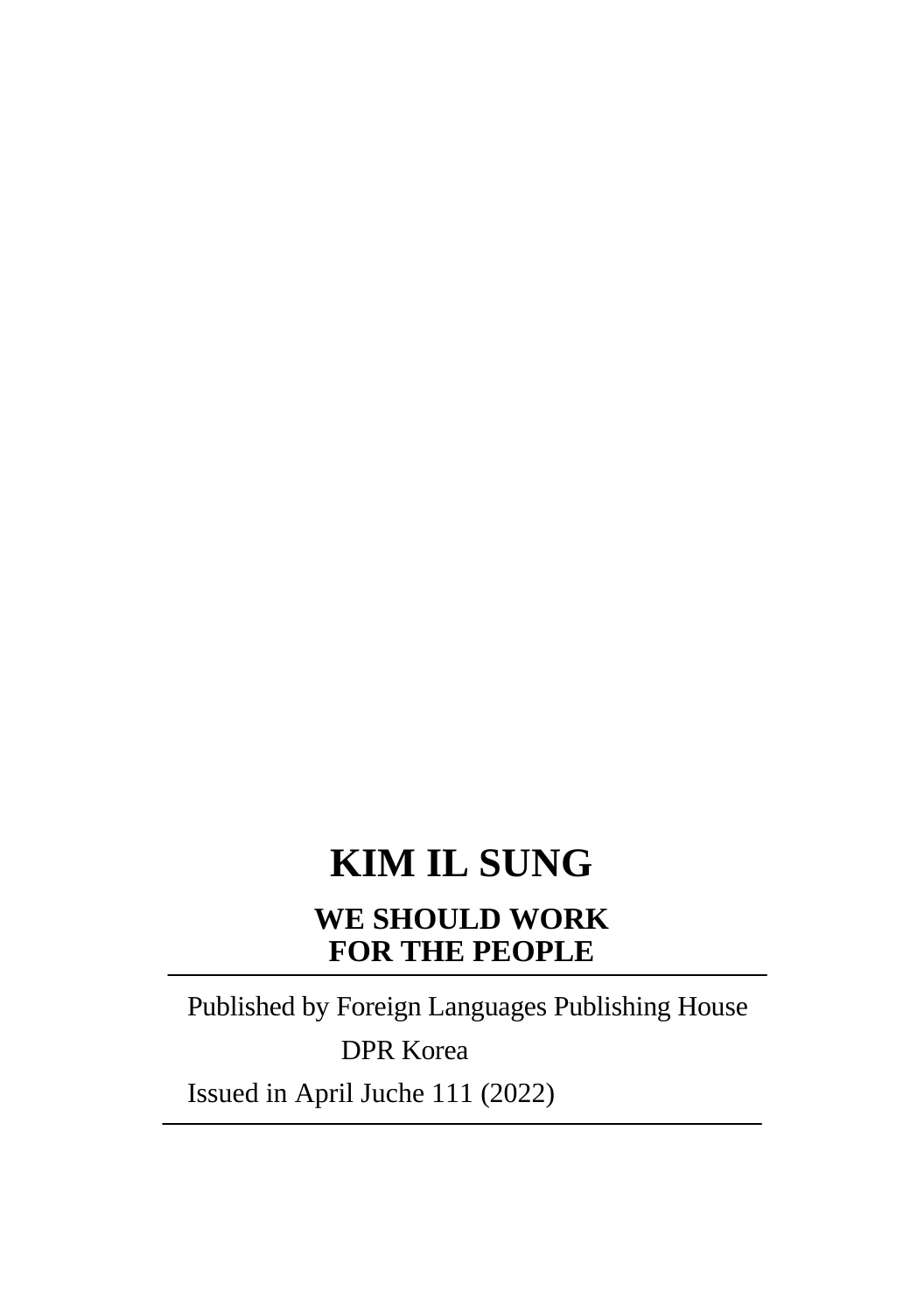# KIM IL SUNG

## WE SHOULD WORK FOR THE PEOPLE

---

Published by Foreign Languages Publishing House

DPR Korea

Issued in April Juche 111 (2022)

---